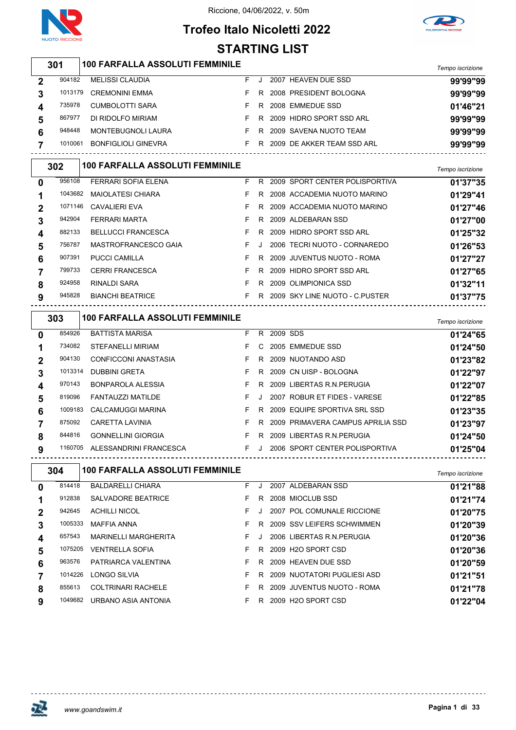Riccione, 04/06/2022, v. 50m

# Trofeo Italo Nicoletti 2022

## STARTING LIST

### 301 — 100 FARFALLA ASSOLUTI FEMMINILE

| Corsia | Tessera | Nome | Sesso | Cat. | Anno | Società | Tempo iscrizione |
|---|---|---|---|---|---|---|---|
| 2 | 904182 | MELISSI CLAUDIA | F | J | 2007 | HEAVEN DUE SSD | 99'99"99 |
| 3 | 1013179 | CREMONINI EMMA | F | R | 2008 | PRESIDENT BOLOGNA | 99'99"99 |
| 4 | 735978 | CUMBOLOTTI SARA | F | R | 2008 | EMMEDUE SSD | 01'46"21 |
| 5 | 867977 | DI RIDOLFO MIRIAM | F | R | 2009 | HIDRO SPORT SSD ARL | 99'99"99 |
| 6 | 948448 | MONTEBUGNOLI LAURA | F | R | 2009 | SAVENA NUOTO TEAM | 99'99"99 |
| 7 | 1010061 | BONFIGLIOLI GINEVRA | F | R | 2009 | DE AKKER TEAM SSD ARL | 99'99"99 |

### 302 — 100 FARFALLA ASSOLUTI FEMMINILE

| Corsia | Tessera | Nome | Sesso | Cat. | Anno | Società | Tempo iscrizione |
|---|---|---|---|---|---|---|---|
| 0 | 956108 | FERRARI SOFIA ELENA | F | R | 2009 | SPORT CENTER POLISPORTIVA | 01'37"35 |
| 1 | 1043682 | MAIOLATESI CHIARA | F | R | 2008 | ACCADEMIA NUOTO MARINO | 01'29"41 |
| 2 | 1071146 | CAVALIERI EVA | F | R | 2009 | ACCADEMIA NUOTO MARINO | 01'27"46 |
| 3 | 942904 | FERRARI MARTA | F | R | 2009 | ALDEBARAN SSD | 01'27"00 |
| 4 | 882133 | BELLUCCI FRANCESCA | F | R | 2009 | HIDRO SPORT SSD ARL | 01'25"32 |
| 5 | 756787 | MASTROFRANCESCO GAIA | F | J | 2006 | TECRI NUOTO - CORNAREDO | 01'26"53 |
| 6 | 907391 | PUCCI CAMILLA | F | R | 2009 | JUVENTUS NUOTO - ROMA | 01'27"27 |
| 7 | 799733 | CERRI FRANCESCA | F | R | 2009 | HIDRO SPORT SSD ARL | 01'27"65 |
| 8 | 924958 | RINALDI SARA | F | R | 2009 | OLIMPIONICA SSD | 01'32"11 |
| 9 | 945828 | BIANCHI BEATRICE | F | R | 2009 | SKY LINE NUOTO - C.PUSTER | 01'37"75 |

### 303 — 100 FARFALLA ASSOLUTI FEMMINILE

| Corsia | Tessera | Nome | Sesso | Cat. | Anno | Società | Tempo iscrizione |
|---|---|---|---|---|---|---|---|
| 0 | 854926 | BATTISTA MARISA | F | R | 2009 | SDS | 01'24"65 |
| 1 | 734082 | STEFANELLI MIRIAM | F | C | 2005 | EMMEDUE SSD | 01'24"50 |
| 2 | 904130 | CONFICCONI ANASTASIA | F | R | 2009 | NUOTANDO ASD | 01'23"82 |
| 3 | 1013314 | DUBBINI GRETA | F | R | 2009 | CN UISP - BOLOGNA | 01'22"97 |
| 4 | 970143 | BONPAROLA ALESSIA | F | R | 2009 | LIBERTAS R.N.PERUGIA | 01'22"07 |
| 5 | 819096 | FANTAUZZI MATILDE | F | J | 2007 | ROBUR ET FIDES - VARESE | 01'22"85 |
| 6 | 1009183 | CALCAMUGGI MARINA | F | R | 2009 | EQUIPE SPORTIVA SRL SSD | 01'23"35 |
| 7 | 875092 | CARETTA LAVINIA | F | R | 2009 | PRIMAVERA CAMPUS APRILIA SSD | 01'23"97 |
| 8 | 844816 | GONNELLINI GIORGIA | F | R | 2009 | LIBERTAS R.N.PERUGIA | 01'24"50 |
| 9 | 1160705 | ALESSANDRINI FRANCESCA | F | J | 2006 | SPORT CENTER POLISPORTIVA | 01'25"04 |

### 304 — 100 FARFALLA ASSOLUTI FEMMINILE

| Corsia | Tessera | Nome | Sesso | Cat. | Anno | Società | Tempo iscrizione |
|---|---|---|---|---|---|---|---|
| 0 | 814418 | BALDARELLI CHIARA | F | J | 2007 | ALDEBARAN SSD | 01'21"88 |
| 1 | 912838 | SALVADORE BEATRICE | F | R | 2008 | MIOCLUB SSD | 01'21"74 |
| 2 | 942645 | ACHILLI NICOL | F | J | 2007 | POL COMUNALE RICCIONE | 01'20"75 |
| 3 | 1005333 | MAFFIA ANNA | F | R | 2009 | SSV LEIFERS SCHWIMMEN | 01'20"39 |
| 4 | 657543 | MARINELLI MARGHERITA | F | J | 2006 | LIBERTAS R.N.PERUGIA | 01'20"36 |
| 5 | 1075205 | VENTRELLA SOFIA | F | R | 2009 | H2O SPORT CSD | 01'20"36 |
| 6 | 963576 | PATRIARCA VALENTINA | F | R | 2009 | HEAVEN DUE SSD | 01'20"59 |
| 7 | 1014226 | LONGO SILVIA | F | R | 2009 | NUOTATORI PUGLIESI ASD | 01'21"51 |
| 8 | 855613 | COLTRINARI RACHELE | F | R | 2009 | JUVENTUS NUOTO - ROMA | 01'21"78 |
| 9 | 1049682 | URBANO ASIA ANTONIA | F | R | 2009 | H2O SPORT CSD | 01'22"04 |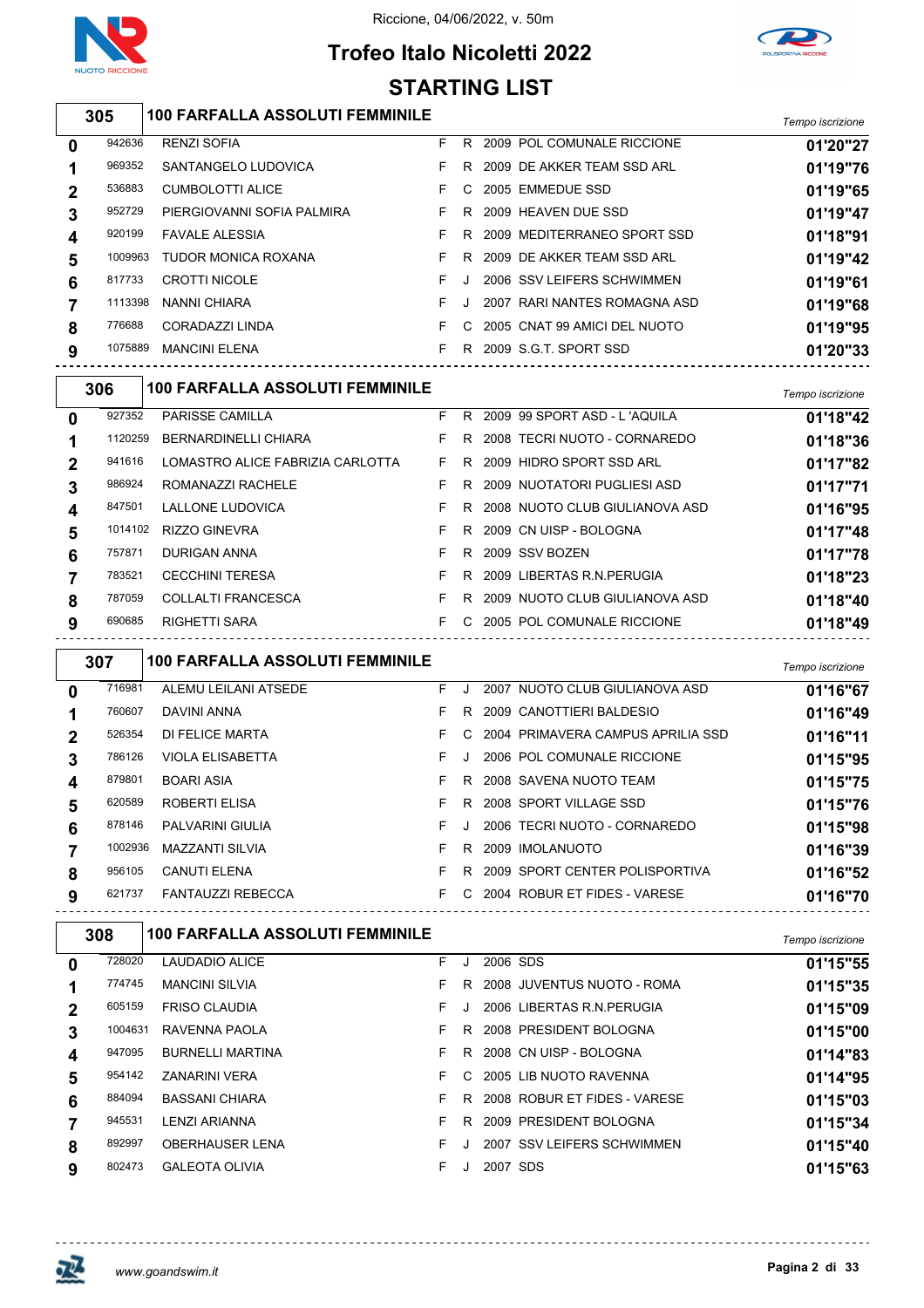Riccione, 04/06/2022, v. 50m

# Trofeo Italo Nicoletti 2022

## STARTING LIST

### 305 — 100 FARFALLA ASSOLUTI FEMMINILE

| Corsia | Tessera | Nome | Sesso | Cat. | Anno | Società | Tempo iscrizione |
|---|---|---|---|---|---|---|---|
| 0 | 942636 | RENZI SOFIA | F | R | 2009 | POL COMUNALE RICCIONE | 01'20"27 |
| 1 | 969352 | SANTANGELO LUDOVICA | F | R | 2009 | DE AKKER TEAM SSD ARL | 01'19"76 |
| 2 | 536883 | CUMBOLOTTI ALICE | F | C | 2005 | EMMEDUE SSD | 01'19"65 |
| 3 | 952729 | PIERGIOVANNI SOFIA PALMIRA | F | R | 2009 | HEAVEN DUE SSD | 01'19"47 |
| 4 | 920199 | FAVALE ALESSIA | F | R | 2009 | MEDITERRANEO SPORT SSD | 01'18"91 |
| 5 | 1009963 | TUDOR MONICA ROXANA | F | R | 2009 | DE AKKER TEAM SSD ARL | 01'19"42 |
| 6 | 817733 | CROTTI NICOLE | F | J | 2006 | SSV LEIFERS SCHWIMMEN | 01'19"61 |
| 7 | 1113398 | NANNI CHIARA | F | J | 2007 | RARI NANTES ROMAGNA ASD | 01'19"68 |
| 8 | 776688 | CORADAZZI LINDA | F | C | 2005 | CNAT 99 AMICI DEL NUOTO | 01'19"95 |
| 9 | 1075889 | MANCINI ELENA | F | R | 2009 | S.G.T. SPORT SSD | 01'20"33 |

### 306 — 100 FARFALLA ASSOLUTI FEMMINILE

| Corsia | Tessera | Nome | Sesso | Cat. | Anno | Società | Tempo iscrizione |
|---|---|---|---|---|---|---|---|
| 0 | 927352 | PARISSE CAMILLA | F | R | 2009 | 99 SPORT ASD - L 'AQUILA | 01'18"42 |
| 1 | 1120259 | BERNARDINELLI CHIARA | F | R | 2008 | TECRI NUOTO - CORNAREDO | 01'18"36 |
| 2 | 941616 | LOMASTRO ALICE FABRIZIA CARLOTTA | F | R | 2009 | HIDRO SPORT SSD ARL | 01'17"82 |
| 3 | 986924 | ROMANAZZI RACHELE | F | R | 2009 | NUOTATORI PUGLIESI ASD | 01'17"71 |
| 4 | 847501 | LALLONE LUDOVICA | F | R | 2008 | NUOTO CLUB GIULIANOVA ASD | 01'16"95 |
| 5 | 1014102 | RIZZO GINEVRA | F | R | 2009 | CN UISP - BOLOGNA | 01'17"48 |
| 6 | 757871 | DURIGAN ANNA | F | R | 2009 | SSV BOZEN | 01'17"78 |
| 7 | 783521 | CECCHINI TERESA | F | R | 2009 | LIBERTAS R.N.PERUGIA | 01'18"23 |
| 8 | 787059 | COLLALTI FRANCESCA | F | R | 2009 | NUOTO CLUB GIULIANOVA ASD | 01'18"40 |
| 9 | 690685 | RIGHETTI SARA | F | C | 2005 | POL COMUNALE RICCIONE | 01'18"49 |

### 307 — 100 FARFALLA ASSOLUTI FEMMINILE

| Corsia | Tessera | Nome | Sesso | Cat. | Anno | Società | Tempo iscrizione |
|---|---|---|---|---|---|---|---|
| 0 | 716981 | ALEMU LEILANI ATSEDE | F | J | 2007 | NUOTO CLUB GIULIANOVA ASD | 01'16"67 |
| 1 | 760607 | DAVINI ANNA | F | R | 2009 | CANOTTIERI BALDESIO | 01'16"49 |
| 2 | 526354 | DI FELICE MARTA | F | C | 2004 | PRIMAVERA CAMPUS APRILIA SSD | 01'16"11 |
| 3 | 786126 | VIOLA ELISABETTA | F | J | 2006 | POL COMUNALE RICCIONE | 01'15"95 |
| 4 | 879801 | BOARI ASIA | F | R | 2008 | SAVENA NUOTO TEAM | 01'15"75 |
| 5 | 620589 | ROBERTI ELISA | F | R | 2008 | SPORT VILLAGE SSD | 01'15"76 |
| 6 | 878146 | PALVARINI GIULIA | F | J | 2006 | TECRI NUOTO - CORNAREDO | 01'15"98 |
| 7 | 1002936 | MAZZANTI SILVIA | F | R | 2009 | IMOLANUOTO | 01'16"39 |
| 8 | 956105 | CANUTI ELENA | F | R | 2009 | SPORT CENTER POLISPORTIVA | 01'16"52 |
| 9 | 621737 | FANTAUZZI REBECCA | F | C | 2004 | ROBUR ET FIDES - VARESE | 01'16"70 |

### 308 — 100 FARFALLA ASSOLUTI FEMMINILE

| Corsia | Tessera | Nome | Sesso | Cat. | Anno | Società | Tempo iscrizione |
|---|---|---|---|---|---|---|---|
| 0 | 728020 | LAUDADIO ALICE | F | J | 2006 | SDS | 01'15"55 |
| 1 | 774745 | MANCINI SILVIA | F | R | 2008 | JUVENTUS NUOTO - ROMA | 01'15"35 |
| 2 | 605159 | FRISO CLAUDIA | F | J | 2006 | LIBERTAS R.N.PERUGIA | 01'15"09 |
| 3 | 1004631 | RAVENNA PAOLA | F | R | 2008 | PRESIDENT BOLOGNA | 01'15"00 |
| 4 | 947095 | BURNELLI MARTINA | F | R | 2008 | CN UISP - BOLOGNA | 01'14"83 |
| 5 | 954142 | ZANARINI VERA | F | C | 2005 | LIB NUOTO RAVENNA | 01'14"95 |
| 6 | 884094 | BASSANI CHIARA | F | R | 2008 | ROBUR ET FIDES - VARESE | 01'15"03 |
| 7 | 945531 | LENZI ARIANNA | F | R | 2009 | PRESIDENT BOLOGNA | 01'15"34 |
| 8 | 892997 | OBERHAUSER LENA | F | J | 2007 | SSV LEIFERS SCHWIMMEN | 01'15"40 |
| 9 | 802473 | GALEOTA OLIVIA | F | J | 2007 | SDS | 01'15"63 |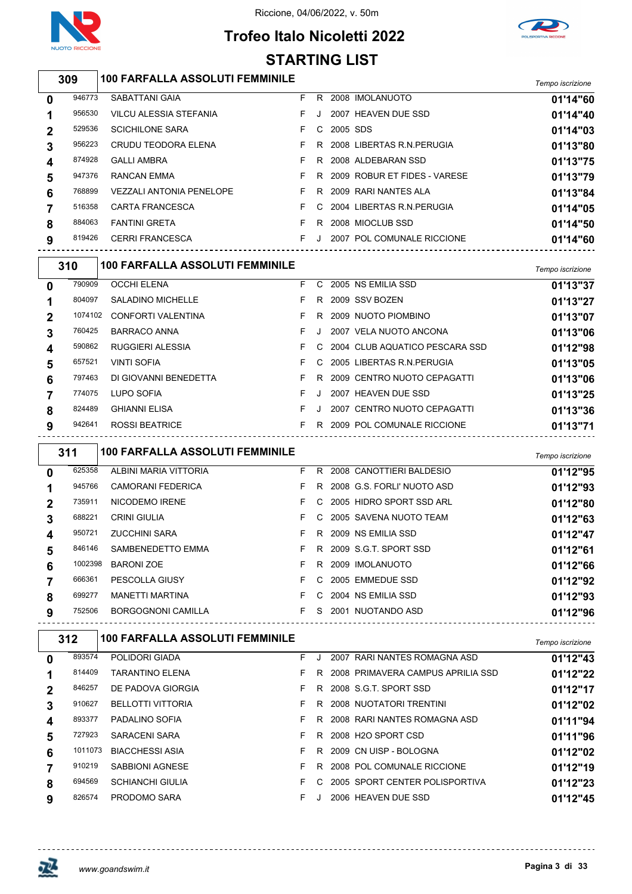Riccione, 04/06/2022, v. 50m

# Trofeo Italo Nicoletti 2022

## STARTING LIST

### 309 — 100 FARFALLA ASSOLUTI FEMMINILE

| Corsia | Tessera | Atleta | Sesso | Cat. | Anno | Società | Tempo iscrizione |
|---|---|---|---|---|---|---|---|
| 0 | 946773 | SABATTANI GAIA | F | R | 2008 | IMOLANUOTO | 01'14"60 |
| 1 | 956530 | VILCU ALESSIA STEFANIA | F | J | 2007 | HEAVEN DUE SSD | 01'14"40 |
| 2 | 529536 | SCICHILONE SARA | F | C | 2005 | SDS | 01'14"03 |
| 3 | 956223 | CRUDU TEODORA ELENA | F | R | 2008 | LIBERTAS R.N.PERUGIA | 01'13"80 |
| 4 | 874928 | GALLI AMBRA | F | R | 2008 | ALDEBARAN SSD | 01'13"75 |
| 5 | 947376 | RANCAN EMMA | F | R | 2009 | ROBUR ET FIDES - VARESE | 01'13"79 |
| 6 | 768899 | VEZZALI ANTONIA PENELOPE | F | R | 2009 | RARI NANTES ALA | 01'13"84 |
| 7 | 516358 | CARTA FRANCESCA | F | C | 2004 | LIBERTAS R.N.PERUGIA | 01'14"05 |
| 8 | 884063 | FANTINI GRETA | F | R | 2008 | MIOCLUB SSD | 01'14"50 |
| 9 | 819426 | CERRI FRANCESCA | F | J | 2007 | POL COMUNALE RICCIONE | 01'14"60 |

### 310 — 100 FARFALLA ASSOLUTI FEMMINILE

| Corsia | Tessera | Atleta | Sesso | Cat. | Anno | Società | Tempo iscrizione |
|---|---|---|---|---|---|---|---|
| 0 | 790909 | OCCHI ELENA | F | C | 2005 | NS EMILIA SSD | 01'13"37 |
| 1 | 804097 | SALADINO MICHELLE | F | R | 2009 | SSV BOZEN | 01'13"27 |
| 2 | 1074102 | CONFORTI VALENTINA | F | R | 2009 | NUOTO PIOMBINO | 01'13"07 |
| 3 | 760425 | BARRACO ANNA | F | J | 2007 | VELA NUOTO ANCONA | 01'13"06 |
| 4 | 590862 | RUGGIERI ALESSIA | F | C | 2004 | CLUB AQUATICO PESCARA SSD | 01'12"98 |
| 5 | 657521 | VINTI SOFIA | F | C | 2005 | LIBERTAS R.N.PERUGIA | 01'13"05 |
| 6 | 797463 | DI GIOVANNI BENEDETTA | F | R | 2009 | CENTRO NUOTO CEPAGATTI | 01'13"06 |
| 7 | 774075 | LUPO SOFIA | F | J | 2007 | HEAVEN DUE SSD | 01'13"25 |
| 8 | 824489 | GHIANNI ELISA | F | J | 2007 | CENTRO NUOTO CEPAGATTI | 01'13"36 |
| 9 | 942641 | ROSSI BEATRICE | F | R | 2009 | POL COMUNALE RICCIONE | 01'13"71 |

### 311 — 100 FARFALLA ASSOLUTI FEMMINILE

| Corsia | Tessera | Atleta | Sesso | Cat. | Anno | Società | Tempo iscrizione |
|---|---|---|---|---|---|---|---|
| 0 | 625358 | ALBINI MARIA VITTORIA | F | R | 2008 | CANOTTIERI BALDESIO | 01'12"95 |
| 1 | 945766 | CAMORANI FEDERICA | F | R | 2008 | G.S. FORLI' NUOTO ASD | 01'12"93 |
| 2 | 735911 | NICODEMO IRENE | F | C | 2005 | HIDRO SPORT SSD ARL | 01'12"80 |
| 3 | 688221 | CRINI GIULIA | F | C | 2005 | SAVENA NUOTO TEAM | 01'12"63 |
| 4 | 950721 | ZUCCHINI SARA | F | R | 2009 | NS EMILIA SSD | 01'12"47 |
| 5 | 846146 | SAMBENEDETTO EMMA | F | R | 2009 | S.G.T. SPORT SSD | 01'12"61 |
| 6 | 1002398 | BARONI ZOE | F | R | 2009 | IMOLANUOTO | 01'12"66 |
| 7 | 666361 | PESCOLLA GIUSY | F | C | 2005 | EMMEDUE SSD | 01'12"92 |
| 8 | 699277 | MANETTI MARTINA | F | C | 2004 | NS EMILIA SSD | 01'12"93 |
| 9 | 752506 | BORGOGNONI CAMILLA | F | S | 2001 | NUOTANDO ASD | 01'12"96 |

### 312 — 100 FARFALLA ASSOLUTI FEMMINILE

| Corsia | Tessera | Atleta | Sesso | Cat. | Anno | Società | Tempo iscrizione |
|---|---|---|---|---|---|---|---|
| 0 | 893574 | POLIDORI GIADA | F | J | 2007 | RARI NANTES ROMAGNA ASD | 01'12"43 |
| 1 | 814409 | TARANTINO ELENA | F | R | 2008 | PRIMAVERA CAMPUS APRILIA SSD | 01'12"22 |
| 2 | 846257 | DE PADOVA GIORGIA | F | R | 2008 | S.G.T. SPORT SSD | 01'12"17 |
| 3 | 910627 | BELLOTTI VITTORIA | F | R | 2008 | NUOTATORI TRENTINI | 01'12"02 |
| 4 | 893377 | PADALINO SOFIA | F | R | 2008 | RARI NANTES ROMAGNA ASD | 01'11"94 |
| 5 | 727923 | SARACENI SARA | F | R | 2008 | H2O SPORT CSD | 01'11"96 |
| 6 | 1011073 | BIACCHESSI ASIA | F | R | 2009 | CN UISP - BOLOGNA | 01'12"02 |
| 7 | 910219 | SABBIONI AGNESE | F | R | 2008 | POL COMUNALE RICCIONE | 01'12"19 |
| 8 | 694569 | SCHIANCHI GIULIA | F | C | 2005 | SPORT CENTER POLISPORTIVA | 01'12"23 |
| 9 | 826574 | PRODOMO SARA | F | J | 2006 | HEAVEN DUE SSD | 01'12"45 |

www.goandswim.it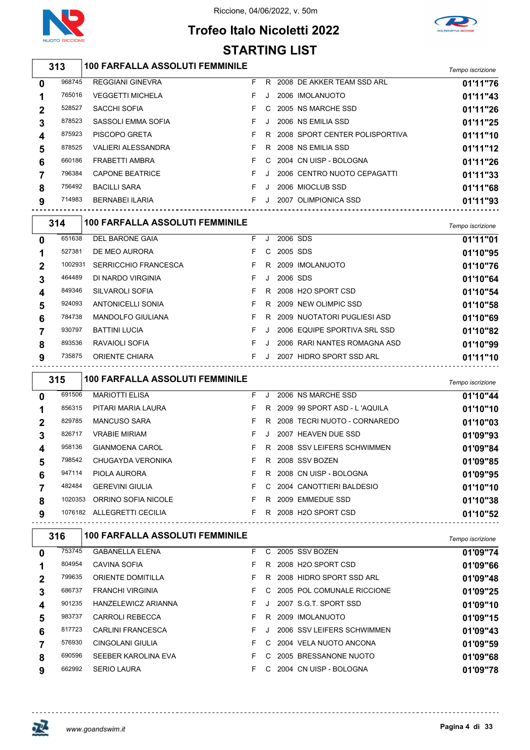Riccione, 04/06/2022, v. 50m

# Trofeo Italo Nicoletti 2022

## STARTING LIST

### 313 — 100 FARFALLA ASSOLUTI FEMMINILE

| Corsia | Tessera | Nome | Sesso | Cat. | Anno | Società | Tempo iscrizione |
|---|---|---|---|---|---|---|---|
| 0 | 968745 | REGGIANI GINEVRA | F | R | 2008 | DE AKKER TEAM SSD ARL | 01'11"76 |
| 1 | 765016 | VEGGETTI MICHELA | F | J | 2006 | IMOLANUOTO | 01'11"43 |
| 2 | 528527 | SACCHI SOFIA | F | C | 2005 | NS MARCHE SSD | 01'11"26 |
| 3 | 878523 | SASSOLI EMMA SOFIA | F | J | 2006 | NS EMILIA SSD | 01'11"25 |
| 4 | 875923 | PISCOPO GRETA | F | R | 2008 | SPORT CENTER POLISPORTIVA | 01'11"10 |
| 5 | 878525 | VALIERI ALESSANDRA | F | R | 2008 | NS EMILIA SSD | 01'11"12 |
| 6 | 660186 | FRABETTI AMBRA | F | C | 2004 | CN UISP - BOLOGNA | 01'11"26 |
| 7 | 796384 | CAPONE BEATRICE | F | J | 2006 | CENTRO NUOTO CEPAGATTI | 01'11"33 |
| 8 | 756492 | BACILLI SARA | F | J | 2006 | MIOCLUB SSD | 01'11"68 |
| 9 | 714983 | BERNABEI ILARIA | F | J | 2007 | OLIMPIONICA SSD | 01'11"93 |

### 314 — 100 FARFALLA ASSOLUTI FEMMINILE

| Corsia | Tessera | Nome | Sesso | Cat. | Anno | Società | Tempo iscrizione |
|---|---|---|---|---|---|---|---|
| 0 | 651638 | DEL BARONE GAIA | F | J | 2006 | SDS | 01'11"01 |
| 1 | 527381 | DE MEO AURORA | F | C | 2005 | SDS | 01'10"95 |
| 2 | 1002931 | SERRICCHIO FRANCESCA | F | R | 2009 | IMOLANUOTO | 01'10"76 |
| 3 | 464489 | DI NARDO VIRGINIA | F | J | 2006 | SDS | 01'10"64 |
| 4 | 849346 | SILVAROLI SOFIA | F | R | 2008 | H2O SPORT CSD | 01'10"54 |
| 5 | 924093 | ANTONICELLI SONIA | F | R | 2009 | NEW OLIMPIC SSD | 01'10"58 |
| 6 | 784738 | MANDOLFO GIULIANA | F | R | 2009 | NUOTATORI PUGLIESI ASD | 01'10"69 |
| 7 | 930797 | BATTINI LUCIA | F | J | 2006 | EQUIPE SPORTIVA SRL SSD | 01'10"82 |
| 8 | 893536 | RAVAIOLI SOFIA | F | J | 2006 | RARI NANTES ROMAGNA ASD | 01'10"99 |
| 9 | 735875 | ORIENTE CHIARA | F | J | 2007 | HIDRO SPORT SSD ARL | 01'11"10 |

### 315 — 100 FARFALLA ASSOLUTI FEMMINILE

| Corsia | Tessera | Nome | Sesso | Cat. | Anno | Società | Tempo iscrizione |
|---|---|---|---|---|---|---|---|
| 0 | 691506 | MARIOTTI ELISA | F | J | 2006 | NS MARCHE SSD | 01'10"44 |
| 1 | 856315 | PITARI MARIA LAURA | F | R | 2009 | 99 SPORT ASD - L 'AQUILA | 01'10"10 |
| 2 | 829785 | MANCUSO SARA | F | R | 2008 | TECRI NUOTO - CORNAREDO | 01'10"03 |
| 3 | 826717 | VRABIE MIRIAM | F | J | 2007 | HEAVEN DUE SSD | 01'09"93 |
| 4 | 958136 | GIANMOENA CAROL | F | R | 2008 | SSV LEIFERS SCHWIMMEN | 01'09"84 |
| 5 | 798542 | CHUGAYDA VERONIKA | F | R | 2008 | SSV BOZEN | 01'09"85 |
| 6 | 947114 | PIOLA AURORA | F | R | 2008 | CN UISP - BOLOGNA | 01'09"95 |
| 7 | 482484 | GEREVINI GIULIA | F | C | 2004 | CANOTTIERI BALDESIO | 01'10"10 |
| 8 | 1020353 | ORRINO SOFIA NICOLE | F | R | 2009 | EMMEDUE SSD | 01'10"38 |
| 9 | 1076182 | ALLEGRETTI CECILIA | F | R | 2008 | H2O SPORT CSD | 01'10"52 |

### 316 — 100 FARFALLA ASSOLUTI FEMMINILE

| Corsia | Tessera | Nome | Sesso | Cat. | Anno | Società | Tempo iscrizione |
|---|---|---|---|---|---|---|---|
| 0 | 753745 | GABANELLA ELENA | F | C | 2005 | SSV BOZEN | 01'09"74 |
| 1 | 804954 | CAVINA SOFIA | F | R | 2008 | H2O SPORT CSD | 01'09"66 |
| 2 | 799635 | ORIENTE DOMITILLA | F | R | 2008 | HIDRO SPORT SSD ARL | 01'09"48 |
| 3 | 686737 | FRANCHI VIRGINIA | F | C | 2005 | POL COMUNALE RICCIONE | 01'09"25 |
| 4 | 901235 | HANZELEWICZ ARIANNA | F | J | 2007 | S.G.T. SPORT SSD | 01'09"10 |
| 5 | 983737 | CARROLI REBECCA | F | R | 2009 | IMOLANUOTO | 01'09"15 |
| 6 | 817723 | CARLINI FRANCESCA | F | J | 2006 | SSV LEIFERS SCHWIMMEN | 01'09"43 |
| 7 | 576930 | CINGOLANI GIULIA | F | C | 2004 | VELA NUOTO ANCONA | 01'09"59 |
| 8 | 690596 | SEEBER KAROLINA EVA | F | C | 2005 | BRESSANONE NUOTO | 01'09"68 |
| 9 | 662992 | SERIO LAURA | F | C | 2004 | CN UISP - BOLOGNA | 01'09"78 |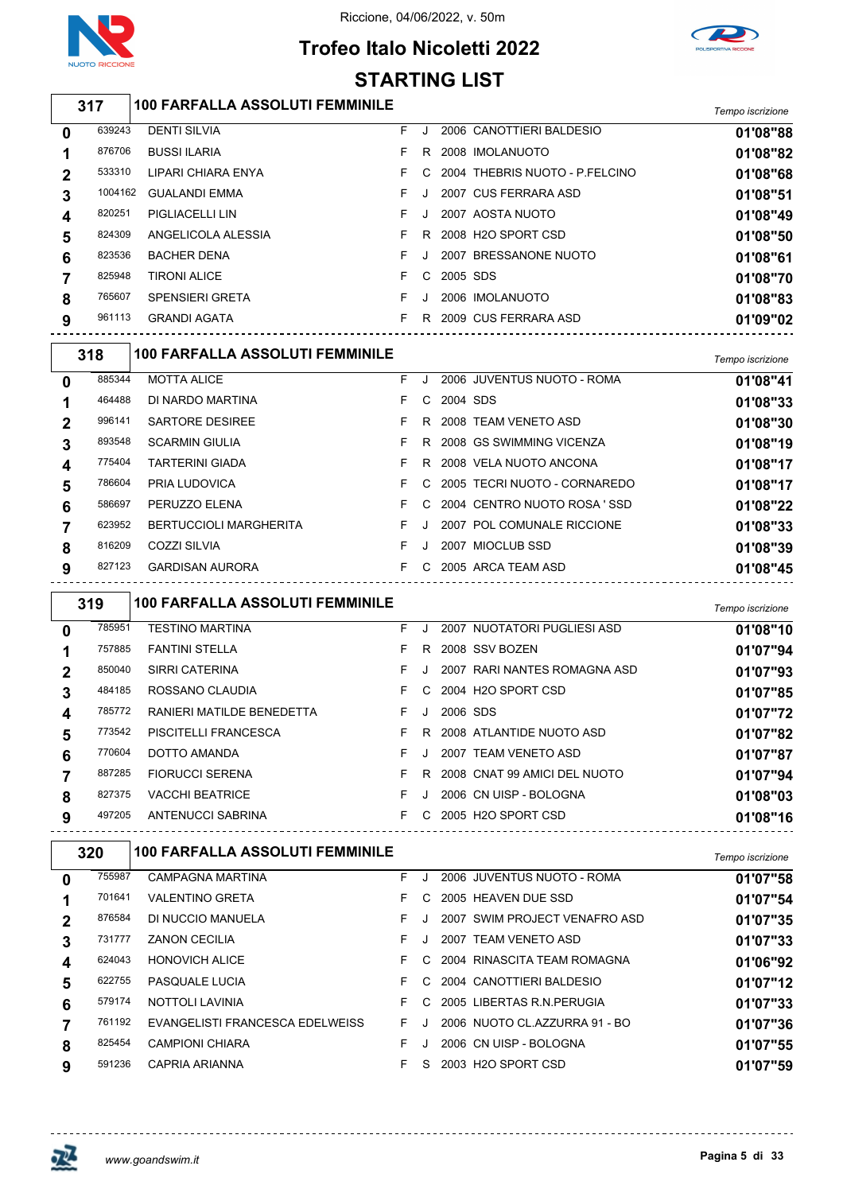Riccione, 04/06/2022, v. 50m

# Trofeo Italo Nicoletti 2022

## STARTING LIST

| 317 | 100 FARFALLA ASSOLUTI FEMMINILE | | | | | | Tempo iscrizione |
|---|---|---|---|---|---|---|---|
| 0 | 639243 | DENTI SILVIA | F | J | 2006 | CANOTTIERI BALDESIO | 01'08"88 |
| 1 | 876706 | BUSSI ILARIA | F | R | 2008 | IMOLANUOTO | 01'08"82 |
| 2 | 533310 | LIPARI CHIARA ENYA | F | C | 2004 | THEBRIS NUOTO - P.FELCINO | 01'08"68 |
| 3 | 1004162 | GUALANDI EMMA | F | J | 2007 | CUS FERRARA ASD | 01'08"51 |
| 4 | 820251 | PIGLIACELLI LIN | F | J | 2007 | AOSTA NUOTO | 01'08"49 |
| 5 | 824309 | ANGELICOLA ALESSIA | F | R | 2008 | H2O SPORT CSD | 01'08"50 |
| 6 | 823536 | BACHER DENA | F | J | 2007 | BRESSANONE NUOTO | 01'08"61 |
| 7 | 825948 | TIRONI ALICE | F | C | 2005 | SDS | 01'08"70 |
| 8 | 765607 | SPENSIERI GRETA | F | J | 2006 | IMOLANUOTO | 01'08"83 |
| 9 | 961113 | GRANDI AGATA | F | R | 2009 | CUS FERRARA ASD | 01'09"02 |

| 318 | 100 FARFALLA ASSOLUTI FEMMINILE | | | | | | Tempo iscrizione |
|---|---|---|---|---|---|---|---|
| 0 | 885344 | MOTTA ALICE | F | J | 2006 | JUVENTUS NUOTO - ROMA | 01'08"41 |
| 1 | 464488 | DI NARDO MARTINA | F | C | 2004 | SDS | 01'08"33 |
| 2 | 996141 | SARTORE DESIREE | F | R | 2008 | TEAM VENETO ASD | 01'08"30 |
| 3 | 893548 | SCARMIN GIULIA | F | R | 2008 | GS SWIMMING VICENZA | 01'08"19 |
| 4 | 775404 | TARTERINI GIADA | F | R | 2008 | VELA NUOTO ANCONA | 01'08"17 |
| 5 | 786604 | PRIA LUDOVICA | F | C | 2005 | TECRI NUOTO - CORNAREDO | 01'08"17 |
| 6 | 586697 | PERUZZO ELENA | F | C | 2004 | CENTRO NUOTO ROSA ' SSD | 01'08"22 |
| 7 | 623952 | BERTUCCIOLI MARGHERITA | F | J | 2007 | POL COMUNALE RICCIONE | 01'08"33 |
| 8 | 816209 | COZZI SILVIA | F | J | 2007 | MIOCLUB SSD | 01'08"39 |
| 9 | 827123 | GARDISAN AURORA | F | C | 2005 | ARCA TEAM ASD | 01'08"45 |

| 319 | 100 FARFALLA ASSOLUTI FEMMINILE | | | | | | Tempo iscrizione |
|---|---|---|---|---|---|---|---|
| 0 | 785951 | TESTINO MARTINA | F | J | 2007 | NUOTATORI PUGLIESI ASD | 01'08"10 |
| 1 | 757885 | FANTINI STELLA | F | R | 2008 | SSV BOZEN | 01'07"94 |
| 2 | 850040 | SIRRI CATERINA | F | J | 2007 | RARI NANTES ROMAGNA ASD | 01'07"93 |
| 3 | 484185 | ROSSANO CLAUDIA | F | C | 2004 | H2O SPORT CSD | 01'07"85 |
| 4 | 785772 | RANIERI MATILDE BENEDETTA | F | J | 2006 | SDS | 01'07"72 |
| 5 | 773542 | PISCITELLI FRANCESCA | F | R | 2008 | ATLANTIDE NUOTO ASD | 01'07"82 |
| 6 | 770604 | DOTTO AMANDA | F | J | 2007 | TEAM VENETO ASD | 01'07"87 |
| 7 | 887285 | FIORUCCI SERENA | F | R | 2008 | CNAT 99 AMICI DEL NUOTO | 01'07"94 |
| 8 | 827375 | VACCHI BEATRICE | F | J | 2006 | CN UISP - BOLOGNA | 01'08"03 |
| 9 | 497205 | ANTENUCCI SABRINA | F | C | 2005 | H2O SPORT CSD | 01'08"16 |

| 320 | 100 FARFALLA ASSOLUTI FEMMINILE | | | | | | Tempo iscrizione |
|---|---|---|---|---|---|---|---|
| 0 | 755987 | CAMPAGNA MARTINA | F | J | 2006 | JUVENTUS NUOTO - ROMA | 01'07"58 |
| 1 | 701641 | VALENTINO GRETA | F | C | 2005 | HEAVEN DUE SSD | 01'07"54 |
| 2 | 876584 | DI NUCCIO MANUELA | F | J | 2007 | SWIM PROJECT VENAFRO ASD | 01'07"35 |
| 3 | 731777 | ZANON CECILIA | F | J | 2007 | TEAM VENETO ASD | 01'07"33 |
| 4 | 624043 | HONOVICH ALICE | F | C | 2004 | RINASCITA TEAM ROMAGNA | 01'06"92 |
| 5 | 622755 | PASQUALE LUCIA | F | C | 2004 | CANOTTIERI BALDESIO | 01'07"12 |
| 6 | 579174 | NOTTOLI LAVINIA | F | C | 2005 | LIBERTAS R.N.PERUGIA | 01'07"33 |
| 7 | 761192 | EVANGELISTI FRANCESCA EDELWEISS | F | J | 2006 | NUOTO CL.AZZURRA 91 - BO | 01'07"36 |
| 8 | 825454 | CAMPIONI CHIARA | F | J | 2006 | CN UISP - BOLOGNA | 01'07"55 |
| 9 | 591236 | CAPRIA ARIANNA | F | S | 2003 | H2O SPORT CSD | 01'07"59 |

www.goandswim.it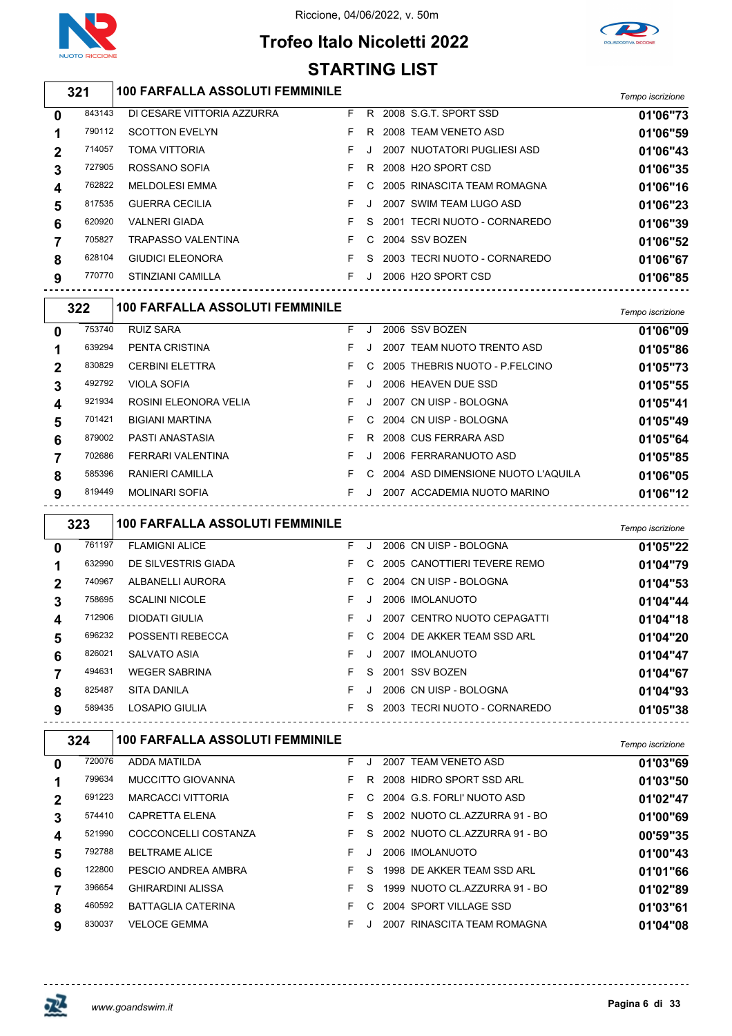Riccione, 04/06/2022, v. 50m

# Trofeo Italo Nicoletti 2022

## STARTING LIST

### 321 — 100 FARFALLA ASSOLUTI FEMMINILE

| | | | | | | | Tempo iscrizione |
|---|---|---|---|---|---|---|---|
| 0 | 843143 | DI CESARE VITTORIA AZZURRA | F | R | 2008 | S.G.T. SPORT SSD | 01'06"73 |
| 1 | 790112 | SCOTTON EVELYN | F | R | 2008 | TEAM VENETO ASD | 01'06"59 |
| 2 | 714057 | TOMA VITTORIA | F | J | 2007 | NUOTATORI PUGLIESI ASD | 01'06"43 |
| 3 | 727905 | ROSSANO SOFIA | F | R | 2008 | H2O SPORT CSD | 01'06"35 |
| 4 | 762822 | MELDOLESI EMMA | F | C | 2005 | RINASCITA TEAM ROMAGNA | 01'06"16 |
| 5 | 817535 | GUERRA CECILIA | F | J | 2007 | SWIM TEAM LUGO ASD | 01'06"23 |
| 6 | 620920 | VALNERI GIADA | F | S | 2001 | TECRI NUOTO - CORNAREDO | 01'06"39 |
| 7 | 705827 | TRAPASSO VALENTINA | F | C | 2004 | SSV BOZEN | 01'06"52 |
| 8 | 628104 | GIUDICI ELEONORA | F | S | 2003 | TECRI NUOTO - CORNAREDO | 01'06"67 |
| 9 | 770770 | STINZIANI CAMILLA | F | J | 2006 | H2O SPORT CSD | 01'06"85 |

### 322 — 100 FARFALLA ASSOLUTI FEMMINILE

| | | | | | | | Tempo iscrizione |
|---|---|---|---|---|---|---|---|
| 0 | 753740 | RUIZ SARA | F | J | 2006 | SSV BOZEN | 01'06"09 |
| 1 | 639294 | PENTA CRISTINA | F | J | 2007 | TEAM NUOTO TRENTO ASD | 01'05"86 |
| 2 | 830829 | CERBINI ELETTRA | F | C | 2005 | THEBRIS NUOTO - P.FELCINO | 01'05"73 |
| 3 | 492792 | VIOLA SOFIA | F | J | 2006 | HEAVEN DUE SSD | 01'05"55 |
| 4 | 921934 | ROSINI ELEONORA VELIA | F | J | 2007 | CN UISP - BOLOGNA | 01'05"41 |
| 5 | 701421 | BIGIANI MARTINA | F | C | 2004 | CN UISP - BOLOGNA | 01'05"49 |
| 6 | 879002 | PASTI ANASTASIA | F | R | 2008 | CUS FERRARA ASD | 01'05"64 |
| 7 | 702686 | FERRARI VALENTINA | F | J | 2006 | FERRARANUOTO ASD | 01'05"85 |
| 8 | 585396 | RANIERI CAMILLA | F | C | 2004 | ASD DIMENSIONE NUOTO L'AQUILA | 01'06"05 |
| 9 | 819449 | MOLINARI SOFIA | F | J | 2007 | ACCADEMIA NUOTO MARINO | 01'06"12 |

### 323 — 100 FARFALLA ASSOLUTI FEMMINILE

| | | | | | | | Tempo iscrizione |
|---|---|---|---|---|---|---|---|
| 0 | 761197 | FLAMIGNI ALICE | F | J | 2006 | CN UISP - BOLOGNA | 01'05"22 |
| 1 | 632990 | DE SILVESTRIS GIADA | F | C | 2005 | CANOTTIERI TEVERE REMO | 01'04"79 |
| 2 | 740967 | ALBANELLI AURORA | F | C | 2004 | CN UISP - BOLOGNA | 01'04"53 |
| 3 | 758695 | SCALINI NICOLE | F | J | 2006 | IMOLANUOTO | 01'04"44 |
| 4 | 712906 | DIODATI GIULIA | F | J | 2007 | CENTRO NUOTO CEPAGATTI | 01'04"18 |
| 5 | 696232 | POSSENTI REBECCA | F | C | 2004 | DE AKKER TEAM SSD ARL | 01'04"20 |
| 6 | 826021 | SALVATO ASIA | F | J | 2007 | IMOLANUOTO | 01'04"47 |
| 7 | 494631 | WEGER SABRINA | F | S | 2001 | SSV BOZEN | 01'04"67 |
| 8 | 825487 | SITA DANILA | F | J | 2006 | CN UISP - BOLOGNA | 01'04"93 |
| 9 | 589435 | LOSAPIO GIULIA | F | S | 2003 | TECRI NUOTO - CORNAREDO | 01'05"38 |

### 324 — 100 FARFALLA ASSOLUTI FEMMINILE

| | | | | | | | Tempo iscrizione |
|---|---|---|---|---|---|---|---|
| 0 | 720076 | ADDA MATILDA | F | J | 2007 | TEAM VENETO ASD | 01'03"69 |
| 1 | 799634 | MUCCITTO GIOVANNA | F | R | 2008 | HIDRO SPORT SSD ARL | 01'03"50 |
| 2 | 691223 | MARCACCI VITTORIA | F | C | 2004 | G.S. FORLI' NUOTO ASD | 01'02"47 |
| 3 | 574410 | CAPRETTA ELENA | F | S | 2002 | NUOTO CL.AZZURRA 91 - BO | 01'00"69 |
| 4 | 521990 | COCCONCELLI COSTANZA | F | S | 2002 | NUOTO CL.AZZURRA 91 - BO | 00'59"35 |
| 5 | 792788 | BELTRAME ALICE | F | J | 2006 | IMOLANUOTO | 01'00"43 |
| 6 | 122800 | PESCIO ANDREA AMBRA | F | S | 1998 | DE AKKER TEAM SSD ARL | 01'01"66 |
| 7 | 396654 | GHIRARDINI ALISSA | F | S | 1999 | NUOTO CL.AZZURRA 91 - BO | 01'02"89 |
| 8 | 460592 | BATTAGLIA CATERINA | F | C | 2004 | SPORT VILLAGE SSD | 01'03"61 |
| 9 | 830037 | VELOCE GEMMA | F | J | 2007 | RINASCITA TEAM ROMAGNA | 01'04"08 |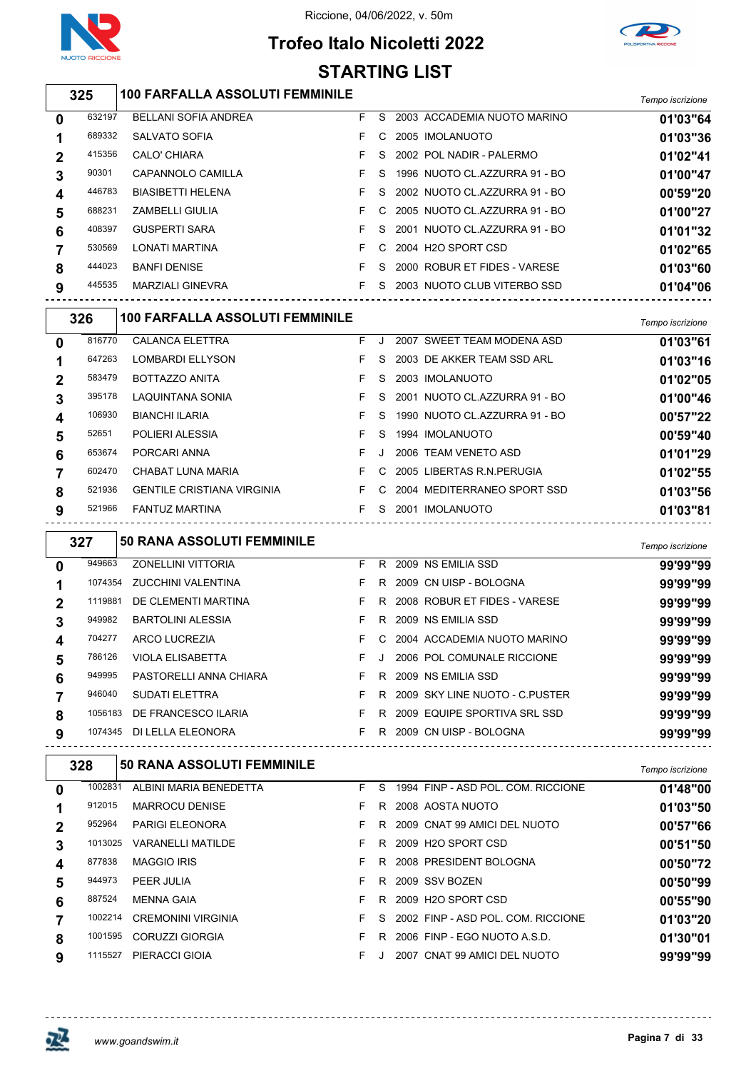Riccione, 04/06/2022, v. 50m

# Trofeo Italo Nicoletti 2022

## STARTING LIST

### 325 — 100 FARFALLA ASSOLUTI FEMMINILE

| Corsia | Tessera | Nome | Sesso | Cat. | Anno | Società | Tempo iscrizione |
|---|---|---|---|---|---|---|---|
| 0 | 632197 | BELLANI SOFIA ANDREA | F | S | 2003 | ACCADEMIA NUOTO MARINO | 01'03"64 |
| 1 | 689332 | SALVATO SOFIA | F | C | 2005 | IMOLANUOTO | 01'03"36 |
| 2 | 415356 | CALO' CHIARA | F | S | 2002 | POL NADIR - PALERMO | 01'02"41 |
| 3 | 90301 | CAPANNOLO CAMILLA | F | S | 1996 | NUOTO CL.AZZURRA 91 - BO | 01'00"47 |
| 4 | 446783 | BIASIBETTI HELENA | F | S | 2002 | NUOTO CL.AZZURRA 91 - BO | 00'59"20 |
| 5 | 688231 | ZAMBELLI GIULIA | F | C | 2005 | NUOTO CL.AZZURRA 91 - BO | 01'00"27 |
| 6 | 408397 | GUSPERTI SARA | F | S | 2001 | NUOTO CL.AZZURRA 91 - BO | 01'01"32 |
| 7 | 530569 | LONATI MARTINA | F | C | 2004 | H2O SPORT CSD | 01'02"65 |
| 8 | 444023 | BANFI DENISE | F | S | 2000 | ROBUR ET FIDES - VARESE | 01'03"60 |
| 9 | 445535 | MARZIALI GINEVRA | F | S | 2003 | NUOTO CLUB VITERBO SSD | 01'04"06 |

### 326 — 100 FARFALLA ASSOLUTI FEMMINILE

| Corsia | Tessera | Nome | Sesso | Cat. | Anno | Società | Tempo iscrizione |
|---|---|---|---|---|---|---|---|
| 0 | 816770 | CALANCA ELETTRA | F | J | 2007 | SWEET TEAM MODENA ASD | 01'03"61 |
| 1 | 647263 | LOMBARDI ELLYSON | F | S | 2003 | DE AKKER TEAM SSD ARL | 01'03"16 |
| 2 | 583479 | BOTTAZZO ANITA | F | S | 2003 | IMOLANUOTO | 01'02"05 |
| 3 | 395178 | LAQUINTANA SONIA | F | S | 2001 | NUOTO CL.AZZURRA 91 - BO | 01'00"46 |
| 4 | 106930 | BIANCHI ILARIA | F | S | 1990 | NUOTO CL.AZZURRA 91 - BO | 00'57"22 |
| 5 | 52651 | POLIERI ALESSIA | F | S | 1994 | IMOLANUOTO | 00'59"40 |
| 6 | 653674 | PORCARI ANNA | F | J | 2006 | TEAM VENETO ASD | 01'01"29 |
| 7 | 602470 | CHABAT LUNA MARIA | F | C | 2005 | LIBERTAS R.N.PERUGIA | 01'02"55 |
| 8 | 521936 | GENTILE CRISTIANA VIRGINIA | F | C | 2004 | MEDITERRANEO SPORT SSD | 01'03"56 |
| 9 | 521966 | FANTUZ MARTINA | F | S | 2001 | IMOLANUOTO | 01'03"81 |

### 327 — 50 RANA ASSOLUTI FEMMINILE

| Corsia | Tessera | Nome | Sesso | Cat. | Anno | Società | Tempo iscrizione |
|---|---|---|---|---|---|---|---|
| 0 | 949663 | ZONELLINI VITTORIA | F | R | 2009 | NS EMILIA SSD | 99'99"99 |
| 1 | 1074354 | ZUCCHINI VALENTINA | F | R | 2009 | CN UISP - BOLOGNA | 99'99"99 |
| 2 | 1119881 | DE CLEMENTI MARTINA | F | R | 2008 | ROBUR ET FIDES - VARESE | 99'99"99 |
| 3 | 949982 | BARTOLINI ALESSIA | F | R | 2009 | NS EMILIA SSD | 99'99"99 |
| 4 | 704277 | ARCO LUCREZIA | F | C | 2004 | ACCADEMIA NUOTO MARINO | 99'99"99 |
| 5 | 786126 | VIOLA ELISABETTA | F | J | 2006 | POL COMUNALE RICCIONE | 99'99"99 |
| 6 | 949995 | PASTORELLI ANNA CHIARA | F | R | 2009 | NS EMILIA SSD | 99'99"99 |
| 7 | 946040 | SUDATI ELETTRA | F | R | 2009 | SKY LINE NUOTO - C.PUSTER | 99'99"99 |
| 8 | 1056183 | DE FRANCESCO ILARIA | F | R | 2009 | EQUIPE SPORTIVA SRL SSD | 99'99"99 |
| 9 | 1074345 | DI LELLA ELEONORA | F | R | 2009 | CN UISP - BOLOGNA | 99'99"99 |

### 328 — 50 RANA ASSOLUTI FEMMINILE

| Corsia | Tessera | Nome | Sesso | Cat. | Anno | Società | Tempo iscrizione |
|---|---|---|---|---|---|---|---|
| 0 | 1002831 | ALBINI MARIA BENEDETTA | F | S | 1994 | FINP - ASD POL. COM. RICCIONE | 01'48"00 |
| 1 | 912015 | MARROCU DENISE | F | R | 2008 | AOSTA NUOTO | 01'03"50 |
| 2 | 952964 | PARIGI ELEONORA | F | R | 2009 | CNAT 99 AMICI DEL NUOTO | 00'57"66 |
| 3 | 1013025 | VARANELLI MATILDE | F | R | 2009 | H2O SPORT CSD | 00'51"50 |
| 4 | 877838 | MAGGIO IRIS | F | R | 2008 | PRESIDENT BOLOGNA | 00'50"72 |
| 5 | 944973 | PEER JULIA | F | R | 2009 | SSV BOZEN | 00'50"99 |
| 6 | 887524 | MENNA GAIA | F | R | 2009 | H2O SPORT CSD | 00'55"90 |
| 7 | 1002214 | CREMONINI VIRGINIA | F | S | 2002 | FINP - ASD POL. COM. RICCIONE | 01'03"20 |
| 8 | 1001595 | CORUZZI GIORGIA | F | R | 2006 | FINP - EGO NUOTO A.S.D. | 01'30"01 |
| 9 | 1115527 | PIERACCI GIOIA | F | J | 2007 | CNAT 99 AMICI DEL NUOTO | 99'99"99 |

www.goandswim.it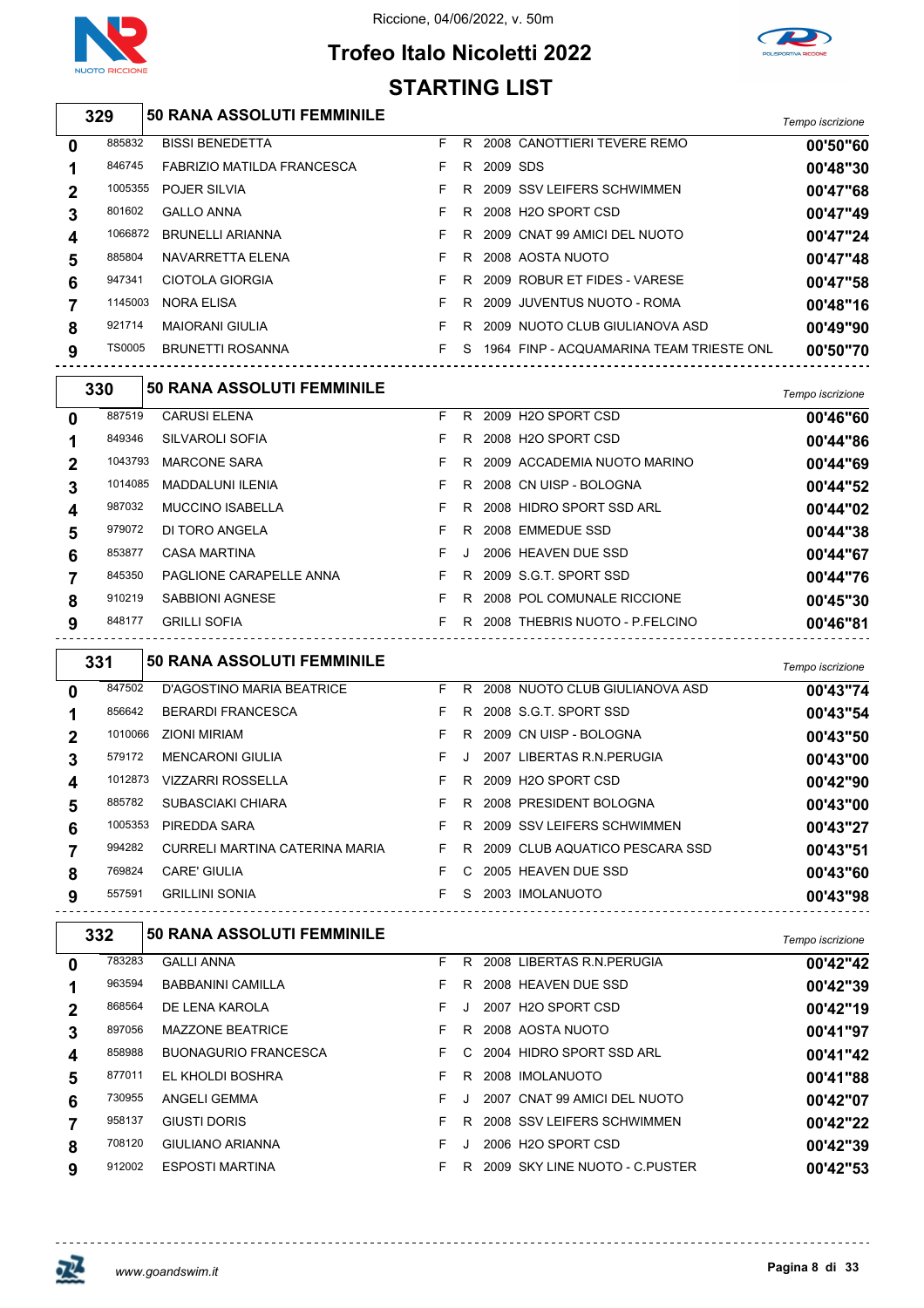Riccione, 04/06/2022, v. 50m

# Trofeo Italo Nicoletti 2022

## STARTING LIST

### 329 — 50 RANA ASSOLUTI FEMMINILE

| | | | | | | | Tempo iscrizione |
|---|---|---|---|---|---|---|---|
| 0 | 885832 | BISSI BENEDETTA | F | R | 2008 | CANOTTIERI TEVERE REMO | 00'50"60 |
| 1 | 846745 | FABRIZIO MATILDA FRANCESCA | F | R | 2009 | SDS | 00'48"30 |
| 2 | 1005355 | POJER SILVIA | F | R | 2009 | SSV LEIFERS SCHWIMMEN | 00'47"68 |
| 3 | 801602 | GALLO ANNA | F | R | 2008 | H2O SPORT CSD | 00'47"49 |
| 4 | 1066872 | BRUNELLI ARIANNA | F | R | 2009 | CNAT 99 AMICI DEL NUOTO | 00'47"24 |
| 5 | 885804 | NAVARRETTA ELENA | F | R | 2008 | AOSTA NUOTO | 00'47"48 |
| 6 | 947341 | CIOTOLA GIORGIA | F | R | 2009 | ROBUR ET FIDES - VARESE | 00'47"58 |
| 7 | 1145003 | NORA ELISA | F | R | 2009 | JUVENTUS NUOTO - ROMA | 00'48"16 |
| 8 | 921714 | MAIORANI GIULIA | F | R | 2009 | NUOTO CLUB GIULIANOVA ASD | 00'49"90 |
| 9 | TS0005 | BRUNETTI ROSANNA | F | S | 1964 | FINP - ACQUAMARINA TEAM TRIESTE ONL | 00'50"70 |

### 330 — 50 RANA ASSOLUTI FEMMINILE

| | | | | | | | Tempo iscrizione |
|---|---|---|---|---|---|---|---|
| 0 | 887519 | CARUSI ELENA | F | R | 2009 | H2O SPORT CSD | 00'46"60 |
| 1 | 849346 | SILVAROLI SOFIA | F | R | 2008 | H2O SPORT CSD | 00'44"86 |
| 2 | 1043793 | MARCONE SARA | F | R | 2009 | ACCADEMIA NUOTO MARINO | 00'44"69 |
| 3 | 1014085 | MADDALUNI ILENIA | F | R | 2008 | CN UISP - BOLOGNA | 00'44"52 |
| 4 | 987032 | MUCCINO ISABELLA | F | R | 2008 | HIDRO SPORT SSD ARL | 00'44"02 |
| 5 | 979072 | DI TORO ANGELA | F | R | 2008 | EMMEDUE SSD | 00'44"38 |
| 6 | 853877 | CASA MARTINA | F | J | 2006 | HEAVEN DUE SSD | 00'44"67 |
| 7 | 845350 | PAGLIONE CARAPELLE ANNA | F | R | 2009 | S.G.T. SPORT SSD | 00'44"76 |
| 8 | 910219 | SABBIONI AGNESE | F | R | 2008 | POL COMUNALE RICCIONE | 00'45"30 |
| 9 | 848177 | GRILLI SOFIA | F | R | 2008 | THEBRIS NUOTO - P.FELCINO | 00'46"81 |

### 331 — 50 RANA ASSOLUTI FEMMINILE

| | | | | | | | Tempo iscrizione |
|---|---|---|---|---|---|---|---|
| 0 | 847502 | D'AGOSTINO MARIA BEATRICE | F | R | 2008 | NUOTO CLUB GIULIANOVA ASD | 00'43"74 |
| 1 | 856642 | BERARDI FRANCESCA | F | R | 2008 | S.G.T. SPORT SSD | 00'43"54 |
| 2 | 1010066 | ZIONI MIRIAM | F | R | 2009 | CN UISP - BOLOGNA | 00'43"50 |
| 3 | 579172 | MENCARONI GIULIA | F | J | 2007 | LIBERTAS R.N.PERUGIA | 00'43"00 |
| 4 | 1012873 | VIZZARRI ROSSELLA | F | R | 2009 | H2O SPORT CSD | 00'42"90 |
| 5 | 885782 | SUBASCIAKI CHIARA | F | R | 2008 | PRESIDENT BOLOGNA | 00'43"00 |
| 6 | 1005353 | PIREDDA SARA | F | R | 2009 | SSV LEIFERS SCHWIMMEN | 00'43"27 |
| 7 | 994282 | CURRELI MARTINA CATERINA MARIA | F | R | 2009 | CLUB AQUATICO PESCARA SSD | 00'43"51 |
| 8 | 769824 | CARE' GIULIA | F | C | 2005 | HEAVEN DUE SSD | 00'43"60 |
| 9 | 557591 | GRILLINI SONIA | F | S | 2003 | IMOLANUOTO | 00'43"98 |

### 332 — 50 RANA ASSOLUTI FEMMINILE

| | | | | | | | Tempo iscrizione |
|---|---|---|---|---|---|---|---|
| 0 | 783283 | GALLI ANNA | F | R | 2008 | LIBERTAS R.N.PERUGIA | 00'42"42 |
| 1 | 963594 | BABBANINI CAMILLA | F | R | 2008 | HEAVEN DUE SSD | 00'42"39 |
| 2 | 868564 | DE LENA KAROLA | F | J | 2007 | H2O SPORT CSD | 00'42"19 |
| 3 | 897056 | MAZZONE BEATRICE | F | R | 2008 | AOSTA NUOTO | 00'41"97 |
| 4 | 858988 | BUONAGURIO FRANCESCA | F | C | 2004 | HIDRO SPORT SSD ARL | 00'41"42 |
| 5 | 877011 | EL KHOLDI BOSHRA | F | R | 2008 | IMOLANUOTO | 00'41"88 |
| 6 | 730955 | ANGELI GEMMA | F | J | 2007 | CNAT 99 AMICI DEL NUOTO | 00'42"07 |
| 7 | 958137 | GIUSTI DORIS | F | R | 2008 | SSV LEIFERS SCHWIMMEN | 00'42"22 |
| 8 | 708120 | GIULIANO ARIANNA | F | J | 2006 | H2O SPORT CSD | 00'42"39 |
| 9 | 912002 | ESPOSTI MARTINA | F | R | 2009 | SKY LINE NUOTO - C.PUSTER | 00'42"53 |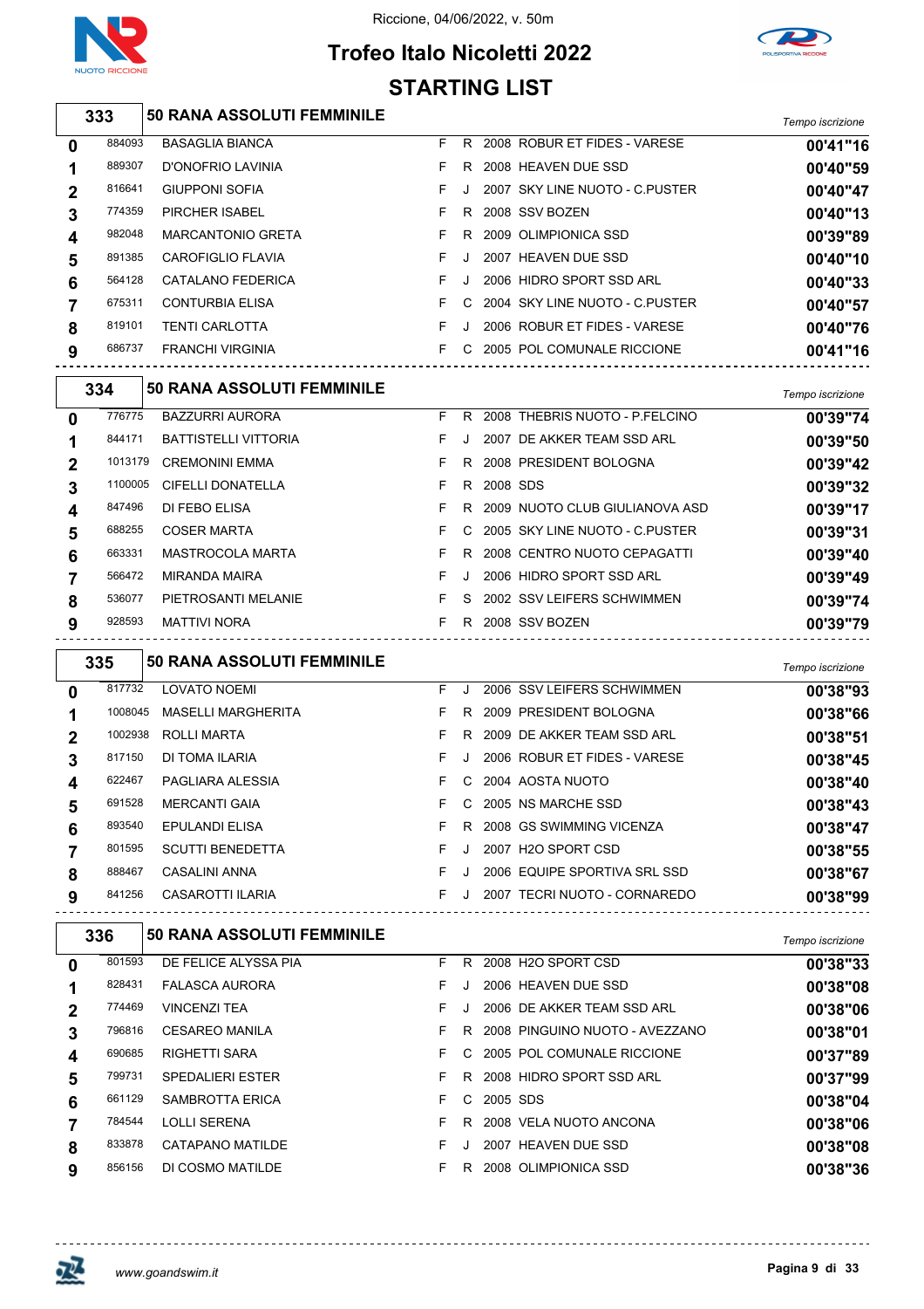Riccione, 04/06/2022, v. 50m

# Trofeo Italo Nicoletti 2022

## STARTING LIST

### 333 — 50 RANA ASSOLUTI FEMMINILE

| Corsia | Tessera | Nome | Sesso | Cat. | Anno | Società | Tempo iscrizione |
|---|---|---|---|---|---|---|---|
| 0 | 884093 | BASAGLIA BIANCA | F | R | 2008 | ROBUR ET FIDES - VARESE | 00'41"16 |
| 1 | 889307 | D'ONOFRIO LAVINIA | F | R | 2008 | HEAVEN DUE SSD | 00'40"59 |
| 2 | 816641 | GIUPPONI SOFIA | F | J | 2007 | SKY LINE NUOTO - C.PUSTER | 00'40"47 |
| 3 | 774359 | PIRCHER ISABEL | F | R | 2008 | SSV BOZEN | 00'40"13 |
| 4 | 982048 | MARCANTONIO GRETA | F | R | 2009 | OLIMPIONICA SSD | 00'39"89 |
| 5 | 891385 | CAROFIGLIO FLAVIA | F | J | 2007 | HEAVEN DUE SSD | 00'40"10 |
| 6 | 564128 | CATALANO FEDERICA | F | J | 2006 | HIDRO SPORT SSD ARL | 00'40"33 |
| 7 | 675311 | CONTURBIA ELISA | F | C | 2004 | SKY LINE NUOTO - C.PUSTER | 00'40"57 |
| 8 | 819101 | TENTI CARLOTTA | F | J | 2006 | ROBUR ET FIDES - VARESE | 00'40"76 |
| 9 | 686737 | FRANCHI VIRGINIA | F | C | 2005 | POL COMUNALE RICCIONE | 00'41"16 |

### 334 — 50 RANA ASSOLUTI FEMMINILE

| Corsia | Tessera | Nome | Sesso | Cat. | Anno | Società | Tempo iscrizione |
|---|---|---|---|---|---|---|---|
| 0 | 776775 | BAZZURRI AURORA | F | R | 2008 | THEBRIS NUOTO - P.FELCINO | 00'39"74 |
| 1 | 844171 | BATTISTELLI VITTORIA | F | J | 2007 | DE AKKER TEAM SSD ARL | 00'39"50 |
| 2 | 1013179 | CREMONINI EMMA | F | R | 2008 | PRESIDENT BOLOGNA | 00'39"42 |
| 3 | 1100005 | CIFELLI DONATELLA | F | R | 2008 | SDS | 00'39"32 |
| 4 | 847496 | DI FEBO ELISA | F | R | 2009 | NUOTO CLUB GIULIANOVA ASD | 00'39"17 |
| 5 | 688255 | COSER MARTA | F | C | 2005 | SKY LINE NUOTO - C.PUSTER | 00'39"31 |
| 6 | 663331 | MASTROCOLA MARTA | F | R | 2008 | CENTRO NUOTO CEPAGATTI | 00'39"40 |
| 7 | 566472 | MIRANDA MAIRA | F | J | 2006 | HIDRO SPORT SSD ARL | 00'39"49 |
| 8 | 536077 | PIETROSANTI MELANIE | F | S | 2002 | SSV LEIFERS SCHWIMMEN | 00'39"74 |
| 9 | 928593 | MATTIVI NORA | F | R | 2008 | SSV BOZEN | 00'39"79 |

### 335 — 50 RANA ASSOLUTI FEMMINILE

| Corsia | Tessera | Nome | Sesso | Cat. | Anno | Società | Tempo iscrizione |
|---|---|---|---|---|---|---|---|
| 0 | 817732 | LOVATO NOEMI | F | J | 2006 | SSV LEIFERS SCHWIMMEN | 00'38"93 |
| 1 | 1008045 | MASELLI MARGHERITA | F | R | 2009 | PRESIDENT BOLOGNA | 00'38"66 |
| 2 | 1002938 | ROLLI MARTA | F | R | 2009 | DE AKKER TEAM SSD ARL | 00'38"51 |
| 3 | 817150 | DI TOMA ILARIA | F | J | 2006 | ROBUR ET FIDES - VARESE | 00'38"45 |
| 4 | 622467 | PAGLIARA ALESSIA | F | C | 2004 | AOSTA NUOTO | 00'38"40 |
| 5 | 691528 | MERCANTI GAIA | F | C | 2005 | NS MARCHE SSD | 00'38"43 |
| 6 | 893540 | EPULANDI ELISA | F | R | 2008 | GS SWIMMING VICENZA | 00'38"47 |
| 7 | 801595 | SCUTTI BENEDETTA | F | J | 2007 | H2O SPORT CSD | 00'38"55 |
| 8 | 888467 | CASALINI ANNA | F | J | 2006 | EQUIPE SPORTIVA SRL SSD | 00'38"67 |
| 9 | 841256 | CASAROTTI ILARIA | F | J | 2007 | TECRI NUOTO - CORNAREDO | 00'38"99 |

### 336 — 50 RANA ASSOLUTI FEMMINILE

| Corsia | Tessera | Nome | Sesso | Cat. | Anno | Società | Tempo iscrizione |
|---|---|---|---|---|---|---|---|
| 0 | 801593 | DE FELICE ALYSSA PIA | F | R | 2008 | H2O SPORT CSD | 00'38"33 |
| 1 | 828431 | FALASCA AURORA | F | J | 2006 | HEAVEN DUE SSD | 00'38"08 |
| 2 | 774469 | VINCENZI TEA | F | J | 2006 | DE AKKER TEAM SSD ARL | 00'38"06 |
| 3 | 796816 | CESAREO MANILA | F | R | 2008 | PINGUINO NUOTO - AVEZZANO | 00'38"01 |
| 4 | 690685 | RIGHETTI SARA | F | C | 2005 | POL COMUNALE RICCIONE | 00'37"89 |
| 5 | 799731 | SPEDALIERI ESTER | F | R | 2008 | HIDRO SPORT SSD ARL | 00'37"99 |
| 6 | 661129 | SAMBROTTA ERICA | F | C | 2005 | SDS | 00'38"04 |
| 7 | 784544 | LOLLI SERENA | F | R | 2008 | VELA NUOTO ANCONA | 00'38"06 |
| 8 | 833878 | CATAPANO MATILDE | F | J | 2007 | HEAVEN DUE SSD | 00'38"08 |
| 9 | 856156 | DI COSMO MATILDE | F | R | 2008 | OLIMPIONICA SSD | 00'38"36 |

www.goandswim.it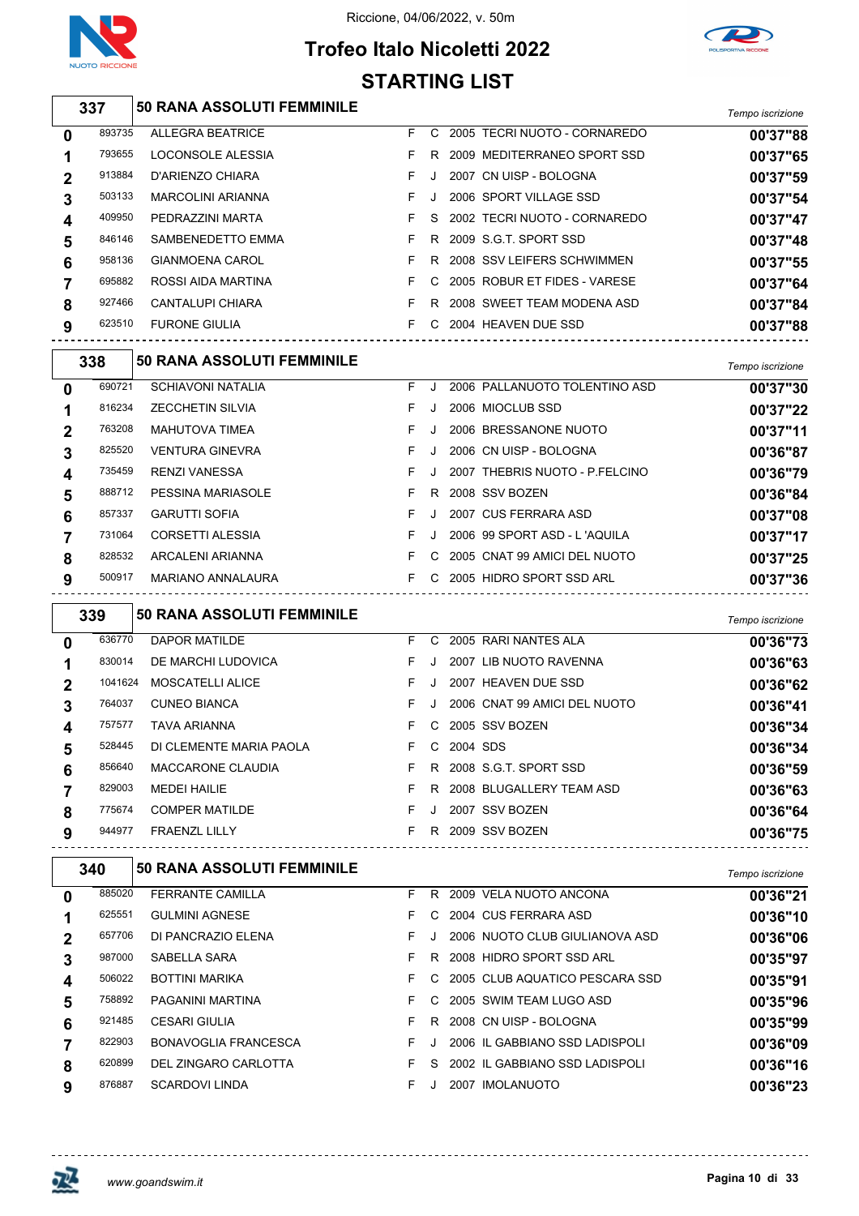Riccione, 04/06/2022, v. 50m

# Trofeo Italo Nicoletti 2022

## STARTING LIST

### 337 — 50 RANA ASSOLUTI FEMMINILE

| Corsia | Tessera | Nome | Sesso | Cat. | Anno | Società | Tempo iscrizione |
|---|---|---|---|---|---|---|---|
| 0 | 893735 | ALLEGRA BEATRICE | F | C | 2005 | TECRI NUOTO - CORNAREDO | 00'37"88 |
| 1 | 793655 | LOCONSOLE ALESSIA | F | R | 2009 | MEDITERRANEO SPORT SSD | 00'37"65 |
| 2 | 913884 | D'ARIENZO CHIARA | F | J | 2007 | CN UISP - BOLOGNA | 00'37"59 |
| 3 | 503133 | MARCOLINI ARIANNA | F | J | 2006 | SPORT VILLAGE SSD | 00'37"54 |
| 4 | 409950 | PEDRAZZINI MARTA | F | S | 2002 | TECRI NUOTO - CORNAREDO | 00'37"47 |
| 5 | 846146 | SAMBENEDETTO EMMA | F | R | 2009 | S.G.T. SPORT SSD | 00'37"48 |
| 6 | 958136 | GIANMOENA CAROL | F | R | 2008 | SSV LEIFERS SCHWIMMEN | 00'37"55 |
| 7 | 695882 | ROSSI AIDA MARTINA | F | C | 2005 | ROBUR ET FIDES - VARESE | 00'37"64 |
| 8 | 927466 | CANTALUPI CHIARA | F | R | 2008 | SWEET TEAM MODENA ASD | 00'37"84 |
| 9 | 623510 | FURONE GIULIA | F | C | 2004 | HEAVEN DUE SSD | 00'37"88 |

### 338 — 50 RANA ASSOLUTI FEMMINILE

| Corsia | Tessera | Nome | Sesso | Cat. | Anno | Società | Tempo iscrizione |
|---|---|---|---|---|---|---|---|
| 0 | 690721 | SCHIAVONI NATALIA | F | J | 2006 | PALLANUOTO TOLENTINO ASD | 00'37"30 |
| 1 | 816234 | ZECCHETIN SILVIA | F | J | 2006 | MIOCLUB SSD | 00'37"22 |
| 2 | 763208 | MAHUTOVA TIMEA | F | J | 2006 | BRESSANONE NUOTO | 00'37"11 |
| 3 | 825520 | VENTURA GINEVRA | F | J | 2006 | CN UISP - BOLOGNA | 00'36"87 |
| 4 | 735459 | RENZI VANESSA | F | J | 2007 | THEBRIS NUOTO - P.FELCINO | 00'36"79 |
| 5 | 888712 | PESSINA MARIASOLE | F | R | 2008 | SSV BOZEN | 00'36"84 |
| 6 | 857337 | GARUTTI SOFIA | F | J | 2007 | CUS FERRARA ASD | 00'37"08 |
| 7 | 731064 | CORSETTI ALESSIA | F | J | 2006 | 99 SPORT ASD - L 'AQUILA | 00'37"17 |
| 8 | 828532 | ARCALENI ARIANNA | F | C | 2005 | CNAT 99 AMICI DEL NUOTO | 00'37"25 |
| 9 | 500917 | MARIANO ANNALAURA | F | C | 2005 | HIDRO SPORT SSD ARL | 00'37"36 |

### 339 — 50 RANA ASSOLUTI FEMMINILE

| Corsia | Tessera | Nome | Sesso | Cat. | Anno | Società | Tempo iscrizione |
|---|---|---|---|---|---|---|---|
| 0 | 636770 | DAPOR MATILDE | F | C | 2005 | RARI NANTES ALA | 00'36"73 |
| 1 | 830014 | DE MARCHI LUDOVICA | F | J | 2007 | LIB NUOTO RAVENNA | 00'36"63 |
| 2 | 1041624 | MOSCATELLI ALICE | F | J | 2007 | HEAVEN DUE SSD | 00'36"62 |
| 3 | 764037 | CUNEO BIANCA | F | J | 2006 | CNAT 99 AMICI DEL NUOTO | 00'36"41 |
| 4 | 757577 | TAVA ARIANNA | F | C | 2005 | SSV BOZEN | 00'36"34 |
| 5 | 528445 | DI CLEMENTE MARIA PAOLA | F | C | 2004 | SDS | 00'36"34 |
| 6 | 856640 | MACCARONE CLAUDIA | F | R | 2008 | S.G.T. SPORT SSD | 00'36"59 |
| 7 | 829003 | MEDEI HAILIE | F | R | 2008 | BLUGALLERY TEAM ASD | 00'36"63 |
| 8 | 775674 | COMPER MATILDE | F | J | 2007 | SSV BOZEN | 00'36"64 |
| 9 | 944977 | FRAENZL LILLY | F | R | 2009 | SSV BOZEN | 00'36"75 |

### 340 — 50 RANA ASSOLUTI FEMMINILE

| Corsia | Tessera | Nome | Sesso | Cat. | Anno | Società | Tempo iscrizione |
|---|---|---|---|---|---|---|---|
| 0 | 885020 | FERRANTE CAMILLA | F | R | 2009 | VELA NUOTO ANCONA | 00'36"21 |
| 1 | 625551 | GULMINI AGNESE | F | C | 2004 | CUS FERRARA ASD | 00'36"10 |
| 2 | 657706 | DI PANCRAZIO ELENA | F | J | 2006 | NUOTO CLUB GIULIANOVA ASD | 00'36"06 |
| 3 | 987000 | SABELLA SARA | F | R | 2008 | HIDRO SPORT SSD ARL | 00'35"97 |
| 4 | 506022 | BOTTINI MARIKA | F | C | 2005 | CLUB AQUATICO PESCARA SSD | 00'35"91 |
| 5 | 758892 | PAGANINI MARTINA | F | C | 2005 | SWIM TEAM LUGO ASD | 00'35"96 |
| 6 | 921485 | CESARI GIULIA | F | R | 2008 | CN UISP - BOLOGNA | 00'35"99 |
| 7 | 822903 | BONAVOGLIA FRANCESCA | F | J | 2006 | IL GABBIANO SSD LADISPOLI | 00'36"09 |
| 8 | 620899 | DEL ZINGARO CARLOTTA | F | S | 2002 | IL GABBIANO SSD LADISPOLI | 00'36"16 |
| 9 | 876887 | SCARDOVI LINDA | F | J | 2007 | IMOLANUOTO | 00'36"23 |

www.goandswim.it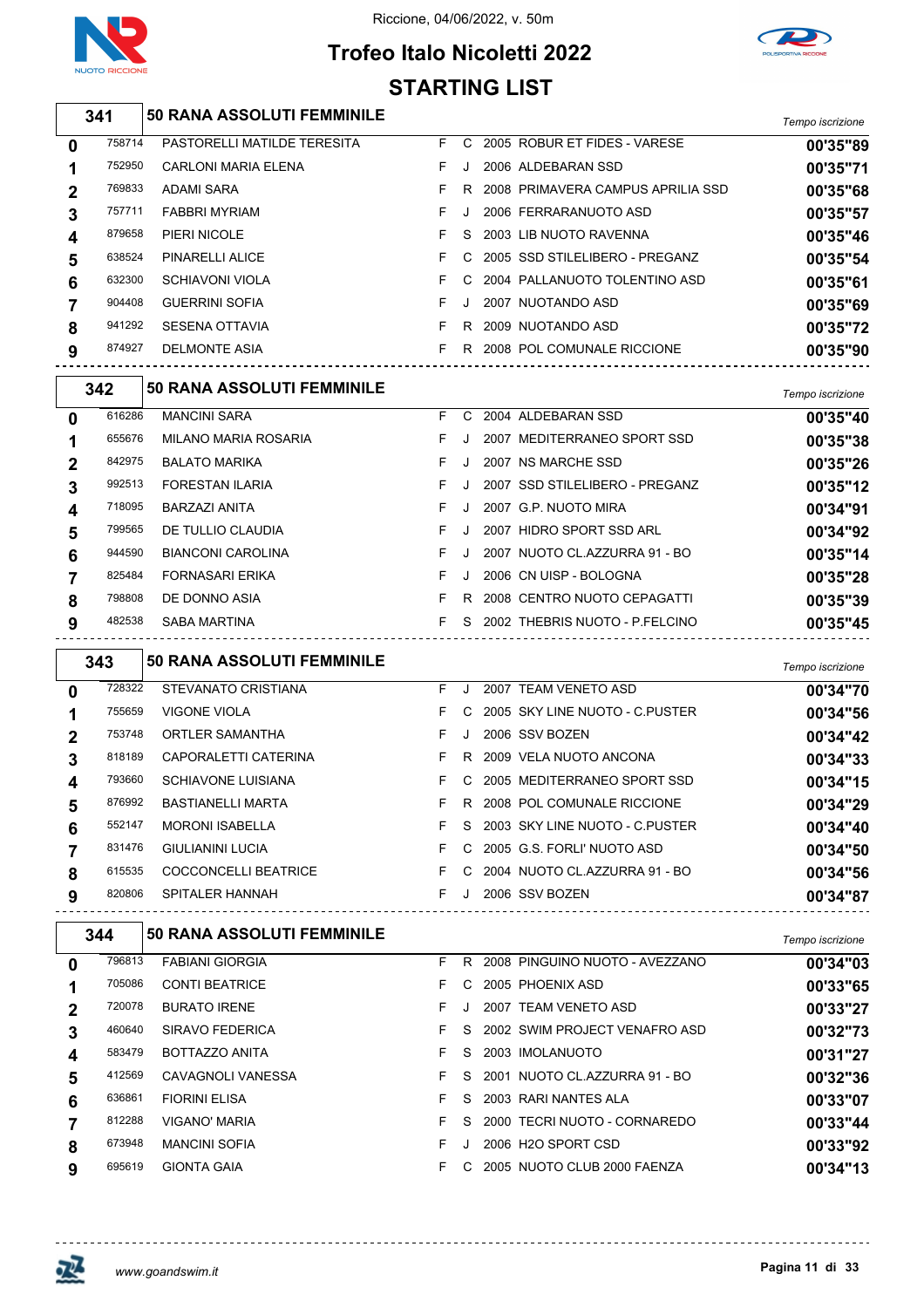Riccione, 04/06/2022, v. 50m

# Trofeo Italo Nicoletti 2022

## STARTING LIST

| 341 | 50 RANA ASSOLUTI FEMMINILE | | | | | | Tempo iscrizione |
|---|---|---|---|---|---|---|---|
| 0 | 758714 | PASTORELLI MATILDE TERESITA | F | C | 2005 | ROBUR ET FIDES - VARESE | 00'35"89 |
| 1 | 752950 | CARLONI MARIA ELENA | F | J | 2006 | ALDEBARAN SSD | 00'35"71 |
| 2 | 769833 | ADAMI SARA | F | R | 2008 | PRIMAVERA CAMPUS APRILIA SSD | 00'35"68 |
| 3 | 757711 | FABBRI MYRIAM | F | J | 2006 | FERRARANUOTO ASD | 00'35"57 |
| 4 | 879658 | PIERI NICOLE | F | S | 2003 | LIB NUOTO RAVENNA | 00'35"46 |
| 5 | 638524 | PINARELLI ALICE | F | C | 2005 | SSD STILELIBERO - PREGANZ | 00'35"54 |
| 6 | 632300 | SCHIAVONI VIOLA | F | C | 2004 | PALLANUOTO TOLENTINO ASD | 00'35"61 |
| 7 | 904408 | GUERRINI SOFIA | F | J | 2007 | NUOTANDO ASD | 00'35"69 |
| 8 | 941292 | SESENA OTTAVIA | F | R | 2009 | NUOTANDO ASD | 00'35"72 |
| 9 | 874927 | DELMONTE ASIA | F | R | 2008 | POL COMUNALE RICCIONE | 00'35"90 |

| 342 | 50 RANA ASSOLUTI FEMMINILE | | | | | | Tempo iscrizione |
|---|---|---|---|---|---|---|---|
| 0 | 616286 | MANCINI SARA | F | C | 2004 | ALDEBARAN SSD | 00'35"40 |
| 1 | 655676 | MILANO MARIA ROSARIA | F | J | 2007 | MEDITERRANEO SPORT SSD | 00'35"38 |
| 2 | 842975 | BALATO MARIKA | F | J | 2007 | NS MARCHE SSD | 00'35"26 |
| 3 | 992513 | FORESTAN ILARIA | F | J | 2007 | SSD STILELIBERO - PREGANZ | 00'35"12 |
| 4 | 718095 | BARZAZI ANITA | F | J | 2007 | G.P. NUOTO MIRA | 00'34"91 |
| 5 | 799565 | DE TULLIO CLAUDIA | F | J | 2007 | HIDRO SPORT SSD ARL | 00'34"92 |
| 6 | 944590 | BIANCONI CAROLINA | F | J | 2007 | NUOTO CL.AZZURRA 91 - BO | 00'35"14 |
| 7 | 825484 | FORNASARI ERIKA | F | J | 2006 | CN UISP - BOLOGNA | 00'35"28 |
| 8 | 798808 | DE DONNO ASIA | F | R | 2008 | CENTRO NUOTO CEPAGATTI | 00'35"39 |
| 9 | 482538 | SABA MARTINA | F | S | 2002 | THEBRIS NUOTO - P.FELCINO | 00'35"45 |

| 343 | 50 RANA ASSOLUTI FEMMINILE | | | | | | Tempo iscrizione |
|---|---|---|---|---|---|---|---|
| 0 | 728322 | STEVANATO CRISTIANA | F | J | 2007 | TEAM VENETO ASD | 00'34"70 |
| 1 | 755659 | VIGONE VIOLA | F | C | 2005 | SKY LINE NUOTO - C.PUSTER | 00'34"56 |
| 2 | 753748 | ORTLER SAMANTHA | F | J | 2006 | SSV BOZEN | 00'34"42 |
| 3 | 818189 | CAPORALETTI CATERINA | F | R | 2009 | VELA NUOTO ANCONA | 00'34"33 |
| 4 | 793660 | SCHIAVONE LUISIANA | F | C | 2005 | MEDITERRANEO SPORT SSD | 00'34"15 |
| 5 | 876992 | BASTIANELLI MARTA | F | R | 2008 | POL COMUNALE RICCIONE | 00'34"29 |
| 6 | 552147 | MORONI ISABELLA | F | S | 2003 | SKY LINE NUOTO - C.PUSTER | 00'34"40 |
| 7 | 831476 | GIULIANINI LUCIA | F | C | 2005 | G.S. FORLI' NUOTO ASD | 00'34"50 |
| 8 | 615535 | COCCONCELLI BEATRICE | F | C | 2004 | NUOTO CL.AZZURRA 91 - BO | 00'34"56 |
| 9 | 820806 | SPITALER HANNAH | F | J | 2006 | SSV BOZEN | 00'34"87 |

| 344 | 50 RANA ASSOLUTI FEMMINILE | | | | | | Tempo iscrizione |
|---|---|---|---|---|---|---|---|
| 0 | 796813 | FABIANI GIORGIA | F | R | 2008 | PINGUINO NUOTO - AVEZZANO | 00'34"03 |
| 1 | 705086 | CONTI BEATRICE | F | C | 2005 | PHOENIX ASD | 00'33"65 |
| 2 | 720078 | BURATO IRENE | F | J | 2007 | TEAM VENETO ASD | 00'33"27 |
| 3 | 460640 | SIRAVO FEDERICA | F | S | 2002 | SWIM PROJECT VENAFRO ASD | 00'32"73 |
| 4 | 583479 | BOTTAZZO ANITA | F | S | 2003 | IMOLANUOTO | 00'31"27 |
| 5 | 412569 | CAVAGNOLI VANESSA | F | S | 2001 | NUOTO CL.AZZURRA 91 - BO | 00'32"36 |
| 6 | 636861 | FIORINI ELISA | F | S | 2003 | RARI NANTES ALA | 00'33"07 |
| 7 | 812288 | VIGANO' MARIA | F | S | 2000 | TECRI NUOTO - CORNAREDO | 00'33"44 |
| 8 | 673948 | MANCINI SOFIA | F | J | 2006 | H2O SPORT CSD | 00'33"92 |
| 9 | 695619 | GIONTA GAIA | F | C | 2005 | NUOTO CLUB 2000 FAENZA | 00'34"13 |

www.goandswim.it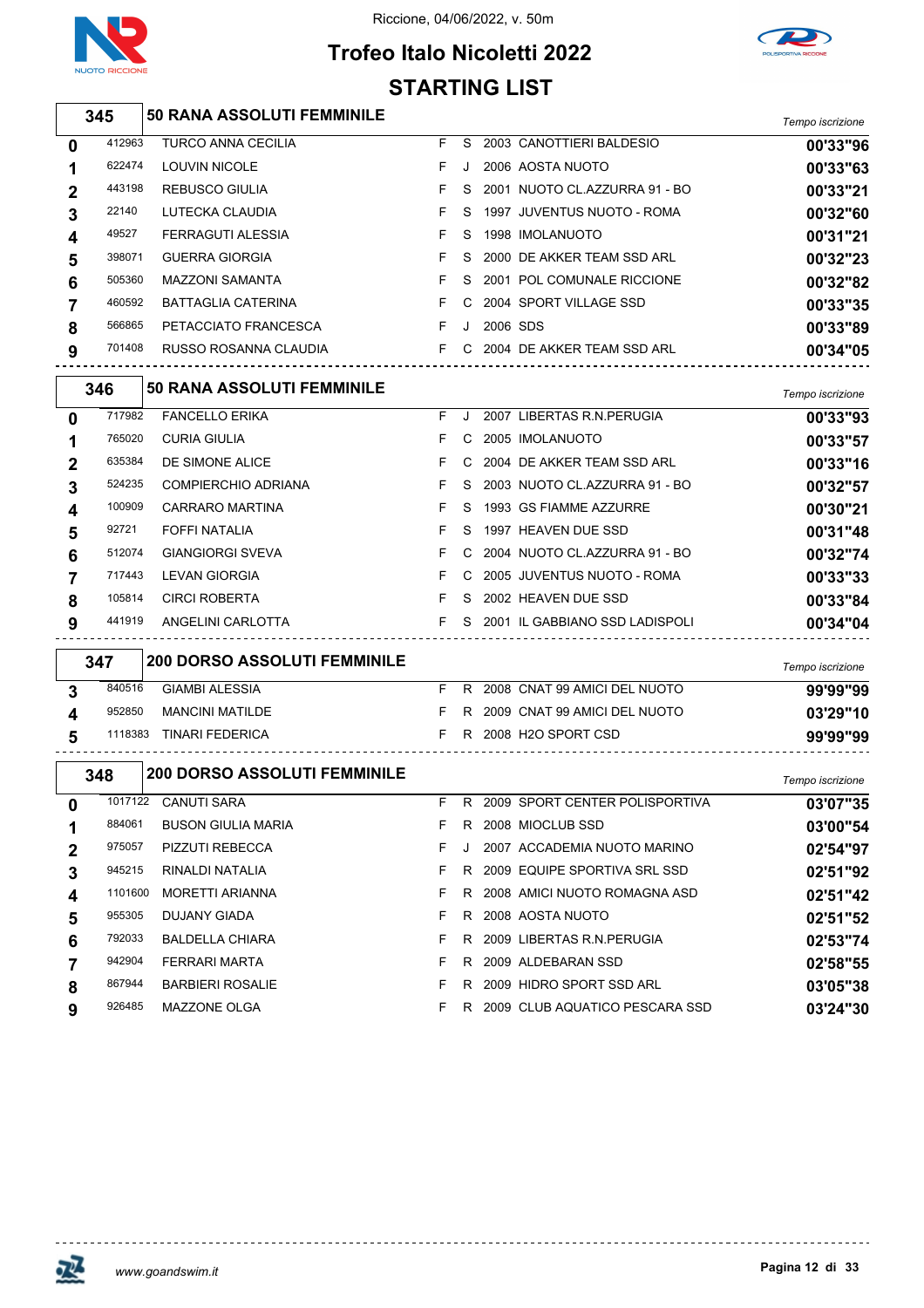Riccione, 04/06/2022, v. 50m

# Trofeo Italo Nicoletti 2022

## STARTING LIST

### 345 — 50 RANA ASSOLUTI FEMMINILE

| | | | | | | | Tempo iscrizione |
|---|---|---|---|---|---|---|---|
| 0 | 412963 | TURCO ANNA CECILIA | F | S | 2003 | CANOTTIERI BALDESIO | 00'33"96 |
| 1 | 622474 | LOUVIN NICOLE | F | J | 2006 | AOSTA NUOTO | 00'33"63 |
| 2 | 443198 | REBUSCO GIULIA | F | S | 2001 | NUOTO CL.AZZURRA 91 - BO | 00'33"21 |
| 3 | 22140 | LUTECKA CLAUDIA | F | S | 1997 | JUVENTUS NUOTO - ROMA | 00'32"60 |
| 4 | 49527 | FERRAGUTI ALESSIA | F | S | 1998 | IMOLANUOTO | 00'31"21 |
| 5 | 398071 | GUERRA GIORGIA | F | S | 2000 | DE AKKER TEAM SSD ARL | 00'32"23 |
| 6 | 505360 | MAZZONI SAMANTA | F | S | 2001 | POL COMUNALE RICCIONE | 00'32"82 |
| 7 | 460592 | BATTAGLIA CATERINA | F | C | 2004 | SPORT VILLAGE SSD | 00'33"35 |
| 8 | 566865 | PETACCIATO FRANCESCA | F | J | 2006 | SDS | 00'33"89 |
| 9 | 701408 | RUSSO ROSANNA CLAUDIA | F | C | 2004 | DE AKKER TEAM SSD ARL | 00'34"05 |

### 346 — 50 RANA ASSOLUTI FEMMINILE

| | | | | | | | Tempo iscrizione |
|---|---|---|---|---|---|---|---|
| 0 | 717982 | FANCELLO ERIKA | F | J | 2007 | LIBERTAS R.N.PERUGIA | 00'33"93 |
| 1 | 765020 | CURIA GIULIA | F | C | 2005 | IMOLANUOTO | 00'33"57 |
| 2 | 635384 | DE SIMONE ALICE | F | C | 2004 | DE AKKER TEAM SSD ARL | 00'33"16 |
| 3 | 524235 | COMPIERCHIO ADRIANA | F | S | 2003 | NUOTO CL.AZZURRA 91 - BO | 00'32"57 |
| 4 | 100909 | CARRARO MARTINA | F | S | 1993 | GS FIAMME AZZURRE | 00'30"21 |
| 5 | 92721 | FOFFI NATALIA | F | S | 1997 | HEAVEN DUE SSD | 00'31"48 |
| 6 | 512074 | GIANGIORGI SVEVA | F | C | 2004 | NUOTO CL.AZZURRA 91 - BO | 00'32"74 |
| 7 | 717443 | LEVAN GIORGIA | F | C | 2005 | JUVENTUS NUOTO - ROMA | 00'33"33 |
| 8 | 105814 | CIRCI ROBERTA | F | S | 2002 | HEAVEN DUE SSD | 00'33"84 |
| 9 | 441919 | ANGELINI CARLOTTA | F | S | 2001 | IL GABBIANO SSD LADISPOLI | 00'34"04 |

### 347 — 200 DORSO ASSOLUTI FEMMINILE

| | | | | | | | Tempo iscrizione |
|---|---|---|---|---|---|---|---|
| 3 | 840516 | GIAMBI ALESSIA | F | R | 2008 | CNAT 99 AMICI DEL NUOTO | 99'99"99 |
| 4 | 952850 | MANCINI MATILDE | F | R | 2009 | CNAT 99 AMICI DEL NUOTO | 03'29"10 |
| 5 | 1118383 | TINARI FEDERICA | F | R | 2008 | H2O SPORT CSD | 99'99"99 |

### 348 — 200 DORSO ASSOLUTI FEMMINILE

| | | | | | | | Tempo iscrizione |
|---|---|---|---|---|---|---|---|
| 0 | 1017122 | CANUTI SARA | F | R | 2009 | SPORT CENTER POLISPORTIVA | 03'07"35 |
| 1 | 884061 | BUSON GIULIA MARIA | F | R | 2008 | MIOCLUB SSD | 03'00"54 |
| 2 | 975057 | PIZZUTI REBECCA | F | J | 2007 | ACCADEMIA NUOTO MARINO | 02'54"97 |
| 3 | 945215 | RINALDI NATALIA | F | R | 2009 | EQUIPE SPORTIVA SRL SSD | 02'51"92 |
| 4 | 1101600 | MORETTI ARIANNA | F | R | 2008 | AMICI NUOTO ROMAGNA ASD | 02'51"42 |
| 5 | 955305 | DUJANY GIADA | F | R | 2008 | AOSTA NUOTO | 02'51"52 |
| 6 | 792033 | BALDELLA CHIARA | F | R | 2009 | LIBERTAS R.N.PERUGIA | 02'53"74 |
| 7 | 942904 | FERRARI MARTA | F | R | 2009 | ALDEBARAN SSD | 02'58"55 |
| 8 | 867944 | BARBIERI ROSALIE | F | R | 2009 | HIDRO SPORT SSD ARL | 03'05"38 |
| 9 | 926485 | MAZZONE OLGA | F | R | 2009 | CLUB AQUATICO PESCARA SSD | 03'24"30 |

www.goandswim.it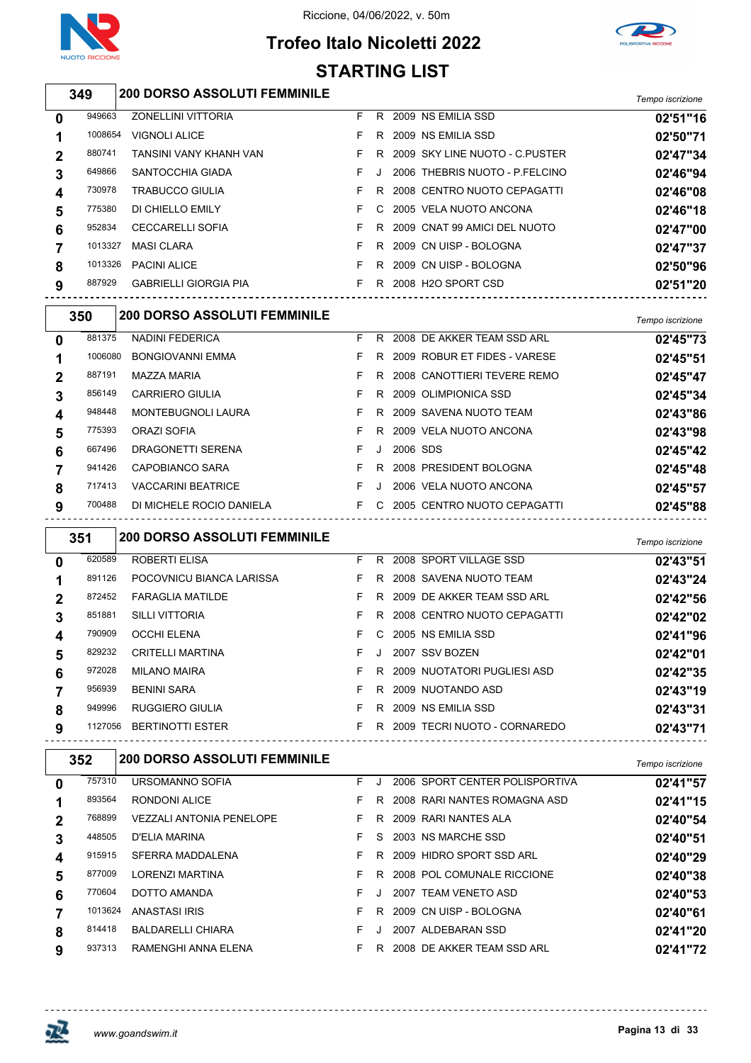Riccione, 04/06/2022, v. 50m

# Trofeo Italo Nicoletti 2022

## STARTING LIST

### 349 200 DORSO ASSOLUTI FEMMINILE

| | | | | | | | Tempo iscrizione |
|---|---|---|---|---|---|---|---|
| 0 | 949663 | ZONELLINI VITTORIA | F | R | 2009 | NS EMILIA SSD | 02'51"16 |
| 1 | 1008654 | VIGNOLI ALICE | F | R | 2009 | NS EMILIA SSD | 02'50"71 |
| 2 | 880741 | TANSINI VANY KHANH VAN | F | R | 2009 | SKY LINE NUOTO - C.PUSTER | 02'47"34 |
| 3 | 649866 | SANTOCCHIA GIADA | F | J | 2006 | THEBRIS NUOTO - P.FELCINO | 02'46"94 |
| 4 | 730978 | TRABUCCO GIULIA | F | R | 2008 | CENTRO NUOTO CEPAGATTI | 02'46"08 |
| 5 | 775380 | DI CHIELLO EMILY | F | C | 2005 | VELA NUOTO ANCONA | 02'46"18 |
| 6 | 952834 | CECCARELLI SOFIA | F | R | 2009 | CNAT 99 AMICI DEL NUOTO | 02'47"00 |
| 7 | 1013327 | MASI CLARA | F | R | 2009 | CN UISP - BOLOGNA | 02'47"37 |
| 8 | 1013326 | PACINI ALICE | F | R | 2009 | CN UISP - BOLOGNA | 02'50"96 |
| 9 | 887929 | GABRIELLI GIORGIA PIA | F | R | 2008 | H2O SPORT CSD | 02'51"20 |

### 350 200 DORSO ASSOLUTI FEMMINILE

| | | | | | | | Tempo iscrizione |
|---|---|---|---|---|---|---|---|
| 0 | 881375 | NADINI FEDERICA | F | R | 2008 | DE AKKER TEAM SSD ARL | 02'45"73 |
| 1 | 1006080 | BONGIOVANNI EMMA | F | R | 2009 | ROBUR ET FIDES - VARESE | 02'45"51 |
| 2 | 887191 | MAZZA MARIA | F | R | 2008 | CANOTTIERI TEVERE REMO | 02'45"47 |
| 3 | 856149 | CARRIERO GIULIA | F | R | 2009 | OLIMPIONICA SSD | 02'45"34 |
| 4 | 948448 | MONTEBUGNOLI LAURA | F | R | 2009 | SAVENA NUOTO TEAM | 02'43"86 |
| 5 | 775393 | ORAZI SOFIA | F | R | 2009 | VELA NUOTO ANCONA | 02'43"98 |
| 6 | 667496 | DRAGONETTI SERENA | F | J | 2006 | SDS | 02'45"42 |
| 7 | 941426 | CAPOBIANCO SARA | F | R | 2008 | PRESIDENT BOLOGNA | 02'45"48 |
| 8 | 717413 | VACCARINI BEATRICE | F | J | 2006 | VELA NUOTO ANCONA | 02'45"57 |
| 9 | 700488 | DI MICHELE ROCIO DANIELA | F | C | 2005 | CENTRO NUOTO CEPAGATTI | 02'45"88 |

### 351 200 DORSO ASSOLUTI FEMMINILE

| | | | | | | | Tempo iscrizione |
|---|---|---|---|---|---|---|---|
| 0 | 620589 | ROBERTI ELISA | F | R | 2008 | SPORT VILLAGE SSD | 02'43"51 |
| 1 | 891126 | POCOVNICU BIANCA LARISSA | F | R | 2008 | SAVENA NUOTO TEAM | 02'43"24 |
| 2 | 872452 | FARAGLIA MATILDE | F | R | 2009 | DE AKKER TEAM SSD ARL | 02'42"56 |
| 3 | 851881 | SILLI VITTORIA | F | R | 2008 | CENTRO NUOTO CEPAGATTI | 02'42"02 |
| 4 | 790909 | OCCHI ELENA | F | C | 2005 | NS EMILIA SSD | 02'41"96 |
| 5 | 829232 | CRITELLI MARTINA | F | J | 2007 | SSV BOZEN | 02'42"01 |
| 6 | 972028 | MILANO MAIRA | F | R | 2009 | NUOTATORI PUGLIESI ASD | 02'42"35 |
| 7 | 956939 | BENINI SARA | F | R | 2009 | NUOTANDO ASD | 02'43"19 |
| 8 | 949996 | RUGGIERO GIULIA | F | R | 2009 | NS EMILIA SSD | 02'43"31 |
| 9 | 1127056 | BERTINOTTI ESTER | F | R | 2009 | TECRI NUOTO - CORNAREDO | 02'43"71 |

### 352 200 DORSO ASSOLUTI FEMMINILE

| | | | | | | | Tempo iscrizione |
|---|---|---|---|---|---|---|---|
| 0 | 757310 | URSOMANNO SOFIA | F | J | 2006 | SPORT CENTER POLISPORTIVA | 02'41"57 |
| 1 | 893564 | RONDONI ALICE | F | R | 2008 | RARI NANTES ROMAGNA ASD | 02'41"15 |
| 2 | 768899 | VEZZALI ANTONIA PENELOPE | F | R | 2009 | RARI NANTES ALA | 02'40"54 |
| 3 | 448505 | D'ELIA MARINA | F | S | 2003 | NS MARCHE SSD | 02'40"51 |
| 4 | 915915 | SFERRA MADDALENA | F | R | 2009 | HIDRO SPORT SSD ARL | 02'40"29 |
| 5 | 877009 | LORENZI MARTINA | F | R | 2008 | POL COMUNALE RICCIONE | 02'40"38 |
| 6 | 770604 | DOTTO AMANDA | F | J | 2007 | TEAM VENETO ASD | 02'40"53 |
| 7 | 1013624 | ANASTASI IRIS | F | R | 2009 | CN UISP - BOLOGNA | 02'40"61 |
| 8 | 814418 | BALDARELLI CHIARA | F | J | 2007 | ALDEBARAN SSD | 02'41"20 |
| 9 | 937313 | RAMENGHI ANNA ELENA | F | R | 2008 | DE AKKER TEAM SSD ARL | 02'41"72 |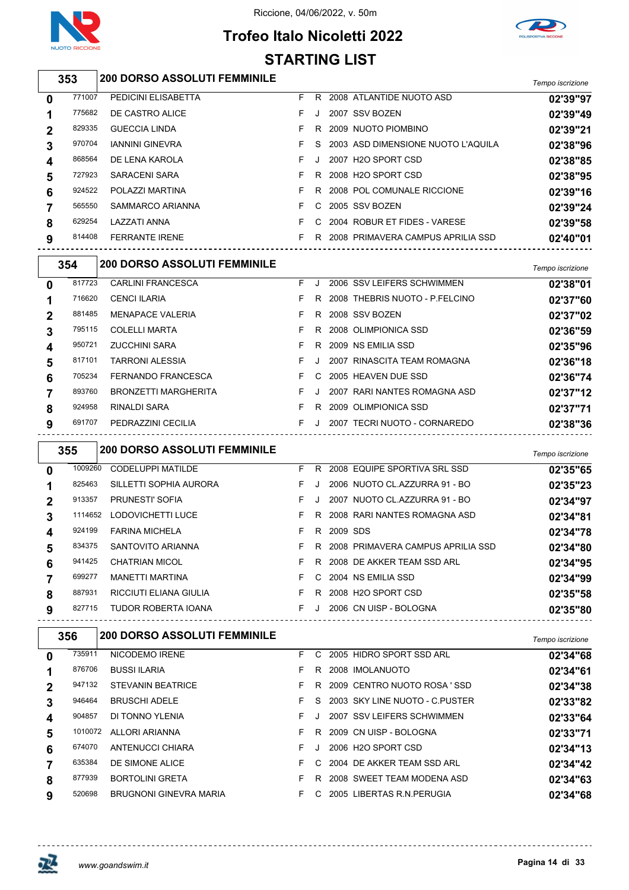Riccione, 04/06/2022, v. 50m

# Trofeo Italo Nicoletti 2022

## STARTING LIST

### 353 — 200 DORSO ASSOLUTI FEMMINILE

| Corsia | Tessera | Nome | Sesso | Cat. | Anno | Società | Tempo iscrizione |
|---|---|---|---|---|---|---|---|
| 0 | 771007 | PEDICINI ELISABETTA | F | R | 2008 | ATLANTIDE NUOTO ASD | 02'39"97 |
| 1 | 775682 | DE CASTRO ALICE | F | J | 2007 | SSV BOZEN | 02'39"49 |
| 2 | 829335 | GUECCIA LINDA | F | R | 2009 | NUOTO PIOMBINO | 02'39"21 |
| 3 | 970704 | IANNINI GINEVRA | F | S | 2003 | ASD DIMENSIONE NUOTO L'AQUILA | 02'38"96 |
| 4 | 868564 | DE LENA KAROLA | F | J | 2007 | H2O SPORT CSD | 02'38"85 |
| 5 | 727923 | SARACENI SARA | F | R | 2008 | H2O SPORT CSD | 02'38"95 |
| 6 | 924522 | POLAZZI MARTINA | F | R | 2008 | POL COMUNALE RICCIONE | 02'39"16 |
| 7 | 565550 | SAMMARCO ARIANNA | F | C | 2005 | SSV BOZEN | 02'39"24 |
| 8 | 629254 | LAZZATI ANNA | F | C | 2004 | ROBUR ET FIDES - VARESE | 02'39"58 |
| 9 | 814408 | FERRANTE IRENE | F | R | 2008 | PRIMAVERA CAMPUS APRILIA SSD | 02'40"01 |

### 354 — 200 DORSO ASSOLUTI FEMMINILE

| Corsia | Tessera | Nome | Sesso | Cat. | Anno | Società | Tempo iscrizione |
|---|---|---|---|---|---|---|---|
| 0 | 817723 | CARLINI FRANCESCA | F | J | 2006 | SSV LEIFERS SCHWIMMEN | 02'38"01 |
| 1 | 716620 | CENCI ILARIA | F | R | 2008 | THEBRIS NUOTO - P.FELCINO | 02'37"60 |
| 2 | 881485 | MENAPACE VALERIA | F | R | 2008 | SSV BOZEN | 02'37"02 |
| 3 | 795115 | COLELLI MARTA | F | R | 2008 | OLIMPIONICA SSD | 02'36"59 |
| 4 | 950721 | ZUCCHINI SARA | F | R | 2009 | NS EMILIA SSD | 02'35"96 |
| 5 | 817101 | TARRONI ALESSIA | F | J | 2007 | RINASCITA TEAM ROMAGNA | 02'36"18 |
| 6 | 705234 | FERNANDO FRANCESCA | F | C | 2005 | HEAVEN DUE SSD | 02'36"74 |
| 7 | 893760 | BRONZETTI MARGHERITA | F | J | 2007 | RARI NANTES ROMAGNA ASD | 02'37"12 |
| 8 | 924958 | RINALDI SARA | F | R | 2009 | OLIMPIONICA SSD | 02'37"71 |
| 9 | 691707 | PEDRAZZINI CECILIA | F | J | 2007 | TECRI NUOTO - CORNAREDO | 02'38"36 |

### 355 — 200 DORSO ASSOLUTI FEMMINILE

| Corsia | Tessera | Nome | Sesso | Cat. | Anno | Società | Tempo iscrizione |
|---|---|---|---|---|---|---|---|
| 0 | 1009260 | CODELUPPI MATILDE | F | R | 2008 | EQUIPE SPORTIVA SRL SSD | 02'35"65 |
| 1 | 825463 | SILLETTI SOPHIA AURORA | F | J | 2006 | NUOTO CL.AZZURRA 91 - BO | 02'35"23 |
| 2 | 913357 | PRUNESTI' SOFIA | F | J | 2007 | NUOTO CL.AZZURRA 91 - BO | 02'34"97 |
| 3 | 1114652 | LODOVICHETTI LUCE | F | R | 2008 | RARI NANTES ROMAGNA ASD | 02'34"81 |
| 4 | 924199 | FARINA MICHELA | F | R | 2009 | SDS | 02'34"78 |
| 5 | 834375 | SANTOVITO ARIANNA | F | R | 2008 | PRIMAVERA CAMPUS APRILIA SSD | 02'34"80 |
| 6 | 941425 | CHATRIAN MICOL | F | R | 2008 | DE AKKER TEAM SSD ARL | 02'34"95 |
| 7 | 699277 | MANETTI MARTINA | F | C | 2004 | NS EMILIA SSD | 02'34"99 |
| 8 | 887931 | RICCIUTI ELIANA GIULIA | F | R | 2008 | H2O SPORT CSD | 02'35"58 |
| 9 | 827715 | TUDOR ROBERTA IOANA | F | J | 2006 | CN UISP - BOLOGNA | 02'35"80 |

### 356 — 200 DORSO ASSOLUTI FEMMINILE

| Corsia | Tessera | Nome | Sesso | Cat. | Anno | Società | Tempo iscrizione |
|---|---|---|---|---|---|---|---|
| 0 | 735911 | NICODEMO IRENE | F | C | 2005 | HIDRO SPORT SSD ARL | 02'34"68 |
| 1 | 876706 | BUSSI ILARIA | F | R | 2008 | IMOLANUOTO | 02'34"61 |
| 2 | 947132 | STEVANIN BEATRICE | F | R | 2009 | CENTRO NUOTO ROSA ' SSD | 02'34"38 |
| 3 | 946464 | BRUSCHI ADELE | F | S | 2003 | SKY LINE NUOTO - C.PUSTER | 02'33"82 |
| 4 | 904857 | DI TONNO YLENIA | F | J | 2007 | SSV LEIFERS SCHWIMMEN | 02'33"64 |
| 5 | 1010072 | ALLORI ARIANNA | F | R | 2009 | CN UISP - BOLOGNA | 02'33"71 |
| 6 | 674070 | ANTENUCCI CHIARA | F | J | 2006 | H2O SPORT CSD | 02'34"13 |
| 7 | 635384 | DE SIMONE ALICE | F | C | 2004 | DE AKKER TEAM SSD ARL | 02'34"42 |
| 8 | 877939 | BORTOLINI GRETA | F | R | 2008 | SWEET TEAM MODENA ASD | 02'34"63 |
| 9 | 520698 | BRUGNONI GINEVRA MARIA | F | C | 2005 | LIBERTAS R.N.PERUGIA | 02'34"68 |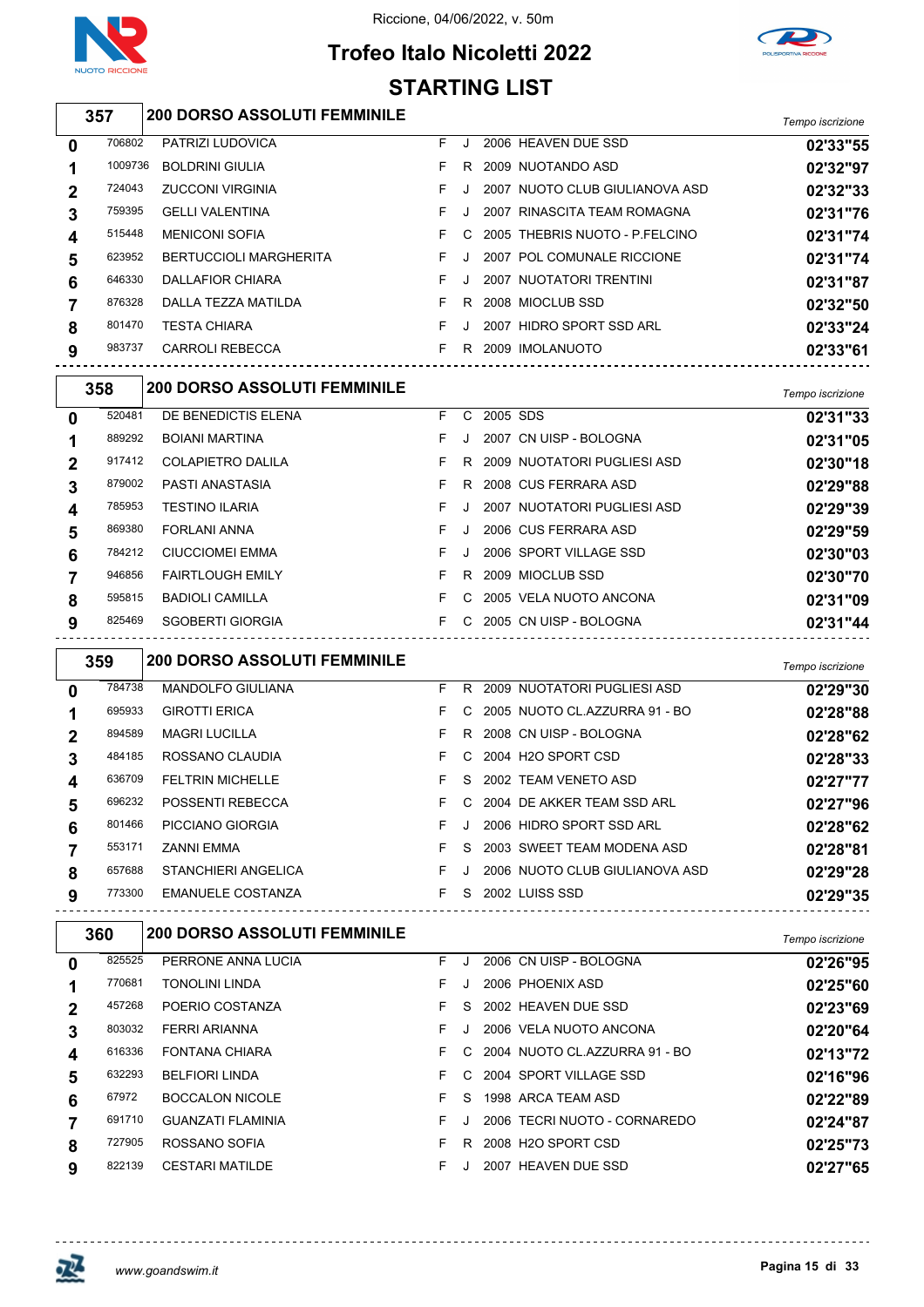Riccione, 04/06/2022, v. 50m

# Trofeo Italo Nicoletti 2022

## STARTING LIST

### 357 — 200 DORSO ASSOLUTI FEMMINILE

| Corsia | Codice | Nome | Sesso | Cat. | Anno | Società | Tempo iscrizione |
|---|---|---|---|---|---|---|---|
| 0 | 706802 | PATRIZI LUDOVICA | F | J | 2006 | HEAVEN DUE SSD | 02'33"55 |
| 1 | 1009736 | BOLDRINI GIULIA | F | R | 2009 | NUOTANDO ASD | 02'32"97 |
| 2 | 724043 | ZUCCONI VIRGINIA | F | J | 2007 | NUOTO CLUB GIULIANOVA ASD | 02'32"33 |
| 3 | 759395 | GELLI VALENTINA | F | J | 2007 | RINASCITA TEAM ROMAGNA | 02'31"76 |
| 4 | 515448 | MENICONI SOFIA | F | C | 2005 | THEBRIS NUOTO - P.FELCINO | 02'31"74 |
| 5 | 623952 | BERTUCCIOLI MARGHERITA | F | J | 2007 | POL COMUNALE RICCIONE | 02'31"74 |
| 6 | 646330 | DALLAFIOR CHIARA | F | J | 2007 | NUOTATORI TRENTINI | 02'31"87 |
| 7 | 876328 | DALLA TEZZA MATILDA | F | R | 2008 | MIOCLUB SSD | 02'32"50 |
| 8 | 801470 | TESTA CHIARA | F | J | 2007 | HIDRO SPORT SSD ARL | 02'33"24 |
| 9 | 983737 | CARROLI REBECCA | F | R | 2009 | IMOLANUOTO | 02'33"61 |

### 358 — 200 DORSO ASSOLUTI FEMMINILE

| Corsia | Codice | Nome | Sesso | Cat. | Anno | Società | Tempo iscrizione |
|---|---|---|---|---|---|---|---|
| 0 | 520481 | DE BENEDICTIS ELENA | F | C | 2005 | SDS | 02'31"33 |
| 1 | 889292 | BOIANI MARTINA | F | J | 2007 | CN UISP - BOLOGNA | 02'31"05 |
| 2 | 917412 | COLAPIETRO DALILA | F | R | 2009 | NUOTATORI PUGLIESI ASD | 02'30"18 |
| 3 | 879002 | PASTI ANASTASIA | F | R | 2008 | CUS FERRARA ASD | 02'29"88 |
| 4 | 785953 | TESTINO ILARIA | F | J | 2007 | NUOTATORI PUGLIESI ASD | 02'29"39 |
| 5 | 869380 | FORLANI ANNA | F | J | 2006 | CUS FERRARA ASD | 02'29"59 |
| 6 | 784212 | CIUCCIOMEI EMMA | F | J | 2006 | SPORT VILLAGE SSD | 02'30"03 |
| 7 | 946856 | FAIRTLOUGH EMILY | F | R | 2009 | MIOCLUB SSD | 02'30"70 |
| 8 | 595815 | BADIOLI CAMILLA | F | C | 2005 | VELA NUOTO ANCONA | 02'31"09 |
| 9 | 825469 | SGOBERTI GIORGIA | F | C | 2005 | CN UISP - BOLOGNA | 02'31"44 |

### 359 — 200 DORSO ASSOLUTI FEMMINILE

| Corsia | Codice | Nome | Sesso | Cat. | Anno | Società | Tempo iscrizione |
|---|---|---|---|---|---|---|---|
| 0 | 784738 | MANDOLFO GIULIANA | F | R | 2009 | NUOTATORI PUGLIESI ASD | 02'29"30 |
| 1 | 695933 | GIROTTI ERICA | F | C | 2005 | NUOTO CL.AZZURRA 91 - BO | 02'28"88 |
| 2 | 894589 | MAGRI LUCILLA | F | R | 2008 | CN UISP - BOLOGNA | 02'28"62 |
| 3 | 484185 | ROSSANO CLAUDIA | F | C | 2004 | H2O SPORT CSD | 02'28"33 |
| 4 | 636709 | FELTRIN MICHELLE | F | S | 2002 | TEAM VENETO ASD | 02'27"77 |
| 5 | 696232 | POSSENTI REBECCA | F | C | 2004 | DE AKKER TEAM SSD ARL | 02'27"96 |
| 6 | 801466 | PICCIANO GIORGIA | F | J | 2006 | HIDRO SPORT SSD ARL | 02'28"62 |
| 7 | 553171 | ZANNI EMMA | F | S | 2003 | SWEET TEAM MODENA ASD | 02'28"81 |
| 8 | 657688 | STANCHIERI ANGELICA | F | J | 2006 | NUOTO CLUB GIULIANOVA ASD | 02'29"28 |
| 9 | 773300 | EMANUELE COSTANZA | F | S | 2002 | LUISS SSD | 02'29"35 |

### 360 — 200 DORSO ASSOLUTI FEMMINILE

| Corsia | Codice | Nome | Sesso | Cat. | Anno | Società | Tempo iscrizione |
|---|---|---|---|---|---|---|---|
| 0 | 825525 | PERRONE ANNA LUCIA | F | J | 2006 | CN UISP - BOLOGNA | 02'26"95 |
| 1 | 770681 | TONOLINI LINDA | F | J | 2006 | PHOENIX ASD | 02'25"60 |
| 2 | 457268 | POERIO COSTANZA | F | S | 2002 | HEAVEN DUE SSD | 02'23"69 |
| 3 | 803032 | FERRI ARIANNA | F | J | 2006 | VELA NUOTO ANCONA | 02'20"64 |
| 4 | 616336 | FONTANA CHIARA | F | C | 2004 | NUOTO CL.AZZURRA 91 - BO | 02'13"72 |
| 5 | 632293 | BELFIORI LINDA | F | C | 2004 | SPORT VILLAGE SSD | 02'16"96 |
| 6 | 67972 | BOCCALON NICOLE | F | S | 1998 | ARCA TEAM ASD | 02'22"89 |
| 7 | 691710 | GUANZATI FLAMINIA | F | J | 2006 | TECRI NUOTO - CORNAREDO | 02'24"87 |
| 8 | 727905 | ROSSANO SOFIA | F | R | 2008 | H2O SPORT CSD | 02'25"73 |
| 9 | 822139 | CESTARI MATILDE | F | J | 2007 | HEAVEN DUE SSD | 02'27"65 |

www.goandswim.it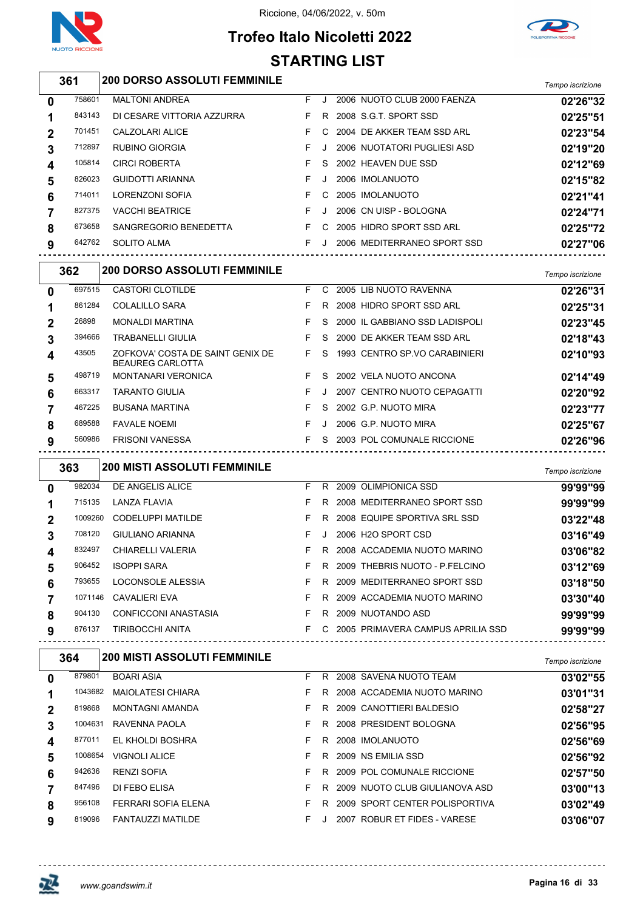Riccione, 04/06/2022, v. 50m

# Trofeo Italo Nicoletti 2022

## STARTING LIST

### 361 — 200 DORSO ASSOLUTI FEMMINILE

| Corsia | Tessera | Nome | Sesso | Cat. | Anno | Società | Tempo iscrizione |
|---|---|---|---|---|---|---|---|
| 0 | 758601 | MALTONI ANDREA | F | J | 2006 | NUOTO CLUB 2000 FAENZA | 02'26"32 |
| 1 | 843143 | DI CESARE VITTORIA AZZURRA | F | R | 2008 | S.G.T. SPORT SSD | 02'25"51 |
| 2 | 701451 | CALZOLARI ALICE | F | C | 2004 | DE AKKER TEAM SSD ARL | 02'23"54 |
| 3 | 712897 | RUBINO GIORGIA | F | J | 2006 | NUOTATORI PUGLIESI ASD | 02'19"20 |
| 4 | 105814 | CIRCI ROBERTA | F | S | 2002 | HEAVEN DUE SSD | 02'12"69 |
| 5 | 826023 | GUIDOTTI ARIANNA | F | J | 2006 | IMOLANUOTO | 02'15"82 |
| 6 | 714011 | LORENZONI SOFIA | F | C | 2005 | IMOLANUOTO | 02'21"41 |
| 7 | 827375 | VACCHI BEATRICE | F | J | 2006 | CN UISP - BOLOGNA | 02'24"71 |
| 8 | 673658 | SANGREGORIO BENEDETTA | F | C | 2005 | HIDRO SPORT SSD ARL | 02'25"72 |
| 9 | 642762 | SOLITO ALMA | F | J | 2006 | MEDITERRANEO SPORT SSD | 02'27"06 |

### 362 — 200 DORSO ASSOLUTI FEMMINILE

| Corsia | Tessera | Nome | Sesso | Cat. | Anno | Società | Tempo iscrizione |
|---|---|---|---|---|---|---|---|
| 0 | 697515 | CASTORI CLOTILDE | F | C | 2005 | LIB NUOTO RAVENNA | 02'26"31 |
| 1 | 861284 | COLALILLO SARA | F | R | 2008 | HIDRO SPORT SSD ARL | 02'25"31 |
| 2 | 26898 | MONALDI MARTINA | F | S | 2000 | IL GABBIANO SSD LADISPOLI | 02'23"45 |
| 3 | 394666 | TRABANELLI GIULIA | F | S | 2000 | DE AKKER TEAM SSD ARL | 02'18"43 |
| 4 | 43505 | ZOFKOVA' COSTA DE SAINT GENIX DE BEAUREG CARLOTTA | F | S | 1993 | CENTRO SP.VO CARABINIERI | 02'10"93 |
| 5 | 498719 | MONTANARI VERONICA | F | S | 2002 | VELA NUOTO ANCONA | 02'14"49 |
| 6 | 663317 | TARANTO GIULIA | F | J | 2007 | CENTRO NUOTO CEPAGATTI | 02'20"92 |
| 7 | 467225 | BUSANA MARTINA | F | S | 2002 | G.P. NUOTO MIRA | 02'23"77 |
| 8 | 689588 | FAVALE NOEMI | F | J | 2006 | G.P. NUOTO MIRA | 02'25"67 |
| 9 | 560986 | FRISONI VANESSA | F | S | 2003 | POL COMUNALE RICCIONE | 02'26"96 |

### 363 — 200 MISTI ASSOLUTI FEMMINILE

| Corsia | Tessera | Nome | Sesso | Cat. | Anno | Società | Tempo iscrizione |
|---|---|---|---|---|---|---|---|
| 0 | 982034 | DE ANGELIS ALICE | F | R | 2009 | OLIMPIONICA SSD | 99'99"99 |
| 1 | 715135 | LANZA FLAVIA | F | R | 2008 | MEDITERRANEO SPORT SSD | 99'99"99 |
| 2 | 1009260 | CODELUPPI MATILDE | F | R | 2008 | EQUIPE SPORTIVA SRL SSD | 03'22"48 |
| 3 | 708120 | GIULIANO ARIANNA | F | J | 2006 | H2O SPORT CSD | 03'16"49 |
| 4 | 832497 | CHIARELLI VALERIA | F | R | 2008 | ACCADEMIA NUOTO MARINO | 03'06"82 |
| 5 | 906452 | ISOPPI SARA | F | R | 2009 | THEBRIS NUOTO - P.FELCINO | 03'12"69 |
| 6 | 793655 | LOCONSOLE ALESSIA | F | R | 2009 | MEDITERRANEO SPORT SSD | 03'18"50 |
| 7 | 1071146 | CAVALIERI EVA | F | R | 2009 | ACCADEMIA NUOTO MARINO | 03'30"40 |
| 8 | 904130 | CONFICCONI ANASTASIA | F | R | 2009 | NUOTANDO ASD | 99'99"99 |
| 9 | 876137 | TIRIBOCCHI ANITA | F | C | 2005 | PRIMAVERA CAMPUS APRILIA SSD | 99'99"99 |

### 364 — 200 MISTI ASSOLUTI FEMMINILE

| Corsia | Tessera | Nome | Sesso | Cat. | Anno | Società | Tempo iscrizione |
|---|---|---|---|---|---|---|---|
| 0 | 879801 | BOARI ASIA | F | R | 2008 | SAVENA NUOTO TEAM | 03'02"55 |
| 1 | 1043682 | MAIOLATESI CHIARA | F | R | 2008 | ACCADEMIA NUOTO MARINO | 03'01"31 |
| 2 | 819868 | MONTAGNI AMANDA | F | R | 2009 | CANOTTIERI BALDESIO | 02'58"27 |
| 3 | 1004631 | RAVENNA PAOLA | F | R | 2008 | PRESIDENT BOLOGNA | 02'56"95 |
| 4 | 877011 | EL KHOLDI BOSHRA | F | R | 2008 | IMOLANUOTO | 02'56"69 |
| 5 | 1008654 | VIGNOLI ALICE | F | R | 2009 | NS EMILIA SSD | 02'56"92 |
| 6 | 942636 | RENZI SOFIA | F | R | 2009 | POL COMUNALE RICCIONE | 02'57"50 |
| 7 | 847496 | DI FEBO ELISA | F | R | 2009 | NUOTO CLUB GIULIANOVA ASD | 03'00"13 |
| 8 | 956108 | FERRARI SOFIA ELENA | F | R | 2009 | SPORT CENTER POLISPORTIVA | 03'02"49 |
| 9 | 819096 | FANTAUZZI MATILDE | F | J | 2007 | ROBUR ET FIDES - VARESE | 03'06"07 |

www.goandswim.it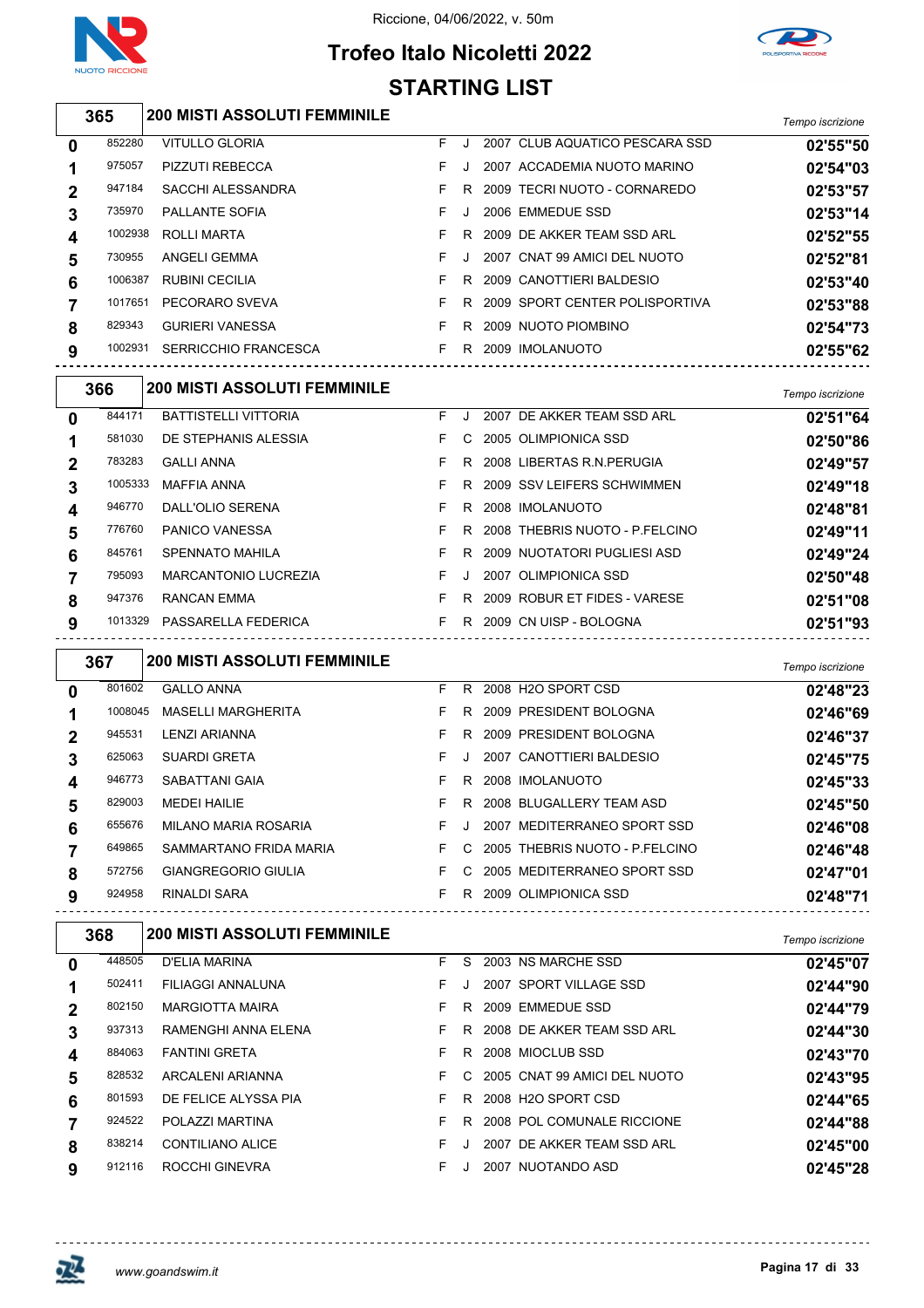Riccione, 04/06/2022, v. 50m

# Trofeo Italo Nicoletti 2022

## STARTING LIST

### 365 — 200 MISTI ASSOLUTI FEMMINILE

| Corsia | Tessera | Nome | Sesso | Cat. | Anno | Società | Tempo iscrizione |
|---|---|---|---|---|---|---|---|
| 0 | 852280 | VITULLO GLORIA | F | J | 2007 | CLUB AQUATICO PESCARA SSD | 02'55"50 |
| 1 | 975057 | PIZZUTI REBECCA | F | J | 2007 | ACCADEMIA NUOTO MARINO | 02'54"03 |
| 2 | 947184 | SACCHI ALESSANDRA | F | R | 2009 | TECRI NUOTO - CORNAREDO | 02'53"57 |
| 3 | 735970 | PALLANTE SOFIA | F | J | 2006 | EMMEDUE SSD | 02'53"14 |
| 4 | 1002938 | ROLLI MARTA | F | R | 2009 | DE AKKER TEAM SSD ARL | 02'52"55 |
| 5 | 730955 | ANGELI GEMMA | F | J | 2007 | CNAT 99 AMICI DEL NUOTO | 02'52"81 |
| 6 | 1006387 | RUBINI CECILIA | F | R | 2009 | CANOTTIERI BALDESIO | 02'53"40 |
| 7 | 1017651 | PECORARO SVEVA | F | R | 2009 | SPORT CENTER POLISPORTIVA | 02'53"88 |
| 8 | 829343 | GURIERI VANESSA | F | R | 2009 | NUOTO PIOMBINO | 02'54"73 |
| 9 | 1002931 | SERRICCHIO FRANCESCA | F | R | 2009 | IMOLANUOTO | 02'55"62 |

### 366 — 200 MISTI ASSOLUTI FEMMINILE

| Corsia | Tessera | Nome | Sesso | Cat. | Anno | Società | Tempo iscrizione |
|---|---|---|---|---|---|---|---|
| 0 | 844171 | BATTISTELLI VITTORIA | F | J | 2007 | DE AKKER TEAM SSD ARL | 02'51"64 |
| 1 | 581030 | DE STEPHANIS ALESSIA | F | C | 2005 | OLIMPIONICA SSD | 02'50"86 |
| 2 | 783283 | GALLI ANNA | F | R | 2008 | LIBERTAS R.N.PERUGIA | 02'49"57 |
| 3 | 1005333 | MAFFIA ANNA | F | R | 2009 | SSV LEIFERS SCHWIMMEN | 02'49"18 |
| 4 | 946770 | DALL'OLIO SERENA | F | R | 2008 | IMOLANUOTO | 02'48"81 |
| 5 | 776760 | PANICO VANESSA | F | R | 2008 | THEBRIS NUOTO - P.FELCINO | 02'49"11 |
| 6 | 845761 | SPENNATO MAHILA | F | R | 2009 | NUOTATORI PUGLIESI ASD | 02'49"24 |
| 7 | 795093 | MARCANTONIO LUCREZIA | F | J | 2007 | OLIMPIONICA SSD | 02'50"48 |
| 8 | 947376 | RANCAN EMMA | F | R | 2009 | ROBUR ET FIDES - VARESE | 02'51"08 |
| 9 | 1013329 | PASSARELLA FEDERICA | F | R | 2009 | CN UISP - BOLOGNA | 02'51"93 |

### 367 — 200 MISTI ASSOLUTI FEMMINILE

| Corsia | Tessera | Nome | Sesso | Cat. | Anno | Società | Tempo iscrizione |
|---|---|---|---|---|---|---|---|
| 0 | 801602 | GALLO ANNA | F | R | 2008 | H2O SPORT CSD | 02'48"23 |
| 1 | 1008045 | MASELLI MARGHERITA | F | R | 2009 | PRESIDENT BOLOGNA | 02'46"69 |
| 2 | 945531 | LENZI ARIANNA | F | R | 2009 | PRESIDENT BOLOGNA | 02'46"37 |
| 3 | 625063 | SUARDI GRETA | F | J | 2007 | CANOTTIERI BALDESIO | 02'45"75 |
| 4 | 946773 | SABATTANI GAIA | F | R | 2008 | IMOLANUOTO | 02'45"33 |
| 5 | 829003 | MEDEI HAILIE | F | R | 2008 | BLUGALLERY TEAM ASD | 02'45"50 |
| 6 | 655676 | MILANO MARIA ROSARIA | F | J | 2007 | MEDITERRANEO SPORT SSD | 02'46"08 |
| 7 | 649865 | SAMMARTANO FRIDA MARIA | F | C | 2005 | THEBRIS NUOTO - P.FELCINO | 02'46"48 |
| 8 | 572756 | GIANGREGORIO GIULIA | F | C | 2005 | MEDITERRANEO SPORT SSD | 02'47"01 |
| 9 | 924958 | RINALDI SARA | F | R | 2009 | OLIMPIONICA SSD | 02'48"71 |

### 368 — 200 MISTI ASSOLUTI FEMMINILE

| Corsia | Tessera | Nome | Sesso | Cat. | Anno | Società | Tempo iscrizione |
|---|---|---|---|---|---|---|---|
| 0 | 448505 | D'ELIA MARINA | F | S | 2003 | NS MARCHE SSD | 02'45"07 |
| 1 | 502411 | FILIAGGI ANNALUNA | F | J | 2007 | SPORT VILLAGE SSD | 02'44"90 |
| 2 | 802150 | MARGIOTTA MAIRA | F | R | 2009 | EMMEDUE SSD | 02'44"79 |
| 3 | 937313 | RAMENGHI ANNA ELENA | F | R | 2008 | DE AKKER TEAM SSD ARL | 02'44"30 |
| 4 | 884063 | FANTINI GRETA | F | R | 2008 | MIOCLUB SSD | 02'43"70 |
| 5 | 828532 | ARCALENI ARIANNA | F | C | 2005 | CNAT 99 AMICI DEL NUOTO | 02'43"95 |
| 6 | 801593 | DE FELICE ALYSSA PIA | F | R | 2008 | H2O SPORT CSD | 02'44"65 |
| 7 | 924522 | POLAZZI MARTINA | F | R | 2008 | POL COMUNALE RICCIONE | 02'44"88 |
| 8 | 838214 | CONTILIANO ALICE | F | J | 2007 | DE AKKER TEAM SSD ARL | 02'45"00 |
| 9 | 912116 | ROCCHI GINEVRA | F | J | 2007 | NUOTANDO ASD | 02'45"28 |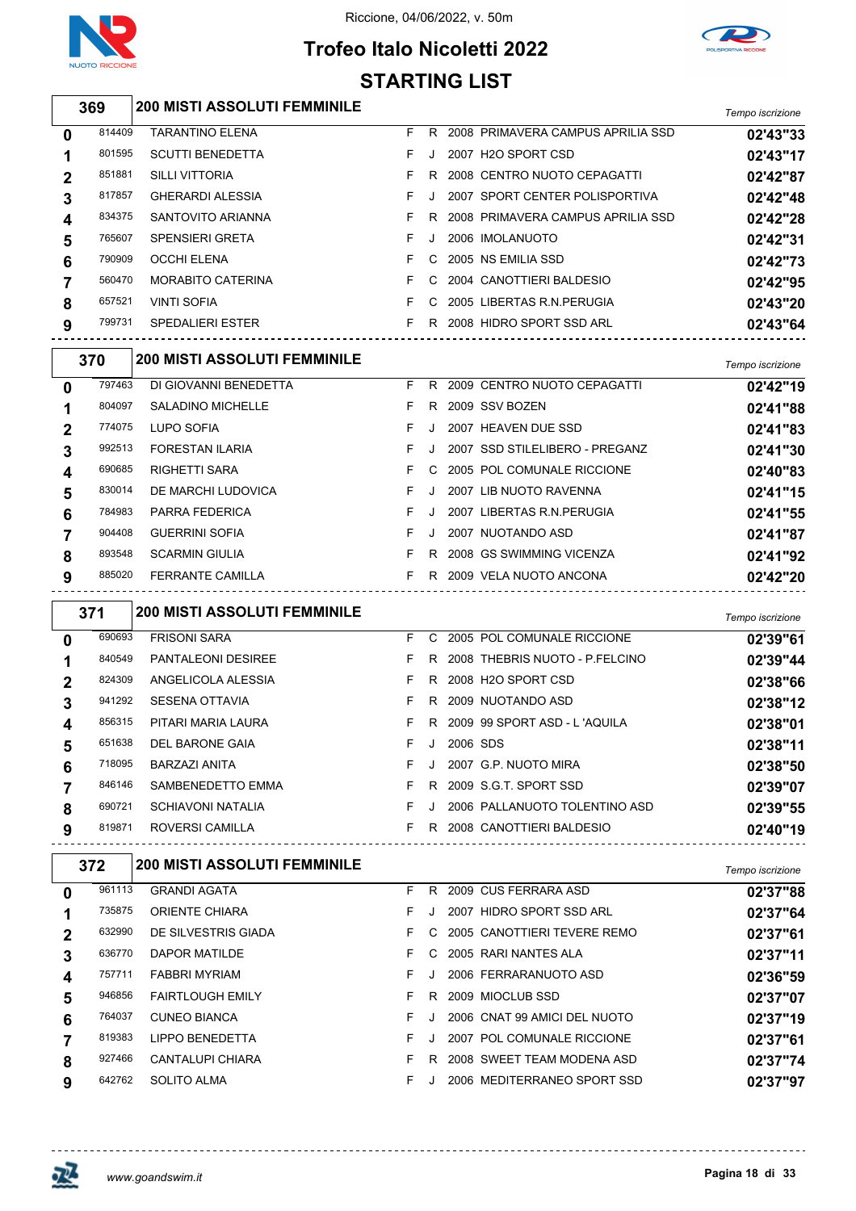Riccione, 04/06/2022, v. 50m

# Trofeo Italo Nicoletti 2022

## STARTING LIST

### 369 — 200 MISTI ASSOLUTI FEMMINILE

| Corsia | Tessera | Nome | Sesso | Cat. | Anno | Società | Tempo iscrizione |
|---|---|---|---|---|---|---|---|
| 0 | 814409 | TARANTINO ELENA | F | R | 2008 | PRIMAVERA CAMPUS APRILIA SSD | 02'43"33 |
| 1 | 801595 | SCUTTI BENEDETTA | F | J | 2007 | H2O SPORT CSD | 02'43"17 |
| 2 | 851881 | SILLI VITTORIA | F | R | 2008 | CENTRO NUOTO CEPAGATTI | 02'42"87 |
| 3 | 817857 | GHERARDI ALESSIA | F | J | 2007 | SPORT CENTER POLISPORTIVA | 02'42"48 |
| 4 | 834375 | SANTOVITO ARIANNA | F | R | 2008 | PRIMAVERA CAMPUS APRILIA SSD | 02'42"28 |
| 5 | 765607 | SPENSIERI GRETA | F | J | 2006 | IMOLANUOTO | 02'42"31 |
| 6 | 790909 | OCCHI ELENA | F | C | 2005 | NS EMILIA SSD | 02'42"73 |
| 7 | 560470 | MORABITO CATERINA | F | C | 2004 | CANOTTIERI BALDESIO | 02'42"95 |
| 8 | 657521 | VINTI SOFIA | F | C | 2005 | LIBERTAS R.N.PERUGIA | 02'43"20 |
| 9 | 799731 | SPEDALIERI ESTER | F | R | 2008 | HIDRO SPORT SSD ARL | 02'43"64 |

### 370 — 200 MISTI ASSOLUTI FEMMINILE

| Corsia | Tessera | Nome | Sesso | Cat. | Anno | Società | Tempo iscrizione |
|---|---|---|---|---|---|---|---|
| 0 | 797463 | DI GIOVANNI BENEDETTA | F | R | 2009 | CENTRO NUOTO CEPAGATTI | 02'42"19 |
| 1 | 804097 | SALADINO MICHELLE | F | R | 2009 | SSV BOZEN | 02'41"88 |
| 2 | 774075 | LUPO SOFIA | F | J | 2007 | HEAVEN DUE SSD | 02'41"83 |
| 3 | 992513 | FORESTAN ILARIA | F | J | 2007 | SSD STILELIBERO - PREGANZ | 02'41"30 |
| 4 | 690685 | RIGHETTI SARA | F | C | 2005 | POL COMUNALE RICCIONE | 02'40"83 |
| 5 | 830014 | DE MARCHI LUDOVICA | F | J | 2007 | LIB NUOTO RAVENNA | 02'41"15 |
| 6 | 784983 | PARRA FEDERICA | F | J | 2007 | LIBERTAS R.N.PERUGIA | 02'41"55 |
| 7 | 904408 | GUERRINI SOFIA | F | J | 2007 | NUOTANDO ASD | 02'41"87 |
| 8 | 893548 | SCARMIN GIULIA | F | R | 2008 | GS SWIMMING VICENZA | 02'41"92 |
| 9 | 885020 | FERRANTE CAMILLA | F | R | 2009 | VELA NUOTO ANCONA | 02'42"20 |

### 371 — 200 MISTI ASSOLUTI FEMMINILE

| Corsia | Tessera | Nome | Sesso | Cat. | Anno | Società | Tempo iscrizione |
|---|---|---|---|---|---|---|---|
| 0 | 690693 | FRISONI SARA | F | C | 2005 | POL COMUNALE RICCIONE | 02'39"61 |
| 1 | 840549 | PANTALEONI DESIREE | F | R | 2008 | THEBRIS NUOTO - P.FELCINO | 02'39"44 |
| 2 | 824309 | ANGELICOLA ALESSIA | F | R | 2008 | H2O SPORT CSD | 02'38"66 |
| 3 | 941292 | SESENA OTTAVIA | F | R | 2009 | NUOTANDO ASD | 02'38"12 |
| 4 | 856315 | PITARI MARIA LAURA | F | R | 2009 | 99 SPORT ASD - L 'AQUILA | 02'38"01 |
| 5 | 651638 | DEL BARONE GAIA | F | J | 2006 | SDS | 02'38"11 |
| 6 | 718095 | BARZAZI ANITA | F | J | 2007 | G.P. NUOTO MIRA | 02'38"50 |
| 7 | 846146 | SAMBENEDETTO EMMA | F | R | 2009 | S.G.T. SPORT SSD | 02'39"07 |
| 8 | 690721 | SCHIAVONI NATALIA | F | J | 2006 | PALLANUOTO TOLENTINO ASD | 02'39"55 |
| 9 | 819871 | ROVERSI CAMILLA | F | R | 2008 | CANOTTIERI BALDESIO | 02'40"19 |

### 372 — 200 MISTI ASSOLUTI FEMMINILE

| Corsia | Tessera | Nome | Sesso | Cat. | Anno | Società | Tempo iscrizione |
|---|---|---|---|---|---|---|---|
| 0 | 961113 | GRANDI AGATA | F | R | 2009 | CUS FERRARA ASD | 02'37"88 |
| 1 | 735875 | ORIENTE CHIARA | F | J | 2007 | HIDRO SPORT SSD ARL | 02'37"64 |
| 2 | 632990 | DE SILVESTRIS GIADA | F | C | 2005 | CANOTTIERI TEVERE REMO | 02'37"61 |
| 3 | 636770 | DAPOR MATILDE | F | C | 2005 | RARI NANTES ALA | 02'37"11 |
| 4 | 757711 | FABBRI MYRIAM | F | J | 2006 | FERRARANUOTO ASD | 02'36"59 |
| 5 | 946856 | FAIRTLOUGH EMILY | F | R | 2009 | MIOCLUB SSD | 02'37"07 |
| 6 | 764037 | CUNEO BIANCA | F | J | 2006 | CNAT 99 AMICI DEL NUOTO | 02'37"19 |
| 7 | 819383 | LIPPO BENEDETTA | F | J | 2007 | POL COMUNALE RICCIONE | 02'37"61 |
| 8 | 927466 | CANTALUPI CHIARA | F | R | 2008 | SWEET TEAM MODENA ASD | 02'37"74 |
| 9 | 642762 | SOLITO ALMA | F | J | 2006 | MEDITERRANEO SPORT SSD | 02'37"97 |

www.goandswim.it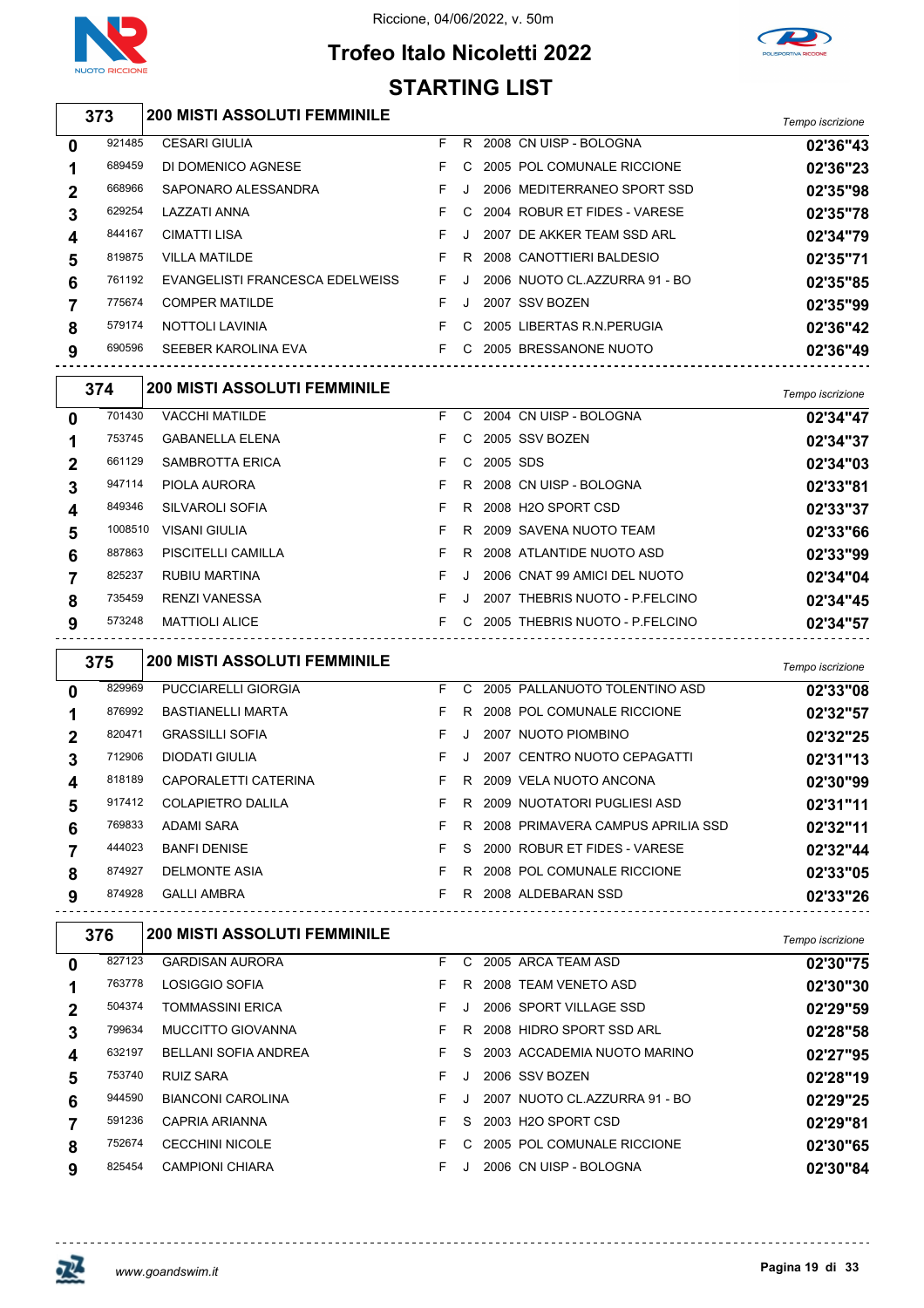Riccione, 04/06/2022, v. 50m

# Trofeo Italo Nicoletti 2022

## STARTING LIST

### 373 — 200 MISTI ASSOLUTI FEMMINILE

| Corsia | Tessera | Nome | Sesso | Cat. | Anno | Società | Tempo iscrizione |
|---|---|---|---|---|---|---|---|
| 0 | 921485 | CESARI GIULIA | F | R | 2008 | CN UISP - BOLOGNA | 02'36"43 |
| 1 | 689459 | DI DOMENICO AGNESE | F | C | 2005 | POL COMUNALE RICCIONE | 02'36"23 |
| 2 | 668966 | SAPONARO ALESSANDRA | F | J | 2006 | MEDITERRANEO SPORT SSD | 02'35"98 |
| 3 | 629254 | LAZZATI ANNA | F | C | 2004 | ROBUR ET FIDES - VARESE | 02'35"78 |
| 4 | 844167 | CIMATTI LISA | F | J | 2007 | DE AKKER TEAM SSD ARL | 02'34"79 |
| 5 | 819875 | VILLA MATILDE | F | R | 2008 | CANOTTIERI BALDESIO | 02'35"71 |
| 6 | 761192 | EVANGELISTI FRANCESCA EDELWEISS | F | J | 2006 | NUOTO CL.AZZURRA 91 - BO | 02'35"85 |
| 7 | 775674 | COMPER MATILDE | F | J | 2007 | SSV BOZEN | 02'35"99 |
| 8 | 579174 | NOTTOLI LAVINIA | F | C | 2005 | LIBERTAS R.N.PERUGIA | 02'36"42 |
| 9 | 690596 | SEEBER KAROLINA EVA | F | C | 2005 | BRESSANONE NUOTO | 02'36"49 |

### 374 — 200 MISTI ASSOLUTI FEMMINILE

| Corsia | Tessera | Nome | Sesso | Cat. | Anno | Società | Tempo iscrizione |
|---|---|---|---|---|---|---|---|
| 0 | 701430 | VACCHI MATILDE | F | C | 2004 | CN UISP - BOLOGNA | 02'34"47 |
| 1 | 753745 | GABANELLA ELENA | F | C | 2005 | SSV BOZEN | 02'34"37 |
| 2 | 661129 | SAMBROTTA ERICA | F | C | 2005 | SDS | 02'34"03 |
| 3 | 947114 | PIOLA AURORA | F | R | 2008 | CN UISP - BOLOGNA | 02'33"81 |
| 4 | 849346 | SILVAROLI SOFIA | F | R | 2008 | H2O SPORT CSD | 02'33"37 |
| 5 | 1008510 | VISANI GIULIA | F | R | 2009 | SAVENA NUOTO TEAM | 02'33"66 |
| 6 | 887863 | PISCITELLI CAMILLA | F | R | 2008 | ATLANTIDE NUOTO ASD | 02'33"99 |
| 7 | 825237 | RUBIU MARTINA | F | J | 2006 | CNAT 99 AMICI DEL NUOTO | 02'34"04 |
| 8 | 735459 | RENZI VANESSA | F | J | 2007 | THEBRIS NUOTO - P.FELCINO | 02'34"45 |
| 9 | 573248 | MATTIOLI ALICE | F | C | 2005 | THEBRIS NUOTO - P.FELCINO | 02'34"57 |

### 375 — 200 MISTI ASSOLUTI FEMMINILE

| Corsia | Tessera | Nome | Sesso | Cat. | Anno | Società | Tempo iscrizione |
|---|---|---|---|---|---|---|---|
| 0 | 829969 | PUCCIARELLI GIORGIA | F | C | 2005 | PALLANUOTO TOLENTINO ASD | 02'33"08 |
| 1 | 876992 | BASTIANELLI MARTA | F | R | 2008 | POL COMUNALE RICCIONE | 02'32"57 |
| 2 | 820471 | GRASSILLI SOFIA | F | J | 2007 | NUOTO PIOMBINO | 02'32"25 |
| 3 | 712906 | DIODATI GIULIA | F | J | 2007 | CENTRO NUOTO CEPAGATTI | 02'31"13 |
| 4 | 818189 | CAPORALETTI CATERINA | F | R | 2009 | VELA NUOTO ANCONA | 02'30"99 |
| 5 | 917412 | COLAPIETRO DALILA | F | R | 2009 | NUOTATORI PUGLIESI ASD | 02'31"11 |
| 6 | 769833 | ADAMI SARA | F | R | 2008 | PRIMAVERA CAMPUS APRILIA SSD | 02'32"11 |
| 7 | 444023 | BANFI DENISE | F | S | 2000 | ROBUR ET FIDES - VARESE | 02'32"44 |
| 8 | 874927 | DELMONTE ASIA | F | R | 2008 | POL COMUNALE RICCIONE | 02'33"05 |
| 9 | 874928 | GALLI AMBRA | F | R | 2008 | ALDEBARAN SSD | 02'33"26 |

### 376 — 200 MISTI ASSOLUTI FEMMINILE

| Corsia | Tessera | Nome | Sesso | Cat. | Anno | Società | Tempo iscrizione |
|---|---|---|---|---|---|---|---|
| 0 | 827123 | GARDISAN AURORA | F | C | 2005 | ARCA TEAM ASD | 02'30"75 |
| 1 | 763778 | LOSIGGIO SOFIA | F | R | 2008 | TEAM VENETO ASD | 02'30"30 |
| 2 | 504374 | TOMMASSINI ERICA | F | J | 2006 | SPORT VILLAGE SSD | 02'29"59 |
| 3 | 799634 | MUCCITTO GIOVANNA | F | R | 2008 | HIDRO SPORT SSD ARL | 02'28"58 |
| 4 | 632197 | BELLANI SOFIA ANDREA | F | S | 2003 | ACCADEMIA NUOTO MARINO | 02'27"95 |
| 5 | 753740 | RUIZ SARA | F | J | 2006 | SSV BOZEN | 02'28"19 |
| 6 | 944590 | BIANCONI CAROLINA | F | J | 2007 | NUOTO CL.AZZURRA 91 - BO | 02'29"25 |
| 7 | 591236 | CAPRIA ARIANNA | F | S | 2003 | H2O SPORT CSD | 02'29"81 |
| 8 | 752674 | CECCHINI NICOLE | F | C | 2005 | POL COMUNALE RICCIONE | 02'30"65 |
| 9 | 825454 | CAMPIONI CHIARA | F | J | 2006 | CN UISP - BOLOGNA | 02'30"84 |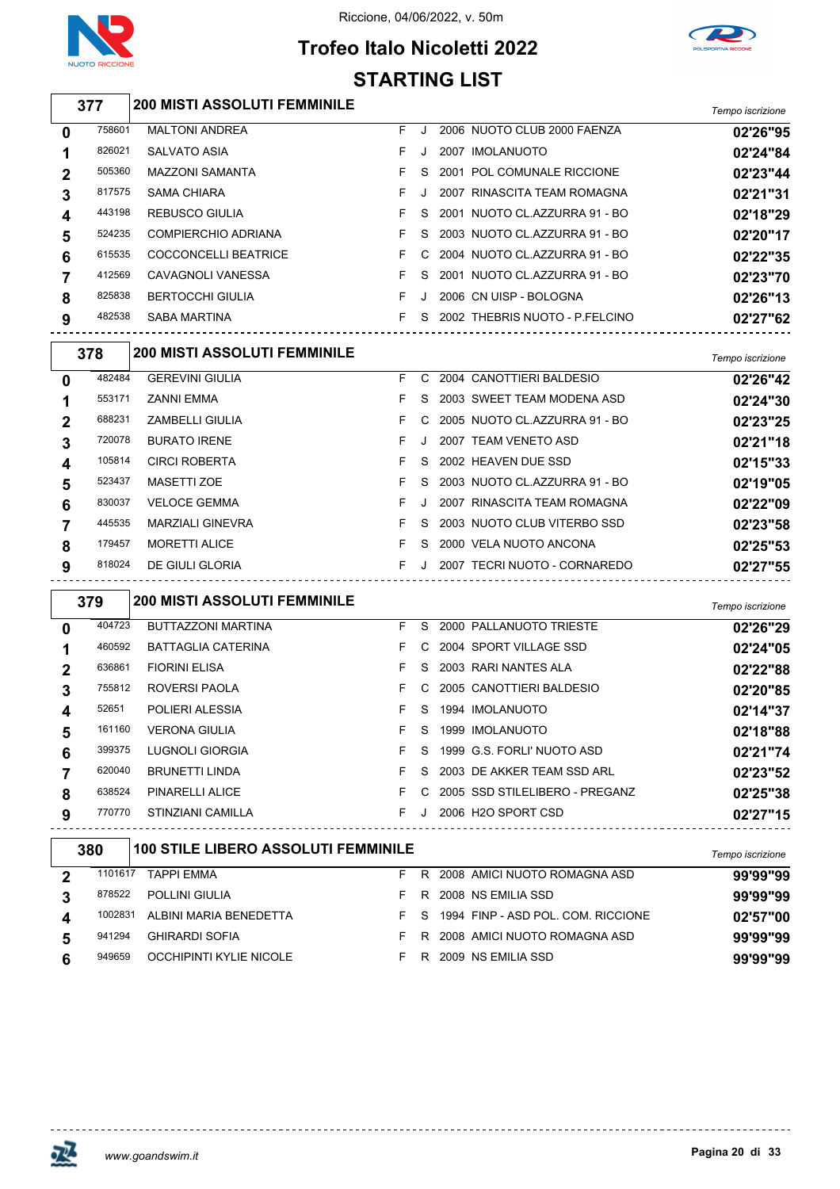Riccione, 04/06/2022, v. 50m

# Trofeo Italo Nicoletti 2022

## STARTING LIST

### 377 — 200 MISTI ASSOLUTI FEMMINILE

| Corsia | Tessera | Nome | Sesso | Cat. | Anno | Società | Tempo iscrizione |
|---|---|---|---|---|---|---|---|
| 0 | 758601 | MALTONI ANDREA | F | J | 2006 | NUOTO CLUB 2000 FAENZA | 02'26"95 |
| 1 | 826021 | SALVATO ASIA | F | J | 2007 | IMOLANUOTO | 02'24"84 |
| 2 | 505360 | MAZZONI SAMANTA | F | S | 2001 | POL COMUNALE RICCIONE | 02'23"44 |
| 3 | 817575 | SAMA CHIARA | F | J | 2007 | RINASCITA TEAM ROMAGNA | 02'21"31 |
| 4 | 443198 | REBUSCO GIULIA | F | S | 2001 | NUOTO CL.AZZURRA 91 - BO | 02'18"29 |
| 5 | 524235 | COMPIERCHIO ADRIANA | F | S | 2003 | NUOTO CL.AZZURRA 91 - BO | 02'20"17 |
| 6 | 615535 | COCCONCELLI BEATRICE | F | C | 2004 | NUOTO CL.AZZURRA 91 - BO | 02'22"35 |
| 7 | 412569 | CAVAGNOLI VANESSA | F | S | 2001 | NUOTO CL.AZZURRA 91 - BO | 02'23"70 |
| 8 | 825838 | BERTOCCHI GIULIA | F | J | 2006 | CN UISP - BOLOGNA | 02'26"13 |
| 9 | 482538 | SABA MARTINA | F | S | 2002 | THEBRIS NUOTO - P.FELCINO | 02'27"62 |

### 378 — 200 MISTI ASSOLUTI FEMMINILE

| Corsia | Tessera | Nome | Sesso | Cat. | Anno | Società | Tempo iscrizione |
|---|---|---|---|---|---|---|---|
| 0 | 482484 | GEREVINI GIULIA | F | C | 2004 | CANOTTIERI BALDESIO | 02'26"42 |
| 1 | 553171 | ZANNI EMMA | F | S | 2003 | SWEET TEAM MODENA ASD | 02'24"30 |
| 2 | 688231 | ZAMBELLI GIULIA | F | C | 2005 | NUOTO CL.AZZURRA 91 - BO | 02'23"25 |
| 3 | 720078 | BURATO IRENE | F | J | 2007 | TEAM VENETO ASD | 02'21"18 |
| 4 | 105814 | CIRCI ROBERTA | F | S | 2002 | HEAVEN DUE SSD | 02'15"33 |
| 5 | 523437 | MASETTI ZOE | F | S | 2003 | NUOTO CL.AZZURRA 91 - BO | 02'19"05 |
| 6 | 830037 | VELOCE GEMMA | F | J | 2007 | RINASCITA TEAM ROMAGNA | 02'22"09 |
| 7 | 445535 | MARZIALI GINEVRA | F | S | 2003 | NUOTO CLUB VITERBO SSD | 02'23"58 |
| 8 | 179457 | MORETTI ALICE | F | S | 2000 | VELA NUOTO ANCONA | 02'25"53 |
| 9 | 818024 | DE GIULI GLORIA | F | J | 2007 | TECRI NUOTO - CORNAREDO | 02'27"55 |

### 379 — 200 MISTI ASSOLUTI FEMMINILE

| Corsia | Tessera | Nome | Sesso | Cat. | Anno | Società | Tempo iscrizione |
|---|---|---|---|---|---|---|---|
| 0 | 404723 | BUTTAZZONI MARTINA | F | S | 2000 | PALLANUOTO TRIESTE | 02'26"29 |
| 1 | 460592 | BATTAGLIA CATERINA | F | C | 2004 | SPORT VILLAGE SSD | 02'24"05 |
| 2 | 636861 | FIORINI ELISA | F | S | 2003 | RARI NANTES ALA | 02'22"88 |
| 3 | 755812 | ROVERSI PAOLA | F | C | 2005 | CANOTTIERI BALDESIO | 02'20"85 |
| 4 | 52651 | POLIERI ALESSIA | F | S | 1994 | IMOLANUOTO | 02'14"37 |
| 5 | 161160 | VERONA GIULIA | F | S | 1999 | IMOLANUOTO | 02'18"88 |
| 6 | 399375 | LUGNOLI GIORGIA | F | S | 1999 | G.S. FORLI' NUOTO ASD | 02'21"74 |
| 7 | 620040 | BRUNETTI LINDA | F | S | 2003 | DE AKKER TEAM SSD ARL | 02'23"52 |
| 8 | 638524 | PINARELLI ALICE | F | C | 2005 | SSD STILELIBERO - PREGANZ | 02'25"38 |
| 9 | 770770 | STINZIANI CAMILLA | F | J | 2006 | H2O SPORT CSD | 02'27"15 |

### 380 — 100 STILE LIBERO ASSOLUTI FEMMINILE

| Corsia | Tessera | Nome | Sesso | Cat. | Anno | Società | Tempo iscrizione |
|---|---|---|---|---|---|---|---|
| 2 | 1101617 | TAPPI EMMA | F | R | 2008 | AMICI NUOTO ROMAGNA ASD | 99'99"99 |
| 3 | 878522 | POLLINI GIULIA | F | R | 2008 | NS EMILIA SSD | 99'99"99 |
| 4 | 1002831 | ALBINI MARIA BENEDETTA | F | S | 1994 | FINP - ASD POL. COM. RICCIONE | 02'57"00 |
| 5 | 941294 | GHIRARDI SOFIA | F | R | 2008 | AMICI NUOTO ROMAGNA ASD | 99'99"99 |
| 6 | 949659 | OCCHIPINTI KYLIE NICOLE | F | R | 2009 | NS EMILIA SSD | 99'99"99 |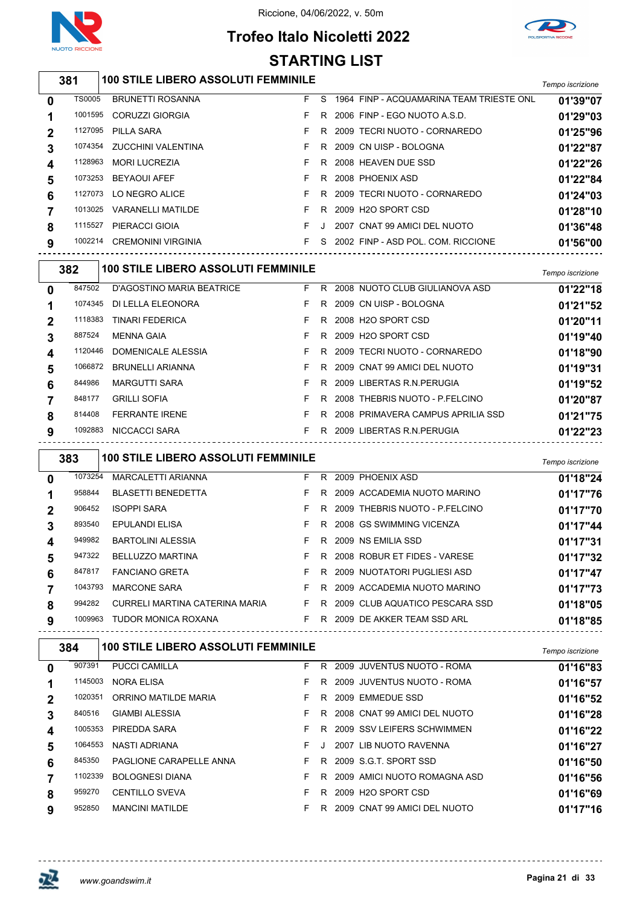Riccione, 04/06/2022, v. 50m

# Trofeo Italo Nicoletti 2022

## STARTING LIST

### 381 — 100 STILE LIBERO ASSOLUTI FEMMINILE

| Corsia | Tessera | Nome | Sesso | Cat. | Anno | Società | Tempo iscrizione |
|---|---|---|---|---|---|---|---|
| 0 | TS0005 | BRUNETTI ROSANNA | F | S | 1964 | FINP - ACQUAMARINA TEAM TRIESTE ONL | 01'39"07 |
| 1 | 1001595 | CORUZZI GIORGIA | F | R | 2006 | FINP - EGO NUOTO A.S.D. | 01'29"03 |
| 2 | 1127095 | PILLA SARA | F | R | 2009 | TECRI NUOTO - CORNAREDO | 01'25"96 |
| 3 | 1074354 | ZUCCHINI VALENTINA | F | R | 2009 | CN UISP - BOLOGNA | 01'22"87 |
| 4 | 1128963 | MORI LUCREZIA | F | R | 2008 | HEAVEN DUE SSD | 01'22"26 |
| 5 | 1073253 | BEYAOUI AFEF | F | R | 2008 | PHOENIX ASD | 01'22"84 |
| 6 | 1127073 | LO NEGRO ALICE | F | R | 2009 | TECRI NUOTO - CORNAREDO | 01'24"03 |
| 7 | 1013025 | VARANELLI MATILDE | F | R | 2009 | H2O SPORT CSD | 01'28"10 |
| 8 | 1115527 | PIERACCI GIOIA | F | J | 2007 | CNAT 99 AMICI DEL NUOTO | 01'36"48 |
| 9 | 1002214 | CREMONINI VIRGINIA | F | S | 2002 | FINP - ASD POL. COM. RICCIONE | 01'56"00 |

### 382 — 100 STILE LIBERO ASSOLUTI FEMMINILE

| Corsia | Tessera | Nome | Sesso | Cat. | Anno | Società | Tempo iscrizione |
|---|---|---|---|---|---|---|---|
| 0 | 847502 | D'AGOSTINO MARIA BEATRICE | F | R | 2008 | NUOTO CLUB GIULIANOVA ASD | 01'22"18 |
| 1 | 1074345 | DI LELLA ELEONORA | F | R | 2009 | CN UISP - BOLOGNA | 01'21"52 |
| 2 | 1118383 | TINARI FEDERICA | F | R | 2008 | H2O SPORT CSD | 01'20"11 |
| 3 | 887524 | MENNA GAIA | F | R | 2009 | H2O SPORT CSD | 01'19"40 |
| 4 | 1120446 | DOMENICALE ALESSIA | F | R | 2009 | TECRI NUOTO - CORNAREDO | 01'18"90 |
| 5 | 1066872 | BRUNELLI ARIANNA | F | R | 2009 | CNAT 99 AMICI DEL NUOTO | 01'19"31 |
| 6 | 844986 | MARGUTTI SARA | F | R | 2009 | LIBERTAS R.N.PERUGIA | 01'19"52 |
| 7 | 848177 | GRILLI SOFIA | F | R | 2008 | THEBRIS NUOTO - P.FELCINO | 01'20"87 |
| 8 | 814408 | FERRANTE IRENE | F | R | 2008 | PRIMAVERA CAMPUS APRILIA SSD | 01'21"75 |
| 9 | 1092883 | NICCACCI SARA | F | R | 2009 | LIBERTAS R.N.PERUGIA | 01'22"23 |

### 383 — 100 STILE LIBERO ASSOLUTI FEMMINILE

| Corsia | Tessera | Nome | Sesso | Cat. | Anno | Società | Tempo iscrizione |
|---|---|---|---|---|---|---|---|
| 0 | 1073254 | MARCALETTI ARIANNA | F | R | 2009 | PHOENIX ASD | 01'18"24 |
| 1 | 958844 | BLASETTI BENEDETTA | F | R | 2009 | ACCADEMIA NUOTO MARINO | 01'17"76 |
| 2 | 906452 | ISOPPI SARA | F | R | 2009 | THEBRIS NUOTO - P.FELCINO | 01'17"70 |
| 3 | 893540 | EPULANDI ELISA | F | R | 2008 | GS SWIMMING VICENZA | 01'17"44 |
| 4 | 949982 | BARTOLINI ALESSIA | F | R | 2009 | NS EMILIA SSD | 01'17"31 |
| 5 | 947322 | BELLUZZO MARTINA | F | R | 2008 | ROBUR ET FIDES - VARESE | 01'17"32 |
| 6 | 847817 | FANCIANO GRETA | F | R | 2009 | NUOTATORI PUGLIESI ASD | 01'17"47 |
| 7 | 1043793 | MARCONE SARA | F | R | 2009 | ACCADEMIA NUOTO MARINO | 01'17"73 |
| 8 | 994282 | CURRELI MARTINA CATERINA MARIA | F | R | 2009 | CLUB AQUATICO PESCARA SSD | 01'18"05 |
| 9 | 1009963 | TUDOR MONICA ROXANA | F | R | 2009 | DE AKKER TEAM SSD ARL | 01'18"85 |

### 384 — 100 STILE LIBERO ASSOLUTI FEMMINILE

| Corsia | Tessera | Nome | Sesso | Cat. | Anno | Società | Tempo iscrizione |
|---|---|---|---|---|---|---|---|
| 0 | 907391 | PUCCI CAMILLA | F | R | 2009 | JUVENTUS NUOTO - ROMA | 01'16"83 |
| 1 | 1145003 | NORA ELISA | F | R | 2009 | JUVENTUS NUOTO - ROMA | 01'16"57 |
| 2 | 1020351 | ORRINO MATILDE MARIA | F | R | 2009 | EMMEDUE SSD | 01'16"52 |
| 3 | 840516 | GIAMBI ALESSIA | F | R | 2008 | CNAT 99 AMICI DEL NUOTO | 01'16"28 |
| 4 | 1005353 | PIREDDA SARA | F | R | 2009 | SSV LEIFERS SCHWIMMEN | 01'16"22 |
| 5 | 1064553 | NASTI ADRIANA | F | J | 2007 | LIB NUOTO RAVENNA | 01'16"27 |
| 6 | 845350 | PAGLIONE CARAPELLE ANNA | F | R | 2009 | S.G.T. SPORT SSD | 01'16"50 |
| 7 | 1102339 | BOLOGNESI DIANA | F | R | 2009 | AMICI NUOTO ROMAGNA ASD | 01'16"56 |
| 8 | 959270 | CENTILLO SVEVA | F | R | 2009 | H2O SPORT CSD | 01'16"69 |
| 9 | 952850 | MANCINI MATILDE | F | R | 2009 | CNAT 99 AMICI DEL NUOTO | 01'17"16 |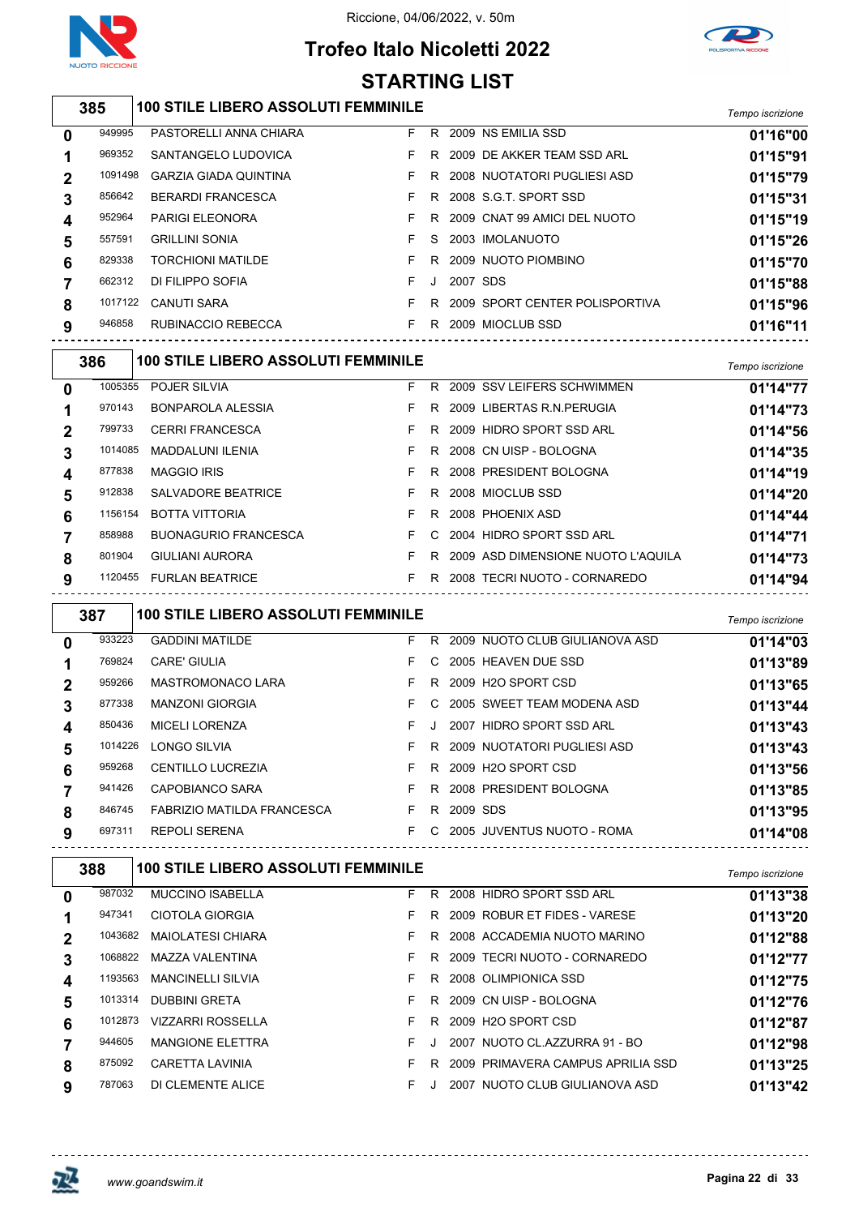Riccione, 04/06/2022, v. 50m

# Trofeo Italo Nicoletti 2022

## STARTING LIST

### 385 — 100 STILE LIBERO ASSOLUTI FEMMINILE

| Corsia | Matricola | Atleta | Sesso | Cat. | Anno | Società | Tempo iscrizione |
|---|---|---|---|---|---|---|---|
| 0 | 949995 | PASTORELLI ANNA CHIARA | F | R | 2009 | NS EMILIA SSD | 01'16"00 |
| 1 | 969352 | SANTANGELO LUDOVICA | F | R | 2009 | DE AKKER TEAM SSD ARL | 01'15"91 |
| 2 | 1091498 | GARZIA GIADA QUINTINA | F | R | 2008 | NUOTATORI PUGLIESI ASD | 01'15"79 |
| 3 | 856642 | BERARDI FRANCESCA | F | R | 2008 | S.G.T. SPORT SSD | 01'15"31 |
| 4 | 952964 | PARIGI ELEONORA | F | R | 2009 | CNAT 99 AMICI DEL NUOTO | 01'15"19 |
| 5 | 557591 | GRILLINI SONIA | F | S | 2003 | IMOLANUOTO | 01'15"26 |
| 6 | 829338 | TORCHIONI MATILDE | F | R | 2009 | NUOTO PIOMBINO | 01'15"70 |
| 7 | 662312 | DI FILIPPO SOFIA | F | J | 2007 | SDS | 01'15"88 |
| 8 | 1017122 | CANUTI SARA | F | R | 2009 | SPORT CENTER POLISPORTIVA | 01'15"96 |
| 9 | 946858 | RUBINACCIO REBECCA | F | R | 2009 | MIOCLUB SSD | 01'16"11 |

### 386 — 100 STILE LIBERO ASSOLUTI FEMMINILE

| Corsia | Matricola | Atleta | Sesso | Cat. | Anno | Società | Tempo iscrizione |
|---|---|---|---|---|---|---|---|
| 0 | 1005355 | POJER SILVIA | F | R | 2009 | SSV LEIFERS SCHWIMMEN | 01'14"77 |
| 1 | 970143 | BONPAROLA ALESSIA | F | R | 2009 | LIBERTAS R.N.PERUGIA | 01'14"73 |
| 2 | 799733 | CERRI FRANCESCA | F | R | 2009 | HIDRO SPORT SSD ARL | 01'14"56 |
| 3 | 1014085 | MADDALUNI ILENIA | F | R | 2008 | CN UISP - BOLOGNA | 01'14"35 |
| 4 | 877838 | MAGGIO IRIS | F | R | 2008 | PRESIDENT BOLOGNA | 01'14"19 |
| 5 | 912838 | SALVADORE BEATRICE | F | R | 2008 | MIOCLUB SSD | 01'14"20 |
| 6 | 1156154 | BOTTA VITTORIA | F | R | 2008 | PHOENIX ASD | 01'14"44 |
| 7 | 858988 | BUONAGURIO FRANCESCA | F | C | 2004 | HIDRO SPORT SSD ARL | 01'14"71 |
| 8 | 801904 | GIULIANI AURORA | F | R | 2009 | ASD DIMENSIONE NUOTO L'AQUILA | 01'14"73 |
| 9 | 1120455 | FURLAN BEATRICE | F | R | 2008 | TECRI NUOTO - CORNAREDO | 01'14"94 |

### 387 — 100 STILE LIBERO ASSOLUTI FEMMINILE

| Corsia | Matricola | Atleta | Sesso | Cat. | Anno | Società | Tempo iscrizione |
|---|---|---|---|---|---|---|---|
| 0 | 933223 | GADDINI MATILDE | F | R | 2009 | NUOTO CLUB GIULIANOVA ASD | 01'14"03 |
| 1 | 769824 | CARE' GIULIA | F | C | 2005 | HEAVEN DUE SSD | 01'13"89 |
| 2 | 959266 | MASTROMONACO LARA | F | R | 2009 | H2O SPORT CSD | 01'13"65 |
| 3 | 877338 | MANZONI GIORGIA | F | C | 2005 | SWEET TEAM MODENA ASD | 01'13"44 |
| 4 | 850436 | MICELI LORENZA | F | J | 2007 | HIDRO SPORT SSD ARL | 01'13"43 |
| 5 | 1014226 | LONGO SILVIA | F | R | 2009 | NUOTATORI PUGLIESI ASD | 01'13"43 |
| 6 | 959268 | CENTILLO LUCREZIA | F | R | 2009 | H2O SPORT CSD | 01'13"56 |
| 7 | 941426 | CAPOBIANCO SARA | F | R | 2008 | PRESIDENT BOLOGNA | 01'13"85 |
| 8 | 846745 | FABRIZIO MATILDA FRANCESCA | F | R | 2009 | SDS | 01'13"95 |
| 9 | 697311 | REPOLI SERENA | F | C | 2005 | JUVENTUS NUOTO - ROMA | 01'14"08 |

### 388 — 100 STILE LIBERO ASSOLUTI FEMMINILE

| Corsia | Matricola | Atleta | Sesso | Cat. | Anno | Società | Tempo iscrizione |
|---|---|---|---|---|---|---|---|
| 0 | 987032 | MUCCINO ISABELLA | F | R | 2008 | HIDRO SPORT SSD ARL | 01'13"38 |
| 1 | 947341 | CIOTOLA GIORGIA | F | R | 2009 | ROBUR ET FIDES - VARESE | 01'13"20 |
| 2 | 1043682 | MAIOLATESI CHIARA | F | R | 2008 | ACCADEMIA NUOTO MARINO | 01'12"88 |
| 3 | 1068822 | MAZZA VALENTINA | F | R | 2009 | TECRI NUOTO - CORNAREDO | 01'12"77 |
| 4 | 1193563 | MANCINELLI SILVIA | F | R | 2008 | OLIMPIONICA SSD | 01'12"75 |
| 5 | 1013314 | DUBBINI GRETA | F | R | 2009 | CN UISP - BOLOGNA | 01'12"76 |
| 6 | 1012873 | VIZZARRI ROSSELLA | F | R | 2009 | H2O SPORT CSD | 01'12"87 |
| 7 | 944605 | MANGIONE ELETTRA | F | J | 2007 | NUOTO CL.AZZURRA 91 - BO | 01'12"98 |
| 8 | 875092 | CARETTA LAVINIA | F | R | 2009 | PRIMAVERA CAMPUS APRILIA SSD | 01'13"25 |
| 9 | 787063 | DI CLEMENTE ALICE | F | J | 2007 | NUOTO CLUB GIULIANOVA ASD | 01'13"42 |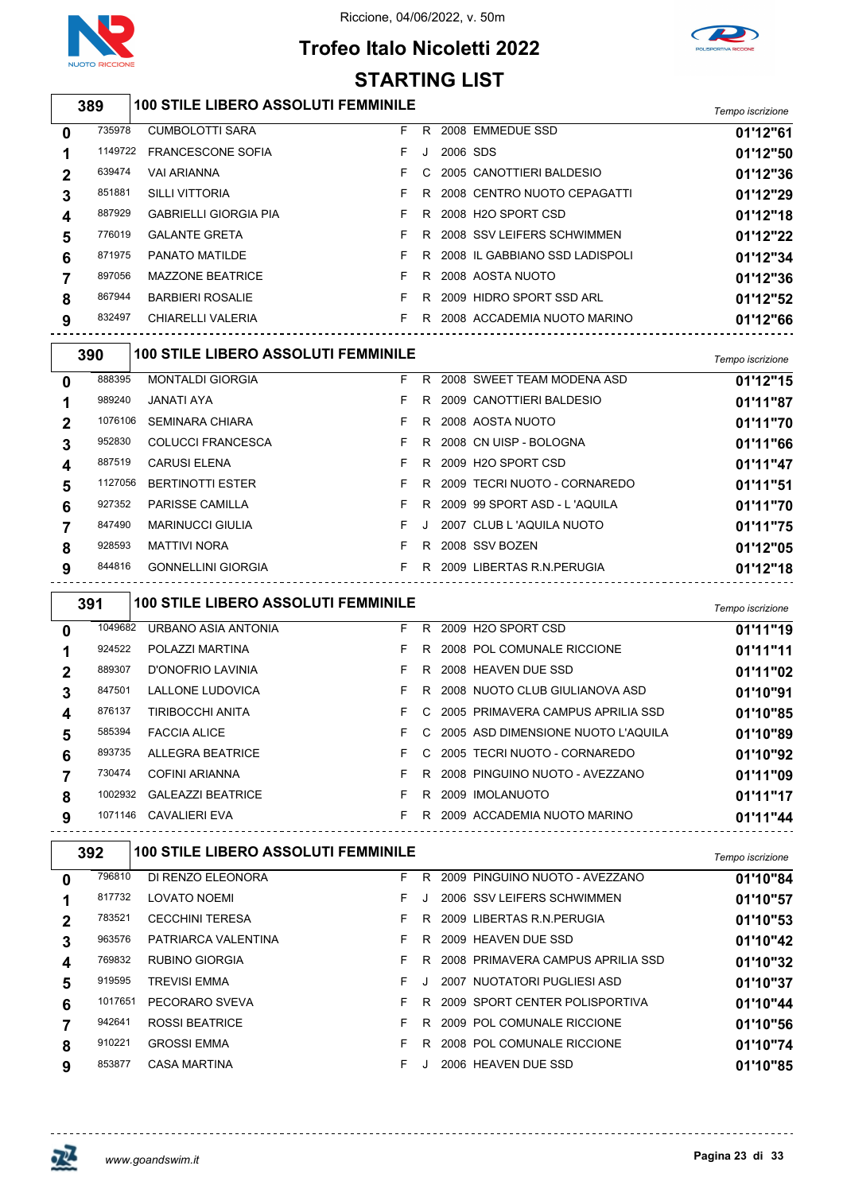Riccione, 04/06/2022, v. 50m

# Trofeo Italo Nicoletti 2022

## STARTING LIST

### 389 — 100 STILE LIBERO ASSOLUTI FEMMINILE

| Corsia | Tessera | Nome | Sesso | Cat. | Anno | Società | Tempo iscrizione |
|---|---|---|---|---|---|---|---|
| 0 | 735978 | CUMBOLOTTI SARA | F | R | 2008 | EMMEDUE SSD | 01'12"61 |
| 1 | 1149722 | FRANCESCONE SOFIA | F | J | 2006 | SDS | 01'12"50 |
| 2 | 639474 | VAI ARIANNA | F | C | 2005 | CANOTTIERI BALDESIO | 01'12"36 |
| 3 | 851881 | SILLI VITTORIA | F | R | 2008 | CENTRO NUOTO CEPAGATTI | 01'12"29 |
| 4 | 887929 | GABRIELLI GIORGIA PIA | F | R | 2008 | H2O SPORT CSD | 01'12"18 |
| 5 | 776019 | GALANTE GRETA | F | R | 2008 | SSV LEIFERS SCHWIMMEN | 01'12"22 |
| 6 | 871975 | PANATO MATILDE | F | R | 2008 | IL GABBIANO SSD LADISPOLI | 01'12"34 |
| 7 | 897056 | MAZZONE BEATRICE | F | R | 2008 | AOSTA NUOTO | 01'12"36 |
| 8 | 867944 | BARBIERI ROSALIE | F | R | 2009 | HIDRO SPORT SSD ARL | 01'12"52 |
| 9 | 832497 | CHIARELLI VALERIA | F | R | 2008 | ACCADEMIA NUOTO MARINO | 01'12"66 |

### 390 — 100 STILE LIBERO ASSOLUTI FEMMINILE

| Corsia | Tessera | Nome | Sesso | Cat. | Anno | Società | Tempo iscrizione |
|---|---|---|---|---|---|---|---|
| 0 | 888395 | MONTALDI GIORGIA | F | R | 2008 | SWEET TEAM MODENA ASD | 01'12"15 |
| 1 | 989240 | JANATI AYA | F | R | 2009 | CANOTTIERI BALDESIO | 01'11"87 |
| 2 | 1076106 | SEMINARA CHIARA | F | R | 2008 | AOSTA NUOTO | 01'11"70 |
| 3 | 952830 | COLUCCI FRANCESCA | F | R | 2008 | CN UISP - BOLOGNA | 01'11"66 |
| 4 | 887519 | CARUSI ELENA | F | R | 2009 | H2O SPORT CSD | 01'11"47 |
| 5 | 1127056 | BERTINOTTI ESTER | F | R | 2009 | TECRI NUOTO - CORNAREDO | 01'11"51 |
| 6 | 927352 | PARISSE CAMILLA | F | R | 2009 | 99 SPORT ASD - L 'AQUILA | 01'11"70 |
| 7 | 847490 | MARINUCCI GIULIA | F | J | 2007 | CLUB L 'AQUILA NUOTO | 01'11"75 |
| 8 | 928593 | MATTIVI NORA | F | R | 2008 | SSV BOZEN | 01'12"05 |
| 9 | 844816 | GONNELLINI GIORGIA | F | R | 2009 | LIBERTAS R.N.PERUGIA | 01'12"18 |

### 391 — 100 STILE LIBERO ASSOLUTI FEMMINILE

| Corsia | Tessera | Nome | Sesso | Cat. | Anno | Società | Tempo iscrizione |
|---|---|---|---|---|---|---|---|
| 0 | 1049682 | URBANO ASIA ANTONIA | F | R | 2009 | H2O SPORT CSD | 01'11"19 |
| 1 | 924522 | POLAZZI MARTINA | F | R | 2008 | POL COMUNALE RICCIONE | 01'11"11 |
| 2 | 889307 | D'ONOFRIO LAVINIA | F | R | 2008 | HEAVEN DUE SSD | 01'11"02 |
| 3 | 847501 | LALLONE LUDOVICA | F | R | 2008 | NUOTO CLUB GIULIANOVA ASD | 01'10"91 |
| 4 | 876137 | TIRIBOCCHI ANITA | F | C | 2005 | PRIMAVERA CAMPUS APRILIA SSD | 01'10"85 |
| 5 | 585394 | FACCIA ALICE | F | C | 2005 | ASD DIMENSIONE NUOTO L'AQUILA | 01'10"89 |
| 6 | 893735 | ALLEGRA BEATRICE | F | C | 2005 | TECRI NUOTO - CORNAREDO | 01'10"92 |
| 7 | 730474 | COFINI ARIANNA | F | R | 2008 | PINGUINO NUOTO - AVEZZANO | 01'11"09 |
| 8 | 1002932 | GALEAZZI BEATRICE | F | R | 2009 | IMOLANUOTO | 01'11"17 |
| 9 | 1071146 | CAVALIERI EVA | F | R | 2009 | ACCADEMIA NUOTO MARINO | 01'11"44 |

### 392 — 100 STILE LIBERO ASSOLUTI FEMMINILE

| Corsia | Tessera | Nome | Sesso | Cat. | Anno | Società | Tempo iscrizione |
|---|---|---|---|---|---|---|---|
| 0 | 796810 | DI RENZO ELEONORA | F | R | 2009 | PINGUINO NUOTO - AVEZZANO | 01'10"84 |
| 1 | 817732 | LOVATO NOEMI | F | J | 2006 | SSV LEIFERS SCHWIMMEN | 01'10"57 |
| 2 | 783521 | CECCHINI TERESA | F | R | 2009 | LIBERTAS R.N.PERUGIA | 01'10"53 |
| 3 | 963576 | PATRIARCA VALENTINA | F | R | 2009 | HEAVEN DUE SSD | 01'10"42 |
| 4 | 769832 | RUBINO GIORGIA | F | R | 2008 | PRIMAVERA CAMPUS APRILIA SSD | 01'10"32 |
| 5 | 919595 | TREVISI EMMA | F | J | 2007 | NUOTATORI PUGLIESI ASD | 01'10"37 |
| 6 | 1017651 | PECORARO SVEVA | F | R | 2009 | SPORT CENTER POLISPORTIVA | 01'10"44 |
| 7 | 942641 | ROSSI BEATRICE | F | R | 2009 | POL COMUNALE RICCIONE | 01'10"56 |
| 8 | 910221 | GROSSI EMMA | F | R | 2008 | POL COMUNALE RICCIONE | 01'10"74 |
| 9 | 853877 | CASA MARTINA | F | J | 2006 | HEAVEN DUE SSD | 01'10"85 |

www.goandswim.it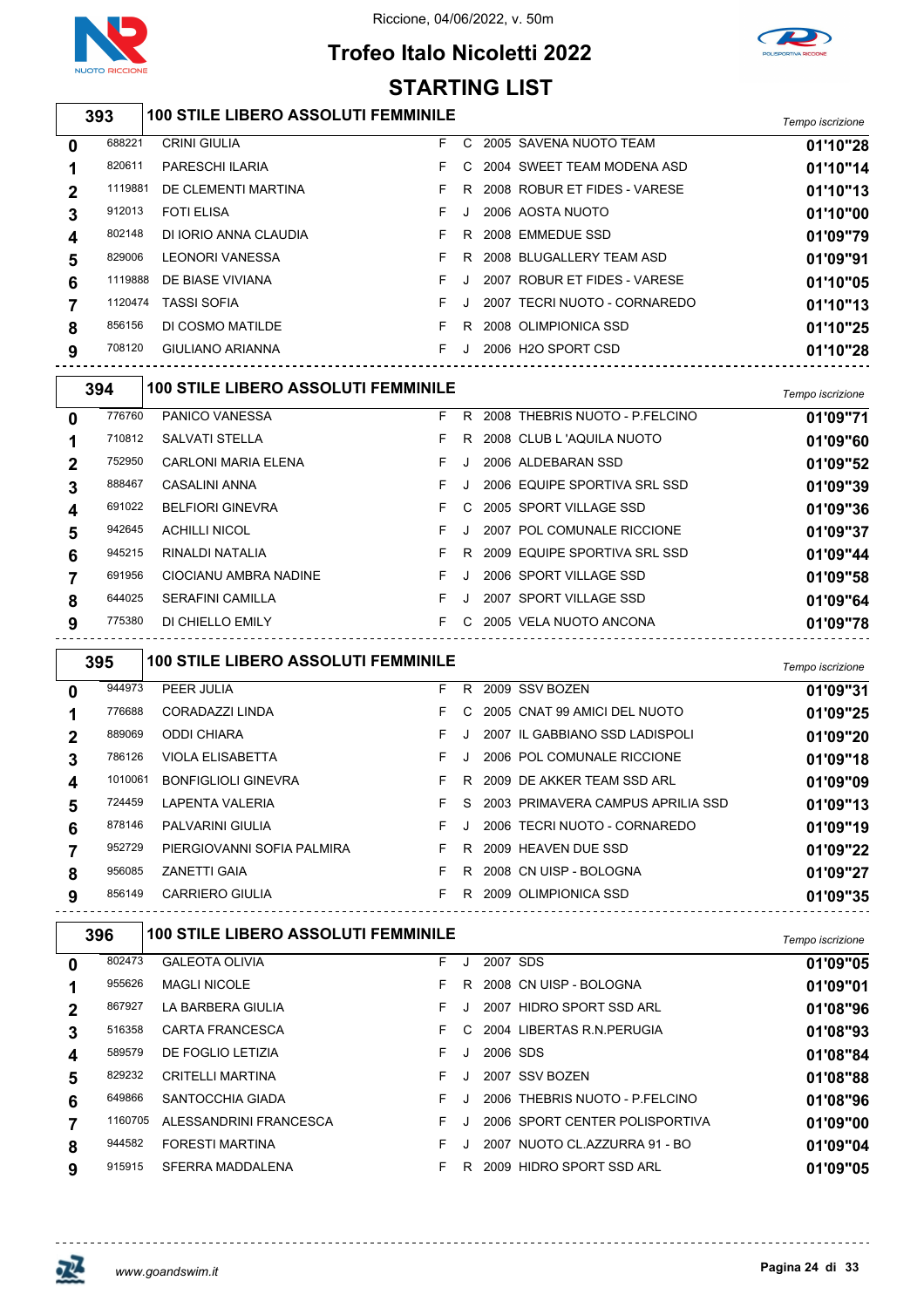Riccione, 04/06/2022, v. 50m

# Trofeo Italo Nicoletti 2022

## STARTING LIST

### 393 — 100 STILE LIBERO ASSOLUTI FEMMINILE

| Corsia | Tessera | Nome | Sesso | Cat. | Anno | Società | Tempo iscrizione |
|---|---|---|---|---|---|---|---|
| 0 | 688221 | CRINI GIULIA | F | C | 2005 | SAVENA NUOTO TEAM | 01'10"28 |
| 1 | 820611 | PARESCHI ILARIA | F | C | 2004 | SWEET TEAM MODENA ASD | 01'10"14 |
| 2 | 1119881 | DE CLEMENTI MARTINA | F | R | 2008 | ROBUR ET FIDES - VARESE | 01'10"13 |
| 3 | 912013 | FOTI ELISA | F | J | 2006 | AOSTA NUOTO | 01'10"00 |
| 4 | 802148 | DI IORIO ANNA CLAUDIA | F | R | 2008 | EMMEDUE SSD | 01'09"79 |
| 5 | 829006 | LEONORI VANESSA | F | R | 2008 | BLUGALLERY TEAM ASD | 01'09"91 |
| 6 | 1119888 | DE BIASE VIVIANA | F | J | 2007 | ROBUR ET FIDES - VARESE | 01'10"05 |
| 7 | 1120474 | TASSI SOFIA | F | J | 2007 | TECRI NUOTO - CORNAREDO | 01'10"13 |
| 8 | 856156 | DI COSMO MATILDE | F | R | 2008 | OLIMPIONICA SSD | 01'10"25 |
| 9 | 708120 | GIULIANO ARIANNA | F | J | 2006 | H2O SPORT CSD | 01'10"28 |

### 394 — 100 STILE LIBERO ASSOLUTI FEMMINILE

| Corsia | Tessera | Nome | Sesso | Cat. | Anno | Società | Tempo iscrizione |
|---|---|---|---|---|---|---|---|
| 0 | 776760 | PANICO VANESSA | F | R | 2008 | THEBRIS NUOTO - P.FELCINO | 01'09"71 |
| 1 | 710812 | SALVATI STELLA | F | R | 2008 | CLUB L 'AQUILA NUOTO | 01'09"60 |
| 2 | 752950 | CARLONI MARIA ELENA | F | J | 2006 | ALDEBARAN SSD | 01'09"52 |
| 3 | 888467 | CASALINI ANNA | F | J | 2006 | EQUIPE SPORTIVA SRL SSD | 01'09"39 |
| 4 | 691022 | BELFIORI GINEVRA | F | C | 2005 | SPORT VILLAGE SSD | 01'09"36 |
| 5 | 942645 | ACHILLI NICOL | F | J | 2007 | POL COMUNALE RICCIONE | 01'09"37 |
| 6 | 945215 | RINALDI NATALIA | F | R | 2009 | EQUIPE SPORTIVA SRL SSD | 01'09"44 |
| 7 | 691956 | CIOCIANU AMBRA NADINE | F | J | 2006 | SPORT VILLAGE SSD | 01'09"58 |
| 8 | 644025 | SERAFINI CAMILLA | F | J | 2007 | SPORT VILLAGE SSD | 01'09"64 |
| 9 | 775380 | DI CHIELLO EMILY | F | C | 2005 | VELA NUOTO ANCONA | 01'09"78 |

### 395 — 100 STILE LIBERO ASSOLUTI FEMMINILE

| Corsia | Tessera | Nome | Sesso | Cat. | Anno | Società | Tempo iscrizione |
|---|---|---|---|---|---|---|---|
| 0 | 944973 | PEER JULIA | F | R | 2009 | SSV BOZEN | 01'09"31 |
| 1 | 776688 | CORADAZZI LINDA | F | C | 2005 | CNAT 99 AMICI DEL NUOTO | 01'09"25 |
| 2 | 889069 | ODDI CHIARA | F | J | 2007 | IL GABBIANO SSD LADISPOLI | 01'09"20 |
| 3 | 786126 | VIOLA ELISABETTA | F | J | 2006 | POL COMUNALE RICCIONE | 01'09"18 |
| 4 | 1010061 | BONFIGLIOLI GINEVRA | F | R | 2009 | DE AKKER TEAM SSD ARL | 01'09"09 |
| 5 | 724459 | LAPENTA VALERIA | F | S | 2003 | PRIMAVERA CAMPUS APRILIA SSD | 01'09"13 |
| 6 | 878146 | PALVARINI GIULIA | F | J | 2006 | TECRI NUOTO - CORNAREDO | 01'09"19 |
| 7 | 952729 | PIERGIOVANNI SOFIA PALMIRA | F | R | 2009 | HEAVEN DUE SSD | 01'09"22 |
| 8 | 956085 | ZANETTI GAIA | F | R | 2008 | CN UISP - BOLOGNA | 01'09"27 |
| 9 | 856149 | CARRIERO GIULIA | F | R | 2009 | OLIMPIONICA SSD | 01'09"35 |

### 396 — 100 STILE LIBERO ASSOLUTI FEMMINILE

| Corsia | Tessera | Nome | Sesso | Cat. | Anno | Società | Tempo iscrizione |
|---|---|---|---|---|---|---|---|
| 0 | 802473 | GALEOTA OLIVIA | F | J | 2007 | SDS | 01'09"05 |
| 1 | 955626 | MAGLI NICOLE | F | R | 2008 | CN UISP - BOLOGNA | 01'09"01 |
| 2 | 867927 | LA BARBERA GIULIA | F | J | 2007 | HIDRO SPORT SSD ARL | 01'08"96 |
| 3 | 516358 | CARTA FRANCESCA | F | C | 2004 | LIBERTAS R.N.PERUGIA | 01'08"93 |
| 4 | 589579 | DE FOGLIO LETIZIA | F | J | 2006 | SDS | 01'08"84 |
| 5 | 829232 | CRITELLI MARTINA | F | J | 2007 | SSV BOZEN | 01'08"88 |
| 6 | 649866 | SANTOCCHIA GIADA | F | J | 2006 | THEBRIS NUOTO - P.FELCINO | 01'08"96 |
| 7 | 1160705 | ALESSANDRINI FRANCESCA | F | J | 2006 | SPORT CENTER POLISPORTIVA | 01'09"00 |
| 8 | 944582 | FORESTI MARTINA | F | J | 2007 | NUOTO CL.AZZURRA 91 - BO | 01'09"04 |
| 9 | 915915 | SFERRA MADDALENA | F | R | 2009 | HIDRO SPORT SSD ARL | 01'09"05 |

www.goandswim.it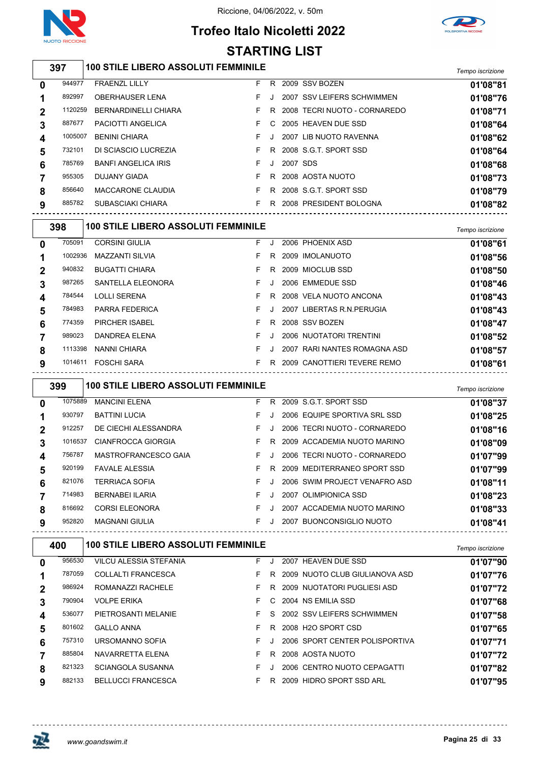Riccione, 04/06/2022, v. 50m

# Trofeo Italo Nicoletti 2022

## STARTING LIST

### 397 — 100 STILE LIBERO ASSOLUTI FEMMINILE

| Corsia | Tessera | Nome | Sesso | Cat. | Anno | Società | Tempo iscrizione |
|---|---|---|---|---|---|---|---|
| 0 | 944977 | FRAENZL LILLY | F | R | 2009 | SSV BOZEN | 01'08"81 |
| 1 | 892997 | OBERHAUSER LENA | F | J | 2007 | SSV LEIFERS SCHWIMMEN | 01'08"76 |
| 2 | 1120259 | BERNARDINELLI CHIARA | F | R | 2008 | TECRI NUOTO - CORNAREDO | 01'08"71 |
| 3 | 887677 | PACIOTTI ANGELICA | F | C | 2005 | HEAVEN DUE SSD | 01'08"64 |
| 4 | 1005007 | BENINI CHIARA | F | J | 2007 | LIB NUOTO RAVENNA | 01'08"62 |
| 5 | 732101 | DI SCIASCIO LUCREZIA | F | R | 2008 | S.G.T. SPORT SSD | 01'08"64 |
| 6 | 785769 | BANFI ANGELICA IRIS | F | J | 2007 | SDS | 01'08"68 |
| 7 | 955305 | DUJANY GIADA | F | R | 2008 | AOSTA NUOTO | 01'08"73 |
| 8 | 856640 | MACCARONE CLAUDIA | F | R | 2008 | S.G.T. SPORT SSD | 01'08"79 |
| 9 | 885782 | SUBASCIAKI CHIARA | F | R | 2008 | PRESIDENT BOLOGNA | 01'08"82 |

### 398 — 100 STILE LIBERO ASSOLUTI FEMMINILE

| Corsia | Tessera | Nome | Sesso | Cat. | Anno | Società | Tempo iscrizione |
|---|---|---|---|---|---|---|---|
| 0 | 705091 | CORSINI GIULIA | F | J | 2006 | PHOENIX ASD | 01'08"61 |
| 1 | 1002936 | MAZZANTI SILVIA | F | R | 2009 | IMOLANUOTO | 01'08"56 |
| 2 | 940832 | BUGATTI CHIARA | F | R | 2009 | MIOCLUB SSD | 01'08"50 |
| 3 | 987265 | SANTELLA ELEONORA | F | J | 2006 | EMMEDUE SSD | 01'08"46 |
| 4 | 784544 | LOLLI SERENA | F | R | 2008 | VELA NUOTO ANCONA | 01'08"43 |
| 5 | 784983 | PARRA FEDERICA | F | J | 2007 | LIBERTAS R.N.PERUGIA | 01'08"43 |
| 6 | 774359 | PIRCHER ISABEL | F | R | 2008 | SSV BOZEN | 01'08"47 |
| 7 | 989023 | DANDREA ELENA | F | J | 2006 | NUOTATORI TRENTINI | 01'08"52 |
| 8 | 1113398 | NANNI CHIARA | F | J | 2007 | RARI NANTES ROMAGNA ASD | 01'08"57 |
| 9 | 1014611 | FOSCHI SARA | F | R | 2009 | CANOTTIERI TEVERE REMO | 01'08"61 |

### 399 — 100 STILE LIBERO ASSOLUTI FEMMINILE

| Corsia | Tessera | Nome | Sesso | Cat. | Anno | Società | Tempo iscrizione |
|---|---|---|---|---|---|---|---|
| 0 | 1075889 | MANCINI ELENA | F | R | 2009 | S.G.T. SPORT SSD | 01'08"37 |
| 1 | 930797 | BATTINI LUCIA | F | J | 2006 | EQUIPE SPORTIVA SRL SSD | 01'08"25 |
| 2 | 912257 | DE CIECHI ALESSANDRA | F | J | 2006 | TECRI NUOTO - CORNAREDO | 01'08"16 |
| 3 | 1016537 | CIANFROCCA GIORGIA | F | R | 2009 | ACCADEMIA NUOTO MARINO | 01'08"09 |
| 4 | 756787 | MASTROFRANCESCO GAIA | F | J | 2006 | TECRI NUOTO - CORNAREDO | 01'07"99 |
| 5 | 920199 | FAVALE ALESSIA | F | R | 2009 | MEDITERRANEO SPORT SSD | 01'07"99 |
| 6 | 821076 | TERRIACA SOFIA | F | J | 2006 | SWIM PROJECT VENAFRO ASD | 01'08"11 |
| 7 | 714983 | BERNABEI ILARIA | F | J | 2007 | OLIMPIONICA SSD | 01'08"23 |
| 8 | 816692 | CORSI ELEONORA | F | J | 2007 | ACCADEMIA NUOTO MARINO | 01'08"33 |
| 9 | 952820 | MAGNANI GIULIA | F | J | 2007 | BUONCONSIGLIO NUOTO | 01'08"41 |

### 400 — 100 STILE LIBERO ASSOLUTI FEMMINILE

| Corsia | Tessera | Nome | Sesso | Cat. | Anno | Società | Tempo iscrizione |
|---|---|---|---|---|---|---|---|
| 0 | 956530 | VILCU ALESSIA STEFANIA | F | J | 2007 | HEAVEN DUE SSD | 01'07"90 |
| 1 | 787059 | COLLALTI FRANCESCA | F | R | 2009 | NUOTO CLUB GIULIANOVA ASD | 01'07"76 |
| 2 | 986924 | ROMANAZZI RACHELE | F | R | 2009 | NUOTATORI PUGLIESI ASD | 01'07"72 |
| 3 | 790904 | VOLPE ERIKA | F | C | 2004 | NS EMILIA SSD | 01'07"68 |
| 4 | 536077 | PIETROSANTI MELANIE | F | S | 2002 | SSV LEIFERS SCHWIMMEN | 01'07"58 |
| 5 | 801602 | GALLO ANNA | F | R | 2008 | H2O SPORT CSD | 01'07"65 |
| 6 | 757310 | URSOMANNO SOFIA | F | J | 2006 | SPORT CENTER POLISPORTIVA | 01'07"71 |
| 7 | 885804 | NAVARRETTA ELENA | F | R | 2008 | AOSTA NUOTO | 01'07"72 |
| 8 | 821323 | SCIANGOLA SUSANNA | F | J | 2006 | CENTRO NUOTO CEPAGATTI | 01'07"82 |
| 9 | 882133 | BELLUCCI FRANCESCA | F | R | 2009 | HIDRO SPORT SSD ARL | 01'07"95 |

www.goandswim.it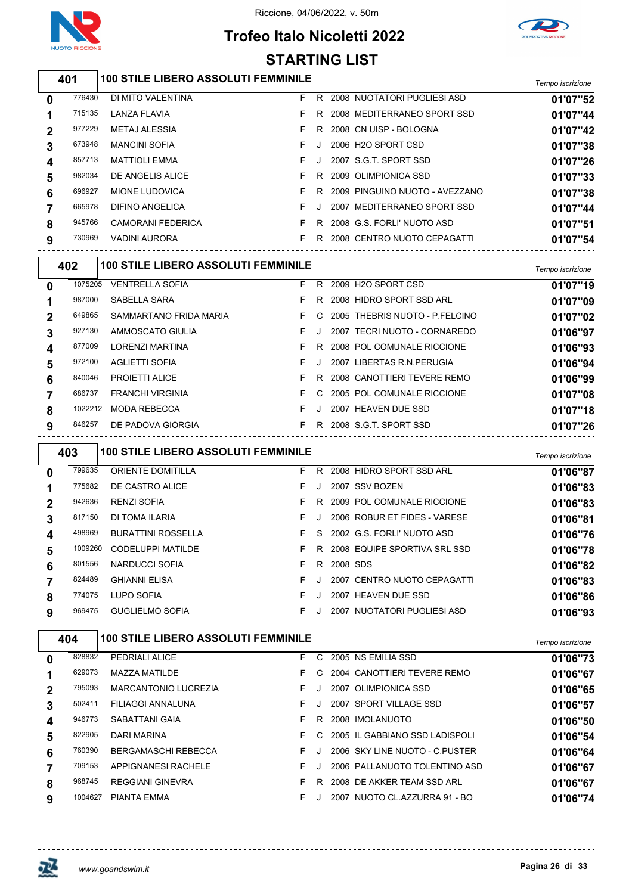Riccione, 04/06/2022, v. 50m

# Trofeo Italo Nicoletti 2022

## STARTING LIST

### 401 — 100 STILE LIBERO ASSOLUTI FEMMINILE

| Corsia | Tessera | Nome | Sesso | Cat. | Anno | Società | Tempo iscrizione |
|---|---|---|---|---|---|---|---|
| 0 | 776430 | DI MITO VALENTINA | F | R | 2008 | NUOTATORI PUGLIESI ASD | 01'07"52 |
| 1 | 715135 | LANZA FLAVIA | F | R | 2008 | MEDITERRANEO SPORT SSD | 01'07"44 |
| 2 | 977229 | METAJ ALESSIA | F | R | 2008 | CN UISP - BOLOGNA | 01'07"42 |
| 3 | 673948 | MANCINI SOFIA | F | J | 2006 | H2O SPORT CSD | 01'07"38 |
| 4 | 857713 | MATTIOLI EMMA | F | J | 2007 | S.G.T. SPORT SSD | 01'07"26 |
| 5 | 982034 | DE ANGELIS ALICE | F | R | 2009 | OLIMPIONICA SSD | 01'07"33 |
| 6 | 696927 | MIONE LUDOVICA | F | R | 2009 | PINGUINO NUOTO - AVEZZANO | 01'07"38 |
| 7 | 665978 | DIFINO ANGELICA | F | J | 2007 | MEDITERRANEO SPORT SSD | 01'07"44 |
| 8 | 945766 | CAMORANI FEDERICA | F | R | 2008 | G.S. FORLI' NUOTO ASD | 01'07"51 |
| 9 | 730969 | VADINI AURORA | F | R | 2008 | CENTRO NUOTO CEPAGATTI | 01'07"54 |

### 402 — 100 STILE LIBERO ASSOLUTI FEMMINILE

| Corsia | Tessera | Nome | Sesso | Cat. | Anno | Società | Tempo iscrizione |
|---|---|---|---|---|---|---|---|
| 0 | 1075205 | VENTRELLA SOFIA | F | R | 2009 | H2O SPORT CSD | 01'07"19 |
| 1 | 987000 | SABELLA SARA | F | R | 2008 | HIDRO SPORT SSD ARL | 01'07"09 |
| 2 | 649865 | SAMMARTANO FRIDA MARIA | F | C | 2005 | THEBRIS NUOTO - P.FELCINO | 01'07"02 |
| 3 | 927130 | AMMOSCATO GIULIA | F | J | 2007 | TECRI NUOTO - CORNAREDO | 01'06"97 |
| 4 | 877009 | LORENZI MARTINA | F | R | 2008 | POL COMUNALE RICCIONE | 01'06"93 |
| 5 | 972100 | AGLIETTI SOFIA | F | J | 2007 | LIBERTAS R.N.PERUGIA | 01'06"94 |
| 6 | 840046 | PROIETTI ALICE | F | R | 2008 | CANOTTIERI TEVERE REMO | 01'06"99 |
| 7 | 686737 | FRANCHI VIRGINIA | F | C | 2005 | POL COMUNALE RICCIONE | 01'07"08 |
| 8 | 1022212 | MODA REBECCA | F | J | 2007 | HEAVEN DUE SSD | 01'07"18 |
| 9 | 846257 | DE PADOVA GIORGIA | F | R | 2008 | S.G.T. SPORT SSD | 01'07"26 |

### 403 — 100 STILE LIBERO ASSOLUTI FEMMINILE

| Corsia | Tessera | Nome | Sesso | Cat. | Anno | Società | Tempo iscrizione |
|---|---|---|---|---|---|---|---|
| 0 | 799635 | ORIENTE DOMITILLA | F | R | 2008 | HIDRO SPORT SSD ARL | 01'06"87 |
| 1 | 775682 | DE CASTRO ALICE | F | J | 2007 | SSV BOZEN | 01'06"83 |
| 2 | 942636 | RENZI SOFIA | F | R | 2009 | POL COMUNALE RICCIONE | 01'06"83 |
| 3 | 817150 | DI TOMA ILARIA | F | J | 2006 | ROBUR ET FIDES - VARESE | 01'06"81 |
| 4 | 498969 | BURATTINI ROSSELLA | F | S | 2002 | G.S. FORLI' NUOTO ASD | 01'06"76 |
| 5 | 1009260 | CODELUPPI MATILDE | F | R | 2008 | EQUIPE SPORTIVA SRL SSD | 01'06"78 |
| 6 | 801556 | NARDUCCI SOFIA | F | R | 2008 | SDS | 01'06"82 |
| 7 | 824489 | GHIANNI ELISA | F | J | 2007 | CENTRO NUOTO CEPAGATTI | 01'06"83 |
| 8 | 774075 | LUPO SOFIA | F | J | 2007 | HEAVEN DUE SSD | 01'06"86 |
| 9 | 969475 | GUGLIELMO SOFIA | F | J | 2007 | NUOTATORI PUGLIESI ASD | 01'06"93 |

### 404 — 100 STILE LIBERO ASSOLUTI FEMMINILE

| Corsia | Tessera | Nome | Sesso | Cat. | Anno | Società | Tempo iscrizione |
|---|---|---|---|---|---|---|---|
| 0 | 828832 | PEDRIALI ALICE | F | C | 2005 | NS EMILIA SSD | 01'06"73 |
| 1 | 629073 | MAZZA MATILDE | F | C | 2004 | CANOTTIERI TEVERE REMO | 01'06"67 |
| 2 | 795093 | MARCANTONIO LUCREZIA | F | J | 2007 | OLIMPIONICA SSD | 01'06"65 |
| 3 | 502411 | FILIAGGI ANNALUNA | F | J | 2007 | SPORT VILLAGE SSD | 01'06"57 |
| 4 | 946773 | SABATTANI GAIA | F | R | 2008 | IMOLANUOTO | 01'06"50 |
| 5 | 822905 | DARI MARINA | F | C | 2005 | IL GABBIANO SSD LADISPOLI | 01'06"54 |
| 6 | 760390 | BERGAMASCHI REBECCA | F | J | 2006 | SKY LINE NUOTO - C.PUSTER | 01'06"64 |
| 7 | 709153 | APPIGNANESI RACHELE | F | J | 2006 | PALLANUOTO TOLENTINO ASD | 01'06"67 |
| 8 | 968745 | REGGIANI GINEVRA | F | R | 2008 | DE AKKER TEAM SSD ARL | 01'06"67 |
| 9 | 1004627 | PIANTA EMMA | F | J | 2007 | NUOTO CL.AZZURRA 91 - BO | 01'06"74 |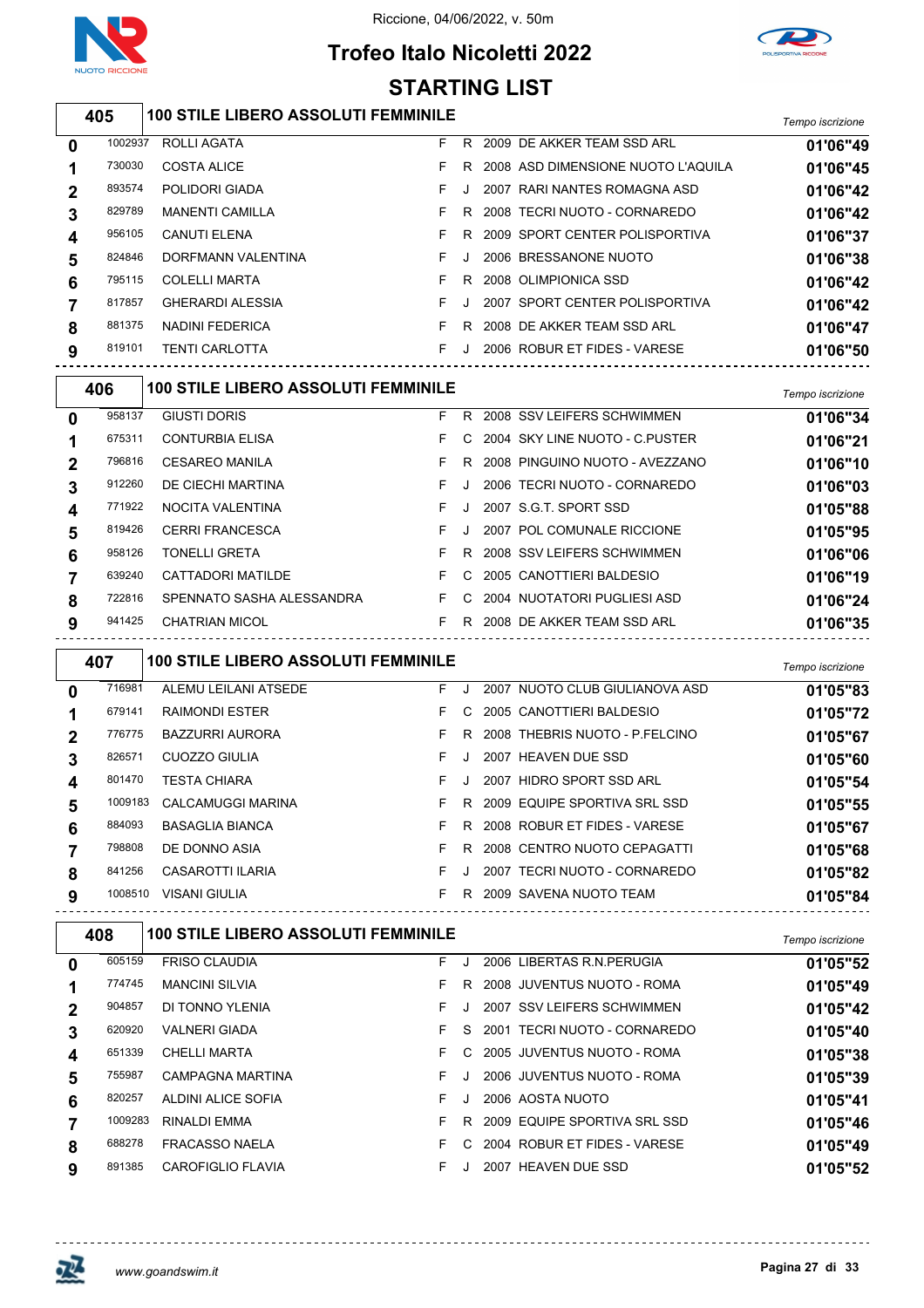Riccione, 04/06/2022, v. 50m

# Trofeo Italo Nicoletti 2022

## STARTING LIST

### 405 — 100 STILE LIBERO ASSOLUTI FEMMINILE

| Corsia | Tessera | Nome | Sesso | Cat. | Anno | Società | Tempo iscrizione |
|---|---|---|---|---|---|---|---|
| 0 | 1002937 | ROLLI AGATA | F | R | 2009 | DE AKKER TEAM SSD ARL | 01'06"49 |
| 1 | 730030 | COSTA ALICE | F | R | 2008 | ASD DIMENSIONE NUOTO L'AQUILA | 01'06"45 |
| 2 | 893574 | POLIDORI GIADA | F | J | 2007 | RARI NANTES ROMAGNA ASD | 01'06"42 |
| 3 | 829789 | MANENTI CAMILLA | F | R | 2008 | TECRI NUOTO - CORNAREDO | 01'06"42 |
| 4 | 956105 | CANUTI ELENA | F | R | 2009 | SPORT CENTER POLISPORTIVA | 01'06"37 |
| 5 | 824846 | DORFMANN VALENTINA | F | J | 2006 | BRESSANONE NUOTO | 01'06"38 |
| 6 | 795115 | COLELLI MARTA | F | R | 2008 | OLIMPIONICA SSD | 01'06"42 |
| 7 | 817857 | GHERARDI ALESSIA | F | J | 2007 | SPORT CENTER POLISPORTIVA | 01'06"42 |
| 8 | 881375 | NADINI FEDERICA | F | R | 2008 | DE AKKER TEAM SSD ARL | 01'06"47 |
| 9 | 819101 | TENTI CARLOTTA | F | J | 2006 | ROBUR ET FIDES - VARESE | 01'06"50 |

### 406 — 100 STILE LIBERO ASSOLUTI FEMMINILE

| Corsia | Tessera | Nome | Sesso | Cat. | Anno | Società | Tempo iscrizione |
|---|---|---|---|---|---|---|---|
| 0 | 958137 | GIUSTI DORIS | F | R | 2008 | SSV LEIFERS SCHWIMMEN | 01'06"34 |
| 1 | 675311 | CONTURBIA ELISA | F | C | 2004 | SKY LINE NUOTO - C.PUSTER | 01'06"21 |
| 2 | 796816 | CESAREO MANILA | F | R | 2008 | PINGUINO NUOTO - AVEZZANO | 01'06"10 |
| 3 | 912260 | DE CIECHI MARTINA | F | J | 2006 | TECRI NUOTO - CORNAREDO | 01'06"03 |
| 4 | 771922 | NOCITA VALENTINA | F | J | 2007 | S.G.T. SPORT SSD | 01'05"88 |
| 5 | 819426 | CERRI FRANCESCA | F | J | 2007 | POL COMUNALE RICCIONE | 01'05"95 |
| 6 | 958126 | TONELLI GRETA | F | R | 2008 | SSV LEIFERS SCHWIMMEN | 01'06"06 |
| 7 | 639240 | CATTADORI MATILDE | F | C | 2005 | CANOTTIERI BALDESIO | 01'06"19 |
| 8 | 722816 | SPENNATO SASHA ALESSANDRA | F | C | 2004 | NUOTATORI PUGLIESI ASD | 01'06"24 |
| 9 | 941425 | CHATRIAN MICOL | F | R | 2008 | DE AKKER TEAM SSD ARL | 01'06"35 |

### 407 — 100 STILE LIBERO ASSOLUTI FEMMINILE

| Corsia | Tessera | Nome | Sesso | Cat. | Anno | Società | Tempo iscrizione |
|---|---|---|---|---|---|---|---|
| 0 | 716981 | ALEMU LEILANI ATSEDE | F | J | 2007 | NUOTO CLUB GIULIANOVA ASD | 01'05"83 |
| 1 | 679141 | RAIMONDI ESTER | F | C | 2005 | CANOTTIERI BALDESIO | 01'05"72 |
| 2 | 776775 | BAZZURRI AURORA | F | R | 2008 | THEBRIS NUOTO - P.FELCINO | 01'05"67 |
| 3 | 826571 | CUOZZO GIULIA | F | J | 2007 | HEAVEN DUE SSD | 01'05"60 |
| 4 | 801470 | TESTA CHIARA | F | J | 2007 | HIDRO SPORT SSD ARL | 01'05"54 |
| 5 | 1009183 | CALCAMUGGI MARINA | F | R | 2009 | EQUIPE SPORTIVA SRL SSD | 01'05"55 |
| 6 | 884093 | BASAGLIA BIANCA | F | R | 2008 | ROBUR ET FIDES - VARESE | 01'05"67 |
| 7 | 798808 | DE DONNO ASIA | F | R | 2008 | CENTRO NUOTO CEPAGATTI | 01'05"68 |
| 8 | 841256 | CASAROTTI ILARIA | F | J | 2007 | TECRI NUOTO - CORNAREDO | 01'05"82 |
| 9 | 1008510 | VISANI GIULIA | F | R | 2009 | SAVENA NUOTO TEAM | 01'05"84 |

### 408 — 100 STILE LIBERO ASSOLUTI FEMMINILE

| Corsia | Tessera | Nome | Sesso | Cat. | Anno | Società | Tempo iscrizione |
|---|---|---|---|---|---|---|---|
| 0 | 605159 | FRISO CLAUDIA | F | J | 2006 | LIBERTAS R.N.PERUGIA | 01'05"52 |
| 1 | 774745 | MANCINI SILVIA | F | R | 2008 | JUVENTUS NUOTO - ROMA | 01'05"49 |
| 2 | 904857 | DI TONNO YLENIA | F | J | 2007 | SSV LEIFERS SCHWIMMEN | 01'05"42 |
| 3 | 620920 | VALNERI GIADA | F | S | 2001 | TECRI NUOTO - CORNAREDO | 01'05"40 |
| 4 | 651339 | CHELLI MARTA | F | C | 2005 | JUVENTUS NUOTO - ROMA | 01'05"38 |
| 5 | 755987 | CAMPAGNA MARTINA | F | J | 2006 | JUVENTUS NUOTO - ROMA | 01'05"39 |
| 6 | 820257 | ALDINI ALICE SOFIA | F | J | 2006 | AOSTA NUOTO | 01'05"41 |
| 7 | 1009283 | RINALDI EMMA | F | R | 2009 | EQUIPE SPORTIVA SRL SSD | 01'05"46 |
| 8 | 688278 | FRACASSO NAELA | F | C | 2004 | ROBUR ET FIDES - VARESE | 01'05"49 |
| 9 | 891385 | CAROFIGLIO FLAVIA | F | J | 2007 | HEAVEN DUE SSD | 01'05"52 |

www.goandswim.it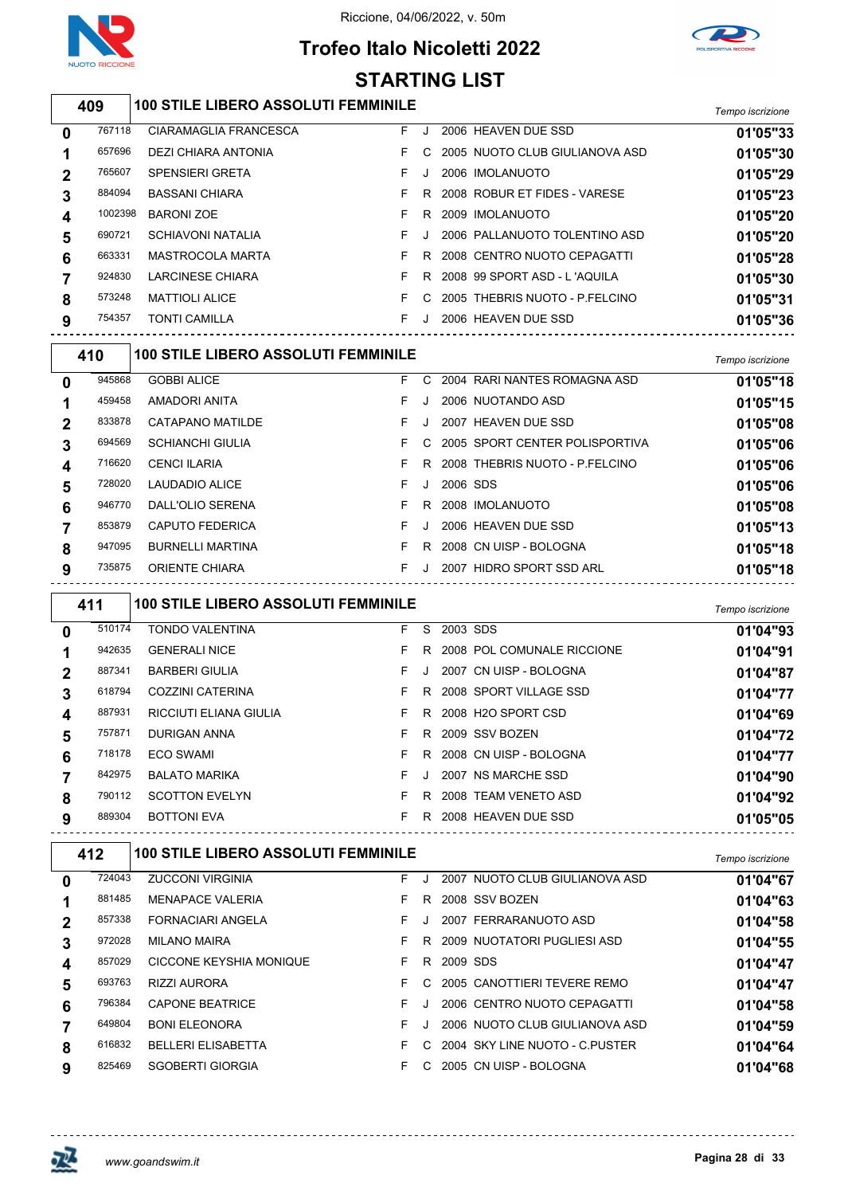Riccione, 04/06/2022, v. 50m

# Trofeo Italo Nicoletti 2022

## STARTING LIST

### 409 — 100 STILE LIBERO ASSOLUTI FEMMINILE

| | | | | | | | Tempo iscrizione |
|---|---|---|---|---|---|---|---|
| 0 | 767118 | CIARAMAGLIA FRANCESCA | F | J | 2006 | HEAVEN DUE SSD | 01'05"33 |
| 1 | 657696 | DEZI CHIARA ANTONIA | F | C | 2005 | NUOTO CLUB GIULIANOVA ASD | 01'05"30 |
| 2 | 765607 | SPENSIERI GRETA | F | J | 2006 | IMOLANUOTO | 01'05"29 |
| 3 | 884094 | BASSANI CHIARA | F | R | 2008 | ROBUR ET FIDES - VARESE | 01'05"23 |
| 4 | 1002398 | BARONI ZOE | F | R | 2009 | IMOLANUOTO | 01'05"20 |
| 5 | 690721 | SCHIAVONI NATALIA | F | J | 2006 | PALLANUOTO TOLENTINO ASD | 01'05"20 |
| 6 | 663331 | MASTROCOLA MARTA | F | R | 2008 | CENTRO NUOTO CEPAGATTI | 01'05"28 |
| 7 | 924830 | LARCINESE CHIARA | F | R | 2008 | 99 SPORT ASD - L 'AQUILA | 01'05"30 |
| 8 | 573248 | MATTIOLI ALICE | F | C | 2005 | THEBRIS NUOTO - P.FELCINO | 01'05"31 |
| 9 | 754357 | TONTI CAMILLA | F | J | 2006 | HEAVEN DUE SSD | 01'05"36 |

### 410 — 100 STILE LIBERO ASSOLUTI FEMMINILE

| | | | | | | | Tempo iscrizione |
|---|---|---|---|---|---|---|---|
| 0 | 945868 | GOBBI ALICE | F | C | 2004 | RARI NANTES ROMAGNA ASD | 01'05"18 |
| 1 | 459458 | AMADORI ANITA | F | J | 2006 | NUOTANDO ASD | 01'05"15 |
| 2 | 833878 | CATAPANO MATILDE | F | J | 2007 | HEAVEN DUE SSD | 01'05"08 |
| 3 | 694569 | SCHIANCHI GIULIA | F | C | 2005 | SPORT CENTER POLISPORTIVA | 01'05"06 |
| 4 | 716620 | CENCI ILARIA | F | R | 2008 | THEBRIS NUOTO - P.FELCINO | 01'05"06 |
| 5 | 728020 | LAUDADIO ALICE | F | J | 2006 | SDS | 01'05"06 |
| 6 | 946770 | DALL'OLIO SERENA | F | R | 2008 | IMOLANUOTO | 01'05"08 |
| 7 | 853879 | CAPUTO FEDERICA | F | J | 2006 | HEAVEN DUE SSD | 01'05"13 |
| 8 | 947095 | BURNELLI MARTINA | F | R | 2008 | CN UISP - BOLOGNA | 01'05"18 |
| 9 | 735875 | ORIENTE CHIARA | F | J | 2007 | HIDRO SPORT SSD ARL | 01'05"18 |

### 411 — 100 STILE LIBERO ASSOLUTI FEMMINILE

| | | | | | | | Tempo iscrizione |
|---|---|---|---|---|---|---|---|
| 0 | 510174 | TONDO VALENTINA | F | S | 2003 | SDS | 01'04"93 |
| 1 | 942635 | GENERALI NICE | F | R | 2008 | POL COMUNALE RICCIONE | 01'04"91 |
| 2 | 887341 | BARBERI GIULIA | F | J | 2007 | CN UISP - BOLOGNA | 01'04"87 |
| 3 | 618794 | COZZINI CATERINA | F | R | 2008 | SPORT VILLAGE SSD | 01'04"77 |
| 4 | 887931 | RICCIUTI ELIANA GIULIA | F | R | 2008 | H2O SPORT CSD | 01'04"69 |
| 5 | 757871 | DURIGAN ANNA | F | R | 2009 | SSV BOZEN | 01'04"72 |
| 6 | 718178 | ECO SWAMI | F | R | 2008 | CN UISP - BOLOGNA | 01'04"77 |
| 7 | 842975 | BALATO MARIKA | F | J | 2007 | NS MARCHE SSD | 01'04"90 |
| 8 | 790112 | SCOTTON EVELYN | F | R | 2008 | TEAM VENETO ASD | 01'04"92 |
| 9 | 889304 | BOTTONI EVA | F | R | 2008 | HEAVEN DUE SSD | 01'05"05 |

### 412 — 100 STILE LIBERO ASSOLUTI FEMMINILE

| | | | | | | | Tempo iscrizione |
|---|---|---|---|---|---|---|---|
| 0 | 724043 | ZUCCONI VIRGINIA | F | J | 2007 | NUOTO CLUB GIULIANOVA ASD | 01'04"67 |
| 1 | 881485 | MENAPACE VALERIA | F | R | 2008 | SSV BOZEN | 01'04"63 |
| 2 | 857338 | FORNACIARI ANGELA | F | J | 2007 | FERRARANUOTO ASD | 01'04"58 |
| 3 | 972028 | MILANO MAIRA | F | R | 2009 | NUOTATORI PUGLIESI ASD | 01'04"55 |
| 4 | 857029 | CICCONE KEYSHIA MONIQUE | F | R | 2009 | SDS | 01'04"47 |
| 5 | 693763 | RIZZI AURORA | F | C | 2005 | CANOTTIERI TEVERE REMO | 01'04"47 |
| 6 | 796384 | CAPONE BEATRICE | F | J | 2006 | CENTRO NUOTO CEPAGATTI | 01'04"58 |
| 7 | 649804 | BONI ELEONORA | F | J | 2006 | NUOTO CLUB GIULIANOVA ASD | 01'04"59 |
| 8 | 616832 | BELLERI ELISABETTA | F | C | 2004 | SKY LINE NUOTO - C.PUSTER | 01'04"64 |
| 9 | 825469 | SGOBERTI GIORGIA | F | C | 2005 | CN UISP - BOLOGNA | 01'04"68 |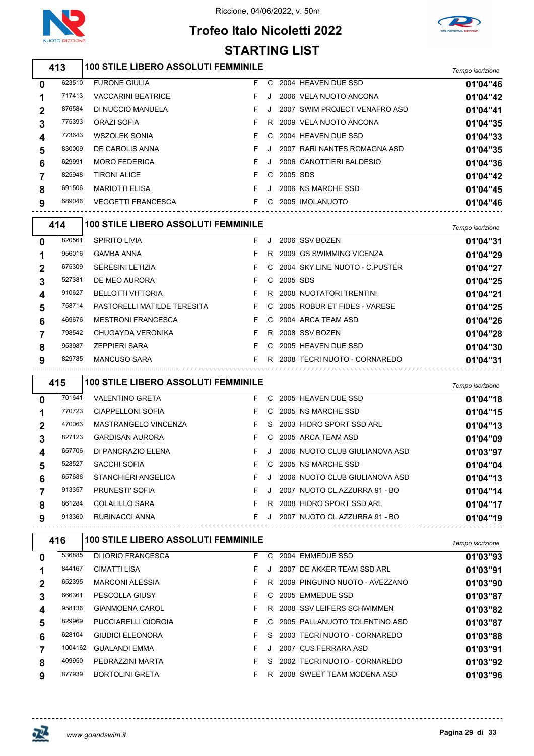Riccione, 04/06/2022, v. 50m

# Trofeo Italo Nicoletti 2022

## STARTING LIST

### 413 — 100 STILE LIBERO ASSOLUTI FEMMINILE

| Corsia | Tessera | Nome | Sesso | Cat. | Anno | Società | Tempo iscrizione |
|---|---|---|---|---|---|---|---|
| 0 | 623510 | FURONE GIULIA | F | C | 2004 | HEAVEN DUE SSD | 01'04"46 |
| 1 | 717413 | VACCARINI BEATRICE | F | J | 2006 | VELA NUOTO ANCONA | 01'04"42 |
| 2 | 876584 | DI NUCCIO MANUELA | F | J | 2007 | SWIM PROJECT VENAFRO ASD | 01'04"41 |
| 3 | 775393 | ORAZI SOFIA | F | R | 2009 | VELA NUOTO ANCONA | 01'04"35 |
| 4 | 773643 | WSZOLEK SONIA | F | C | 2004 | HEAVEN DUE SSD | 01'04"33 |
| 5 | 830009 | DE CAROLIS ANNA | F | J | 2007 | RARI NANTES ROMAGNA ASD | 01'04"35 |
| 6 | 629991 | MORO FEDERICA | F | J | 2006 | CANOTTIERI BALDESIO | 01'04"36 |
| 7 | 825948 | TIRONI ALICE | F | C | 2005 | SDS | 01'04"42 |
| 8 | 691506 | MARIOTTI ELISA | F | J | 2006 | NS MARCHE SSD | 01'04"45 |
| 9 | 689046 | VEGGETTI FRANCESCA | F | C | 2005 | IMOLANUOTO | 01'04"46 |

### 414 — 100 STILE LIBERO ASSOLUTI FEMMINILE

| Corsia | Tessera | Nome | Sesso | Cat. | Anno | Società | Tempo iscrizione |
|---|---|---|---|---|---|---|---|
| 0 | 820561 | SPIRITO LIVIA | F | J | 2006 | SSV BOZEN | 01'04"31 |
| 1 | 956016 | GAMBA ANNA | F | R | 2009 | GS SWIMMING VICENZA | 01'04"29 |
| 2 | 675309 | SERESINI LETIZIA | F | C | 2004 | SKY LINE NUOTO - C.PUSTER | 01'04"27 |
| 3 | 527381 | DE MEO AURORA | F | C | 2005 | SDS | 01'04"25 |
| 4 | 910627 | BELLOTTI VITTORIA | F | R | 2008 | NUOTATORI TRENTINI | 01'04"21 |
| 5 | 758714 | PASTORELLI MATILDE TERESITA | F | C | 2005 | ROBUR ET FIDES - VARESE | 01'04"25 |
| 6 | 469676 | MESTRONI FRANCESCA | F | C | 2004 | ARCA TEAM ASD | 01'04"26 |
| 7 | 798542 | CHUGAYDA VERONIKA | F | R | 2008 | SSV BOZEN | 01'04"28 |
| 8 | 953987 | ZEPPIERI SARA | F | C | 2005 | HEAVEN DUE SSD | 01'04"30 |
| 9 | 829785 | MANCUSO SARA | F | R | 2008 | TECRI NUOTO - CORNAREDO | 01'04"31 |

### 415 — 100 STILE LIBERO ASSOLUTI FEMMINILE

| Corsia | Tessera | Nome | Sesso | Cat. | Anno | Società | Tempo iscrizione |
|---|---|---|---|---|---|---|---|
| 0 | 701641 | VALENTINO GRETA | F | C | 2005 | HEAVEN DUE SSD | 01'04"18 |
| 1 | 770723 | CIAPPELLONI SOFIA | F | C | 2005 | NS MARCHE SSD | 01'04"15 |
| 2 | 470063 | MASTRANGELO VINCENZA | F | S | 2003 | HIDRO SPORT SSD ARL | 01'04"13 |
| 3 | 827123 | GARDISAN AURORA | F | C | 2005 | ARCA TEAM ASD | 01'04"09 |
| 4 | 657706 | DI PANCRAZIO ELENA | F | J | 2006 | NUOTO CLUB GIULIANOVA ASD | 01'03"97 |
| 5 | 528527 | SACCHI SOFIA | F | C | 2005 | NS MARCHE SSD | 01'04"04 |
| 6 | 657688 | STANCHIERI ANGELICA | F | J | 2006 | NUOTO CLUB GIULIANOVA ASD | 01'04"13 |
| 7 | 913357 | PRUNESTI' SOFIA | F | J | 2007 | NUOTO CL.AZZURRA 91 - BO | 01'04"14 |
| 8 | 861284 | COLALILLO SARA | F | R | 2008 | HIDRO SPORT SSD ARL | 01'04"17 |
| 9 | 913360 | RUBINACCI ANNA | F | J | 2007 | NUOTO CL.AZZURRA 91 - BO | 01'04"19 |

### 416 — 100 STILE LIBERO ASSOLUTI FEMMINILE

| Corsia | Tessera | Nome | Sesso | Cat. | Anno | Società | Tempo iscrizione |
|---|---|---|---|---|---|---|---|
| 0 | 536885 | DI IORIO FRANCESCA | F | C | 2004 | EMMEDUE SSD | 01'03"93 |
| 1 | 844167 | CIMATTI LISA | F | J | 2007 | DE AKKER TEAM SSD ARL | 01'03"91 |
| 2 | 652395 | MARCONI ALESSIA | F | R | 2009 | PINGUINO NUOTO - AVEZZANO | 01'03"90 |
| 3 | 666361 | PESCOLLA GIUSY | F | C | 2005 | EMMEDUE SSD | 01'03"87 |
| 4 | 958136 | GIANMOENA CAROL | F | R | 2008 | SSV LEIFERS SCHWIMMEN | 01'03"82 |
| 5 | 829969 | PUCCIARELLI GIORGIA | F | C | 2005 | PALLANUOTO TOLENTINO ASD | 01'03"87 |
| 6 | 628104 | GIUDICI ELEONORA | F | S | 2003 | TECRI NUOTO - CORNAREDO | 01'03"88 |
| 7 | 1004162 | GUALANDI EMMA | F | J | 2007 | CUS FERRARA ASD | 01'03"91 |
| 8 | 409950 | PEDRAZZINI MARTA | F | S | 2002 | TECRI NUOTO - CORNAREDO | 01'03"92 |
| 9 | 877939 | BORTOLINI GRETA | F | R | 2008 | SWEET TEAM MODENA ASD | 01'03"96 |

www.goandswim.it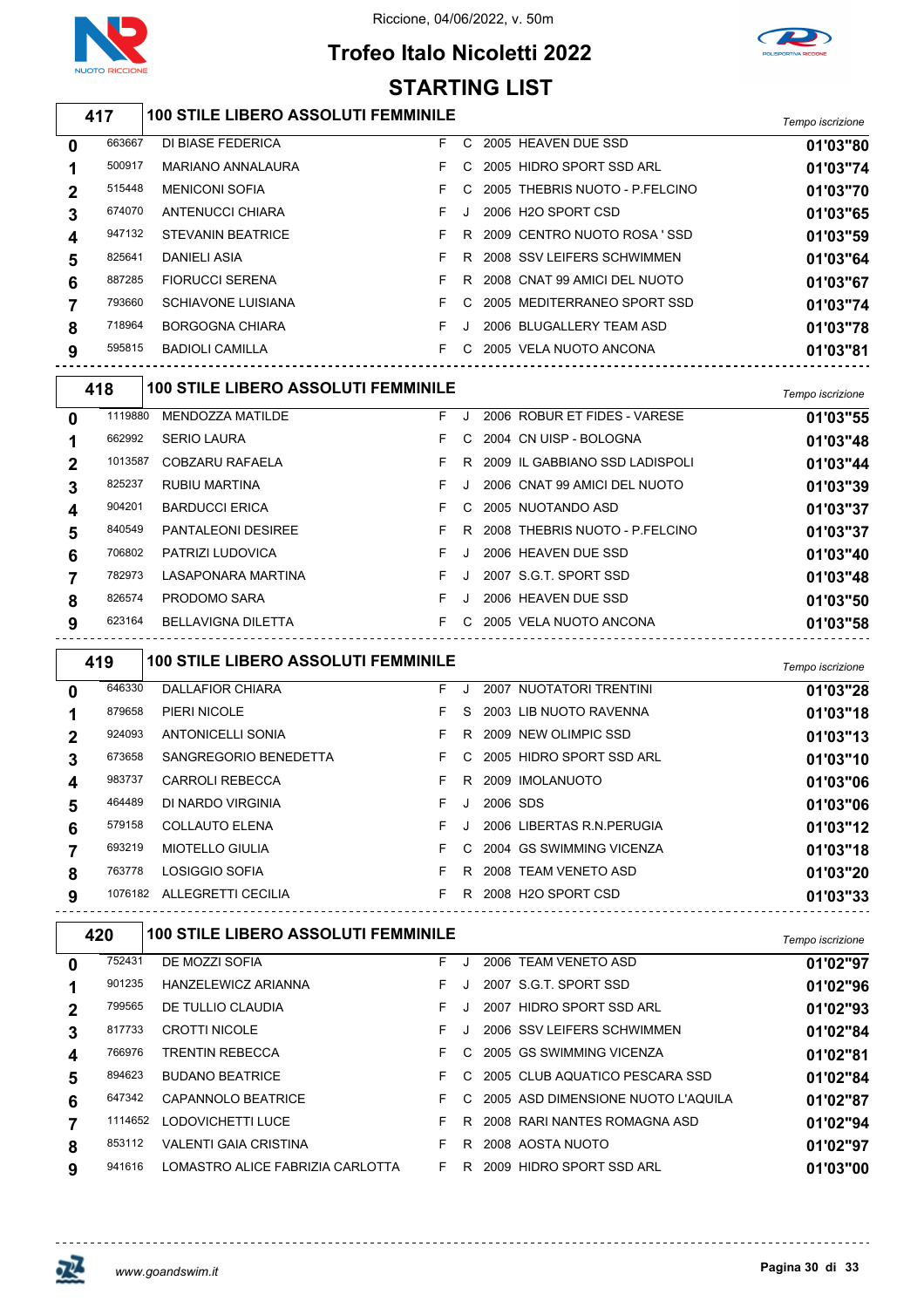Riccione, 04/06/2022, v. 50m

# Trofeo Italo Nicoletti 2022

## STARTING LIST

### 417 — 100 STILE LIBERO ASSOLUTI FEMMINILE

| Corsia | Tessera | Nome | Sesso | Cat. | Anno | Società | Tempo iscrizione |
|---|---|---|---|---|---|---|---|
| 0 | 663667 | DI BIASE FEDERICA | F | C | 2005 | HEAVEN DUE SSD | 01'03"80 |
| 1 | 500917 | MARIANO ANNALAURA | F | C | 2005 | HIDRO SPORT SSD ARL | 01'03"74 |
| 2 | 515448 | MENICONI SOFIA | F | C | 2005 | THEBRIS NUOTO - P.FELCINO | 01'03"70 |
| 3 | 674070 | ANTENUCCI CHIARA | F | J | 2006 | H2O SPORT CSD | 01'03"65 |
| 4 | 947132 | STEVANIN BEATRICE | F | R | 2009 | CENTRO NUOTO ROSA ' SSD | 01'03"59 |
| 5 | 825641 | DANIELI ASIA | F | R | 2008 | SSV LEIFERS SCHWIMMEN | 01'03"64 |
| 6 | 887285 | FIORUCCI SERENA | F | R | 2008 | CNAT 99 AMICI DEL NUOTO | 01'03"67 |
| 7 | 793660 | SCHIAVONE LUISIANA | F | C | 2005 | MEDITERRANEO SPORT SSD | 01'03"74 |
| 8 | 718964 | BORGOGNA CHIARA | F | J | 2006 | BLUGALLERY TEAM ASD | 01'03"78 |
| 9 | 595815 | BADIOLI CAMILLA | F | C | 2005 | VELA NUOTO ANCONA | 01'03"81 |

### 418 — 100 STILE LIBERO ASSOLUTI FEMMINILE

| Corsia | Tessera | Nome | Sesso | Cat. | Anno | Società | Tempo iscrizione |
|---|---|---|---|---|---|---|---|
| 0 | 1119880 | MENDOZZA MATILDE | F | J | 2006 | ROBUR ET FIDES - VARESE | 01'03"55 |
| 1 | 662992 | SERIO LAURA | F | C | 2004 | CN UISP - BOLOGNA | 01'03"48 |
| 2 | 1013587 | COBZARU RAFAELA | F | R | 2009 | IL GABBIANO SSD LADISPOLI | 01'03"44 |
| 3 | 825237 | RUBIU MARTINA | F | J | 2006 | CNAT 99 AMICI DEL NUOTO | 01'03"39 |
| 4 | 904201 | BARDUCCI ERICA | F | C | 2005 | NUOTANDO ASD | 01'03"37 |
| 5 | 840549 | PANTALEONI DESIREE | F | R | 2008 | THEBRIS NUOTO - P.FELCINO | 01'03"37 |
| 6 | 706802 | PATRIZI LUDOVICA | F | J | 2006 | HEAVEN DUE SSD | 01'03"40 |
| 7 | 782973 | LASAPONARA MARTINA | F | J | 2007 | S.G.T. SPORT SSD | 01'03"48 |
| 8 | 826574 | PRODOMO SARA | F | J | 2006 | HEAVEN DUE SSD | 01'03"50 |
| 9 | 623164 | BELLAVIGNA DILETTA | F | C | 2005 | VELA NUOTO ANCONA | 01'03"58 |

### 419 — 100 STILE LIBERO ASSOLUTI FEMMINILE

| Corsia | Tessera | Nome | Sesso | Cat. | Anno | Società | Tempo iscrizione |
|---|---|---|---|---|---|---|---|
| 0 | 646330 | DALLAFIOR CHIARA | F | J | 2007 | NUOTATORI TRENTINI | 01'03"28 |
| 1 | 879658 | PIERI NICOLE | F | S | 2003 | LIB NUOTO RAVENNA | 01'03"18 |
| 2 | 924093 | ANTONICELLI SONIA | F | R | 2009 | NEW OLIMPIC SSD | 01'03"13 |
| 3 | 673658 | SANGREGORIO BENEDETTA | F | C | 2005 | HIDRO SPORT SSD ARL | 01'03"10 |
| 4 | 983737 | CARROLI REBECCA | F | R | 2009 | IMOLANUOTO | 01'03"06 |
| 5 | 464489 | DI NARDO VIRGINIA | F | J | 2006 | SDS | 01'03"06 |
| 6 | 579158 | COLLAUTO ELENA | F | J | 2006 | LIBERTAS R.N.PERUGIA | 01'03"12 |
| 7 | 693219 | MIOTELLO GIULIA | F | C | 2004 | GS SWIMMING VICENZA | 01'03"18 |
| 8 | 763778 | LOSIGGIO SOFIA | F | R | 2008 | TEAM VENETO ASD | 01'03"20 |
| 9 | 1076182 | ALLEGRETTI CECILIA | F | R | 2008 | H2O SPORT CSD | 01'03"33 |

### 420 — 100 STILE LIBERO ASSOLUTI FEMMINILE

| Corsia | Tessera | Nome | Sesso | Cat. | Anno | Società | Tempo iscrizione |
|---|---|---|---|---|---|---|---|
| 0 | 752431 | DE MOZZI SOFIA | F | J | 2006 | TEAM VENETO ASD | 01'02"97 |
| 1 | 901235 | HANZELEWICZ ARIANNA | F | J | 2007 | S.G.T. SPORT SSD | 01'02"96 |
| 2 | 799565 | DE TULLIO CLAUDIA | F | J | 2007 | HIDRO SPORT SSD ARL | 01'02"93 |
| 3 | 817733 | CROTTI NICOLE | F | J | 2006 | SSV LEIFERS SCHWIMMEN | 01'02"84 |
| 4 | 766976 | TRENTIN REBECCA | F | C | 2005 | GS SWIMMING VICENZA | 01'02"81 |
| 5 | 894623 | BUDANO BEATRICE | F | C | 2005 | CLUB AQUATICO PESCARA SSD | 01'02"84 |
| 6 | 647342 | CAPANNOLO BEATRICE | F | C | 2005 | ASD DIMENSIONE NUOTO L'AQUILA | 01'02"87 |
| 7 | 1114652 | LODOVICHETTI LUCE | F | R | 2008 | RARI NANTES ROMAGNA ASD | 01'02"94 |
| 8 | 853112 | VALENTI GAIA CRISTINA | F | R | 2008 | AOSTA NUOTO | 01'02"97 |
| 9 | 941616 | LOMASTRO ALICE FABRIZIA CARLOTTA | F | R | 2009 | HIDRO SPORT SSD ARL | 01'03"00 |

www.goandswim.it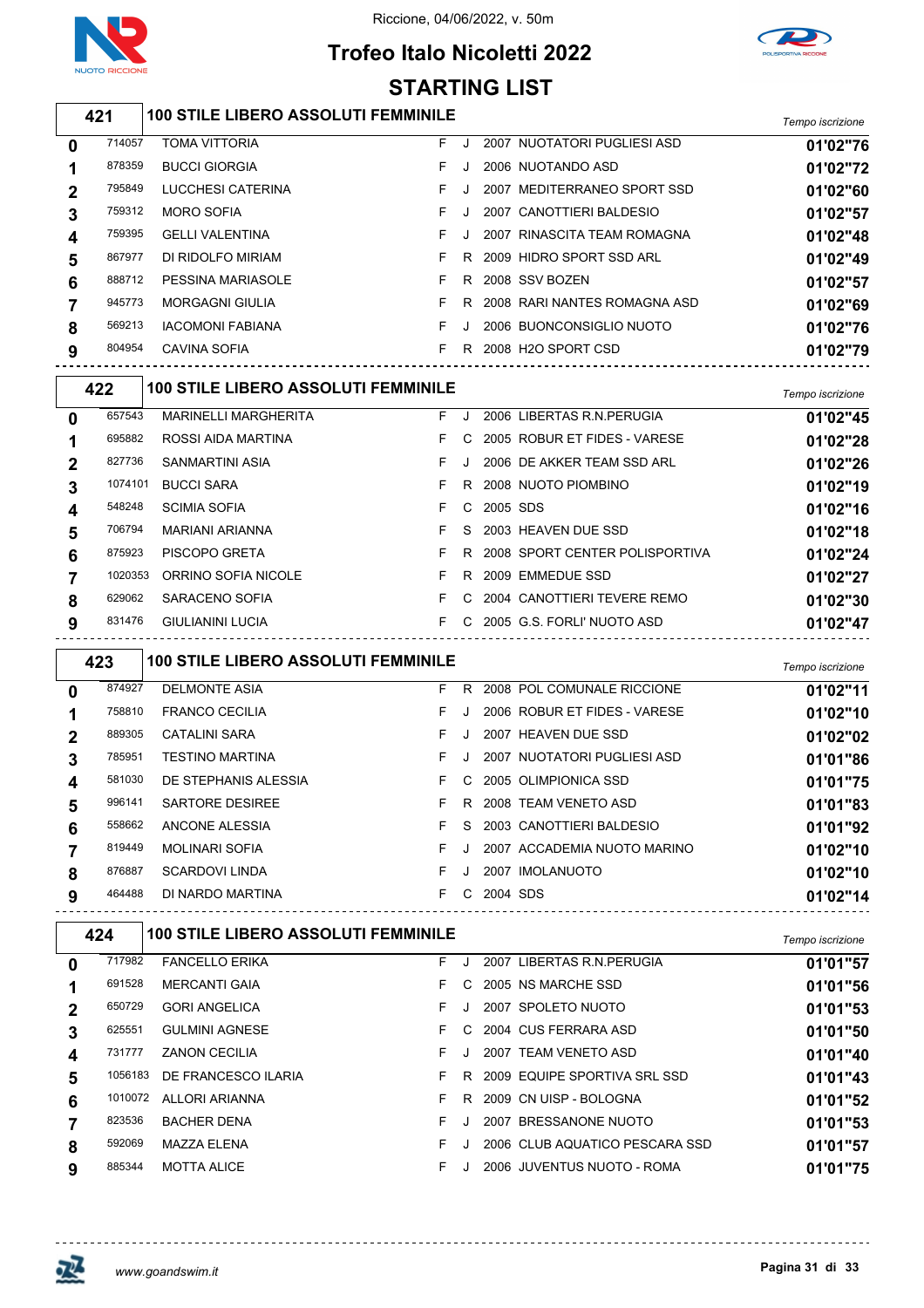Riccione, 04/06/2022, v. 50m

# Trofeo Italo Nicoletti 2022

## STARTING LIST

### 421 — 100 STILE LIBERO ASSOLUTI FEMMINILE

| Corsia | Tessera | Nome | Sesso | Cat. | Anno | Società | Tempo iscrizione |
|---|---|---|---|---|---|---|---|
| 0 | 714057 | TOMA VITTORIA | F | J | 2007 | NUOTATORI PUGLIESI ASD | 01'02"76 |
| 1 | 878359 | BUCCI GIORGIA | F | J | 2006 | NUOTANDO ASD | 01'02"72 |
| 2 | 795849 | LUCCHESI CATERINA | F | J | 2007 | MEDITERRANEO SPORT SSD | 01'02"60 |
| 3 | 759312 | MORO SOFIA | F | J | 2007 | CANOTTIERI BALDESIO | 01'02"57 |
| 4 | 759395 | GELLI VALENTINA | F | J | 2007 | RINASCITA TEAM ROMAGNA | 01'02"48 |
| 5 | 867977 | DI RIDOLFO MIRIAM | F | R | 2009 | HIDRO SPORT SSD ARL | 01'02"49 |
| 6 | 888712 | PESSINA MARIASOLE | F | R | 2008 | SSV BOZEN | 01'02"57 |
| 7 | 945773 | MORGAGNI GIULIA | F | R | 2008 | RARI NANTES ROMAGNA ASD | 01'02"69 |
| 8 | 569213 | IACOMONI FABIANA | F | J | 2006 | BUONCONSIGLIO NUOTO | 01'02"76 |
| 9 | 804954 | CAVINA SOFIA | F | R | 2008 | H2O SPORT CSD | 01'02"79 |

### 422 — 100 STILE LIBERO ASSOLUTI FEMMINILE

| Corsia | Tessera | Nome | Sesso | Cat. | Anno | Società | Tempo iscrizione |
|---|---|---|---|---|---|---|---|
| 0 | 657543 | MARINELLI MARGHERITA | F | J | 2006 | LIBERTAS R.N.PERUGIA | 01'02"45 |
| 1 | 695882 | ROSSI AIDA MARTINA | F | C | 2005 | ROBUR ET FIDES - VARESE | 01'02"28 |
| 2 | 827736 | SANMARTINI ASIA | F | J | 2006 | DE AKKER TEAM SSD ARL | 01'02"26 |
| 3 | 1074101 | BUCCI SARA | F | R | 2008 | NUOTO PIOMBINO | 01'02"19 |
| 4 | 548248 | SCIMIA SOFIA | F | C | 2005 | SDS | 01'02"16 |
| 5 | 706794 | MARIANI ARIANNA | F | S | 2003 | HEAVEN DUE SSD | 01'02"18 |
| 6 | 875923 | PISCOPO GRETA | F | R | 2008 | SPORT CENTER POLISPORTIVA | 01'02"24 |
| 7 | 1020353 | ORRINO SOFIA NICOLE | F | R | 2009 | EMMEDUE SSD | 01'02"27 |
| 8 | 629062 | SARACENO SOFIA | F | C | 2004 | CANOTTIERI TEVERE REMO | 01'02"30 |
| 9 | 831476 | GIULIANINI LUCIA | F | C | 2005 | G.S. FORLI' NUOTO ASD | 01'02"47 |

### 423 — 100 STILE LIBERO ASSOLUTI FEMMINILE

| Corsia | Tessera | Nome | Sesso | Cat. | Anno | Società | Tempo iscrizione |
|---|---|---|---|---|---|---|---|
| 0 | 874927 | DELMONTE ASIA | F | R | 2008 | POL COMUNALE RICCIONE | 01'02"11 |
| 1 | 758810 | FRANCO CECILIA | F | J | 2006 | ROBUR ET FIDES - VARESE | 01'02"10 |
| 2 | 889305 | CATALINI SARA | F | J | 2007 | HEAVEN DUE SSD | 01'02"02 |
| 3 | 785951 | TESTINO MARTINA | F | J | 2007 | NUOTATORI PUGLIESI ASD | 01'01"86 |
| 4 | 581030 | DE STEPHANIS ALESSIA | F | C | 2005 | OLIMPIONICA SSD | 01'01"75 |
| 5 | 996141 | SARTORE DESIREE | F | R | 2008 | TEAM VENETO ASD | 01'01"83 |
| 6 | 558662 | ANCONE ALESSIA | F | S | 2003 | CANOTTIERI BALDESIO | 01'01"92 |
| 7 | 819449 | MOLINARI SOFIA | F | J | 2007 | ACCADEMIA NUOTO MARINO | 01'02"10 |
| 8 | 876887 | SCARDOVI LINDA | F | J | 2007 | IMOLANUOTO | 01'02"10 |
| 9 | 464488 | DI NARDO MARTINA | F | C | 2004 | SDS | 01'02"14 |

### 424 — 100 STILE LIBERO ASSOLUTI FEMMINILE

| Corsia | Tessera | Nome | Sesso | Cat. | Anno | Società | Tempo iscrizione |
|---|---|---|---|---|---|---|---|
| 0 | 717982 | FANCELLO ERIKA | F | J | 2007 | LIBERTAS R.N.PERUGIA | 01'01"57 |
| 1 | 691528 | MERCANTI GAIA | F | C | 2005 | NS MARCHE SSD | 01'01"56 |
| 2 | 650729 | GORI ANGELICA | F | J | 2007 | SPOLETO NUOTO | 01'01"53 |
| 3 | 625551 | GULMINI AGNESE | F | C | 2004 | CUS FERRARA ASD | 01'01"50 |
| 4 | 731777 | ZANON CECILIA | F | J | 2007 | TEAM VENETO ASD | 01'01"40 |
| 5 | 1056183 | DE FRANCESCO ILARIA | F | R | 2009 | EQUIPE SPORTIVA SRL SSD | 01'01"43 |
| 6 | 1010072 | ALLORI ARIANNA | F | R | 2009 | CN UISP - BOLOGNA | 01'01"52 |
| 7 | 823536 | BACHER DENA | F | J | 2007 | BRESSANONE NUOTO | 01'01"53 |
| 8 | 592069 | MAZZA ELENA | F | J | 2006 | CLUB AQUATICO PESCARA SSD | 01'01"57 |
| 9 | 885344 | MOTTA ALICE | F | J | 2006 | JUVENTUS NUOTO - ROMA | 01'01"75 |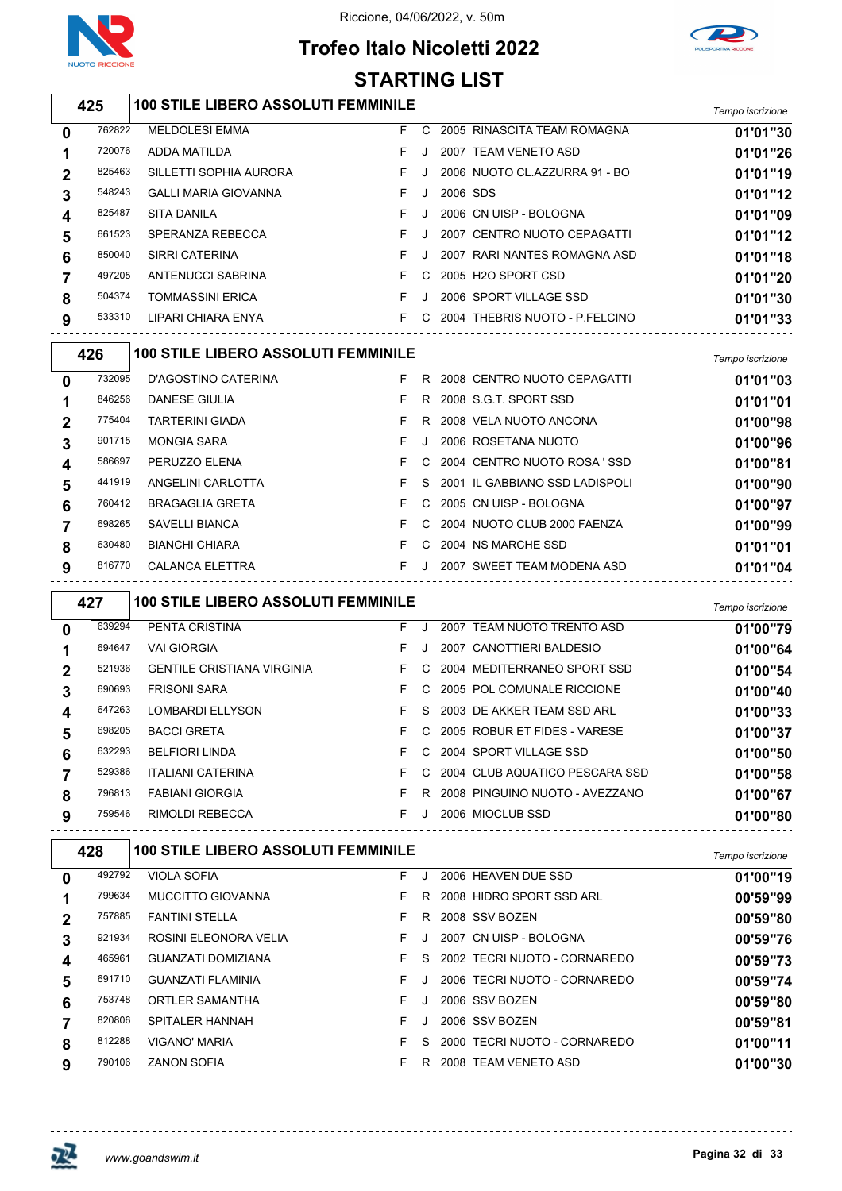Riccione, 04/06/2022, v. 50m

# Trofeo Italo Nicoletti 2022

## STARTING LIST

### 425 — 100 STILE LIBERO ASSOLUTI FEMMINILE

| Corsia | Tessera | Atleta | Sesso | Cat. | Anno | Società | Tempo iscrizione |
|---|---|---|---|---|---|---|---|
| 0 | 762822 | MELDOLESI EMMA | F | C | 2005 | RINASCITA TEAM ROMAGNA | 01'01"30 |
| 1 | 720076 | ADDA MATILDA | F | J | 2007 | TEAM VENETO ASD | 01'01"26 |
| 2 | 825463 | SILLETTI SOPHIA AURORA | F | J | 2006 | NUOTO CL.AZZURRA 91 - BO | 01'01"19 |
| 3 | 548243 | GALLI MARIA GIOVANNA | F | J | 2006 | SDS | 01'01"12 |
| 4 | 825487 | SITA DANILA | F | J | 2006 | CN UISP - BOLOGNA | 01'01"09 |
| 5 | 661523 | SPERANZA REBECCA | F | J | 2007 | CENTRO NUOTO CEPAGATTI | 01'01"12 |
| 6 | 850040 | SIRRI CATERINA | F | J | 2007 | RARI NANTES ROMAGNA ASD | 01'01"18 |
| 7 | 497205 | ANTENUCCI SABRINA | F | C | 2005 | H2O SPORT CSD | 01'01"20 |
| 8 | 504374 | TOMMASSINI ERICA | F | J | 2006 | SPORT VILLAGE SSD | 01'01"30 |
| 9 | 533310 | LIPARI CHIARA ENYA | F | C | 2004 | THEBRIS NUOTO - P.FELCINO | 01'01"33 |

### 426 — 100 STILE LIBERO ASSOLUTI FEMMINILE

| Corsia | Tessera | Atleta | Sesso | Cat. | Anno | Società | Tempo iscrizione |
|---|---|---|---|---|---|---|---|
| 0 | 732095 | D'AGOSTINO CATERINA | F | R | 2008 | CENTRO NUOTO CEPAGATTI | 01'01"03 |
| 1 | 846256 | DANESE GIULIA | F | R | 2008 | S.G.T. SPORT SSD | 01'01"01 |
| 2 | 775404 | TARTERINI GIADA | F | R | 2008 | VELA NUOTO ANCONA | 01'00"98 |
| 3 | 901715 | MONGIA SARA | F | J | 2006 | ROSETANA NUOTO | 01'00"96 |
| 4 | 586697 | PERUZZO ELENA | F | C | 2004 | CENTRO NUOTO ROSA ' SSD | 01'00"81 |
| 5 | 441919 | ANGELINI CARLOTTA | F | S | 2001 | IL GABBIANO SSD LADISPOLI | 01'00"90 |
| 6 | 760412 | BRAGAGLIA GRETA | F | C | 2005 | CN UISP - BOLOGNA | 01'00"97 |
| 7 | 698265 | SAVELLI BIANCA | F | C | 2004 | NUOTO CLUB 2000 FAENZA | 01'00"99 |
| 8 | 630480 | BIANCHI CHIARA | F | C | 2004 | NS MARCHE SSD | 01'01"01 |
| 9 | 816770 | CALANCA ELETTRA | F | J | 2007 | SWEET TEAM MODENA ASD | 01'01"04 |

### 427 — 100 STILE LIBERO ASSOLUTI FEMMINILE

| Corsia | Tessera | Atleta | Sesso | Cat. | Anno | Società | Tempo iscrizione |
|---|---|---|---|---|---|---|---|
| 0 | 639294 | PENTA CRISTINA | F | J | 2007 | TEAM NUOTO TRENTO ASD | 01'00"79 |
| 1 | 694647 | VAI GIORGIA | F | J | 2007 | CANOTTIERI BALDESIO | 01'00"64 |
| 2 | 521936 | GENTILE CRISTIANA VIRGINIA | F | C | 2004 | MEDITERRANEO SPORT SSD | 01'00"54 |
| 3 | 690693 | FRISONI SARA | F | C | 2005 | POL COMUNALE RICCIONE | 01'00"40 |
| 4 | 647263 | LOMBARDI ELLYSON | F | S | 2003 | DE AKKER TEAM SSD ARL | 01'00"33 |
| 5 | 698205 | BACCI GRETA | F | C | 2005 | ROBUR ET FIDES - VARESE | 01'00"37 |
| 6 | 632293 | BELFIORI LINDA | F | C | 2004 | SPORT VILLAGE SSD | 01'00"50 |
| 7 | 529386 | ITALIANI CATERINA | F | C | 2004 | CLUB AQUATICO PESCARA SSD | 01'00"58 |
| 8 | 796813 | FABIANI GIORGIA | F | R | 2008 | PINGUINO NUOTO - AVEZZANO | 01'00"67 |
| 9 | 759546 | RIMOLDI REBECCA | F | J | 2006 | MIOCLUB SSD | 01'00"80 |

### 428 — 100 STILE LIBERO ASSOLUTI FEMMINILE

| Corsia | Tessera | Atleta | Sesso | Cat. | Anno | Società | Tempo iscrizione |
|---|---|---|---|---|---|---|---|
| 0 | 492792 | VIOLA SOFIA | F | J | 2006 | HEAVEN DUE SSD | 01'00"19 |
| 1 | 799634 | MUCCITTO GIOVANNA | F | R | 2008 | HIDRO SPORT SSD ARL | 00'59"99 |
| 2 | 757885 | FANTINI STELLA | F | R | 2008 | SSV BOZEN | 00'59"80 |
| 3 | 921934 | ROSINI ELEONORA VELIA | F | J | 2007 | CN UISP - BOLOGNA | 00'59"76 |
| 4 | 465961 | GUANZATI DOMIZIANA | F | S | 2002 | TECRI NUOTO - CORNAREDO | 00'59"73 |
| 5 | 691710 | GUANZATI FLAMINIA | F | J | 2006 | TECRI NUOTO - CORNAREDO | 00'59"74 |
| 6 | 753748 | ORTLER SAMANTHA | F | J | 2006 | SSV BOZEN | 00'59"80 |
| 7 | 820806 | SPITALER HANNAH | F | J | 2006 | SSV BOZEN | 00'59"81 |
| 8 | 812288 | VIGANO' MARIA | F | S | 2000 | TECRI NUOTO - CORNAREDO | 01'00"11 |
| 9 | 790106 | ZANON SOFIA | F | R | 2008 | TEAM VENETO ASD | 01'00"30 |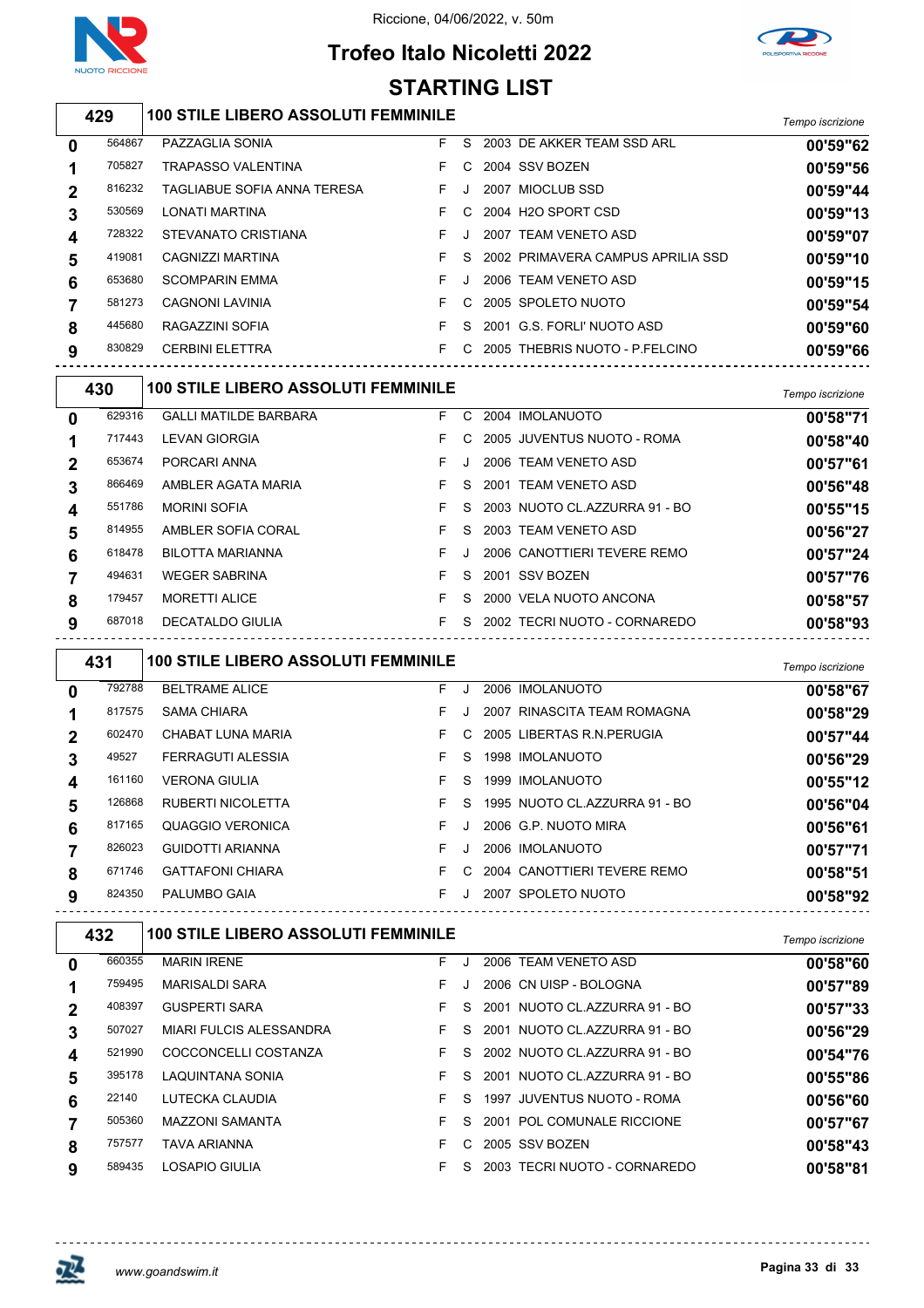# Trofeo Italo Nicoletti 2022

Riccione, 04/06/2022, v. 50m

## STARTING LIST

### 429 — 100 STILE LIBERO ASSOLUTI FEMMINILE

| Corsia | Tessera | Nome | Sesso | Cat. | Anno | Società | Tempo iscrizione |
|---|---|---|---|---|---|---|---|
| 0 | 564867 | PAZZAGLIA SONIA | F | S | 2003 | DE AKKER TEAM SSD ARL | 00'59"62 |
| 1 | 705827 | TRAPASSO VALENTINA | F | C | 2004 | SSV BOZEN | 00'59"56 |
| 2 | 816232 | TAGLIABUE SOFIA ANNA TERESA | F | J | 2007 | MIOCLUB SSD | 00'59"44 |
| 3 | 530569 | LONATI MARTINA | F | C | 2004 | H2O SPORT CSD | 00'59"13 |
| 4 | 728322 | STEVANATO CRISTIANA | F | J | 2007 | TEAM VENETO ASD | 00'59"07 |
| 5 | 419081 | CAGNIZZI MARTINA | F | S | 2002 | PRIMAVERA CAMPUS APRILIA SSD | 00'59"10 |
| 6 | 653680 | SCOMPARIN EMMA | F | J | 2006 | TEAM VENETO ASD | 00'59"15 |
| 7 | 581273 | CAGNONI LAVINIA | F | C | 2005 | SPOLETO NUOTO | 00'59"54 |
| 8 | 445680 | RAGAZZINI SOFIA | F | S | 2001 | G.S. FORLI' NUOTO ASD | 00'59"60 |
| 9 | 830829 | CERBINI ELETTRA | F | C | 2005 | THEBRIS NUOTO - P.FELCINO | 00'59"66 |

### 430 — 100 STILE LIBERO ASSOLUTI FEMMINILE

| Corsia | Tessera | Nome | Sesso | Cat. | Anno | Società | Tempo iscrizione |
|---|---|---|---|---|---|---|---|
| 0 | 629316 | GALLI MATILDE BARBARA | F | C | 2004 | IMOLANUOTO | 00'58"71 |
| 1 | 717443 | LEVAN GIORGIA | F | C | 2005 | JUVENTUS NUOTO - ROMA | 00'58"40 |
| 2 | 653674 | PORCARI ANNA | F | J | 2006 | TEAM VENETO ASD | 00'57"61 |
| 3 | 866469 | AMBLER AGATA MARIA | F | S | 2001 | TEAM VENETO ASD | 00'56"48 |
| 4 | 551786 | MORINI SOFIA | F | S | 2003 | NUOTO CL.AZZURRA 91 - BO | 00'55"15 |
| 5 | 814955 | AMBLER SOFIA CORAL | F | S | 2003 | TEAM VENETO ASD | 00'56"27 |
| 6 | 618478 | BILOTTA MARIANNA | F | J | 2006 | CANOTTIERI TEVERE REMO | 00'57"24 |
| 7 | 494631 | WEGER SABRINA | F | S | 2001 | SSV BOZEN | 00'57"76 |
| 8 | 179457 | MORETTI ALICE | F | S | 2000 | VELA NUOTO ANCONA | 00'58"57 |
| 9 | 687018 | DECATALDO GIULIA | F | S | 2002 | TECRI NUOTO - CORNAREDO | 00'58"93 |

### 431 — 100 STILE LIBERO ASSOLUTI FEMMINILE

| Corsia | Tessera | Nome | Sesso | Cat. | Anno | Società | Tempo iscrizione |
|---|---|---|---|---|---|---|---|
| 0 | 792788 | BELTRAME ALICE | F | J | 2006 | IMOLANUOTO | 00'58"67 |
| 1 | 817575 | SAMA CHIARA | F | J | 2007 | RINASCITA TEAM ROMAGNA | 00'58"29 |
| 2 | 602470 | CHABAT LUNA MARIA | F | C | 2005 | LIBERTAS R.N.PERUGIA | 00'57"44 |
| 3 | 49527 | FERRAGUTI ALESSIA | F | S | 1998 | IMOLANUOTO | 00'56"29 |
| 4 | 161160 | VERONA GIULIA | F | S | 1999 | IMOLANUOTO | 00'55"12 |
| 5 | 126868 | RUBERTI NICOLETTA | F | S | 1995 | NUOTO CL.AZZURRA 91 - BO | 00'56"04 |
| 6 | 817165 | QUAGGIO VERONICA | F | J | 2006 | G.P. NUOTO MIRA | 00'56"61 |
| 7 | 826023 | GUIDOTTI ARIANNA | F | J | 2006 | IMOLANUOTO | 00'57"71 |
| 8 | 671746 | GATTAFONI CHIARA | F | C | 2004 | CANOTTIERI TEVERE REMO | 00'58"51 |
| 9 | 824350 | PALUMBO GAIA | F | J | 2007 | SPOLETO NUOTO | 00'58"92 |

### 432 — 100 STILE LIBERO ASSOLUTI FEMMINILE

| Corsia | Tessera | Nome | Sesso | Cat. | Anno | Società | Tempo iscrizione |
|---|---|---|---|---|---|---|---|
| 0 | 660355 | MARIN IRENE | F | J | 2006 | TEAM VENETO ASD | 00'58"60 |
| 1 | 759495 | MARISALDI SARA | F | J | 2006 | CN UISP - BOLOGNA | 00'57"89 |
| 2 | 408397 | GUSPERTI SARA | F | S | 2001 | NUOTO CL.AZZURRA 91 - BO | 00'57"33 |
| 3 | 507027 | MIARI FULCIS ALESSANDRA | F | S | 2001 | NUOTO CL.AZZURRA 91 - BO | 00'56"29 |
| 4 | 521990 | COCCONCELLI COSTANZA | F | S | 2002 | NUOTO CL.AZZURRA 91 - BO | 00'54"76 |
| 5 | 395178 | LAQUINTANA SONIA | F | S | 2001 | NUOTO CL.AZZURRA 91 - BO | 00'55"86 |
| 6 | 22140 | LUTECKA CLAUDIA | F | S | 1997 | JUVENTUS NUOTO - ROMA | 00'56"60 |
| 7 | 505360 | MAZZONI SAMANTA | F | S | 2001 | POL COMUNALE RICCIONE | 00'57"67 |
| 8 | 757577 | TAVA ARIANNA | F | C | 2005 | SSV BOZEN | 00'58"43 |
| 9 | 589435 | LOSAPIO GIULIA | F | S | 2003 | TECRI NUOTO - CORNAREDO | 00'58"81 |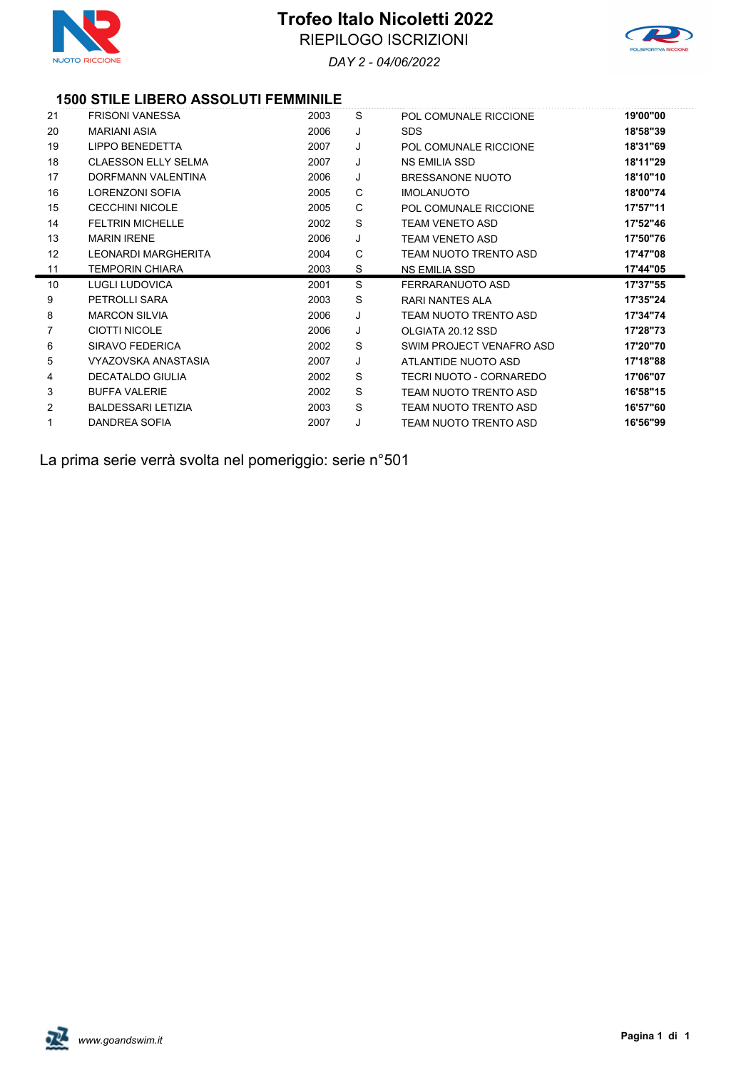# Trofeo Italo Nicoletti 2022

RIEPILOGO ISCRIZIONI

*DAY 2 - 04/06/2022*

## 1500 STILE LIBERO ASSOLUTI FEMMINILE

| | | | | | |
|---|---|---|---|---|---|
| 21 | FRISONI VANESSA | 2003 | S | POL COMUNALE RICCIONE | **19'00"00** |
| 20 | MARIANI ASIA | 2006 | J | SDS | **18'58"39** |
| 19 | LIPPO BENEDETTA | 2007 | J | POL COMUNALE RICCIONE | **18'31"69** |
| 18 | CLAESSON ELLY SELMA | 2007 | J | NS EMILIA SSD | **18'11"29** |
| 17 | DORFMANN VALENTINA | 2006 | J | BRESSANONE NUOTO | **18'10"10** |
| 16 | LORENZONI SOFIA | 2005 | C | IMOLANUOTO | **18'00"74** |
| 15 | CECCHINI NICOLE | 2005 | C | POL COMUNALE RICCIONE | **17'57"11** |
| 14 | FELTRIN MICHELLE | 2002 | S | TEAM VENETO ASD | **17'52"46** |
| 13 | MARIN IRENE | 2006 | J | TEAM VENETO ASD | **17'50"76** |
| 12 | LEONARDI MARGHERITA | 2004 | C | TEAM NUOTO TRENTO ASD | **17'47"08** |
| 11 | TEMPORIN CHIARA | 2003 | S | NS EMILIA SSD | **17'44"05** |
| 10 | LUGLI LUDOVICA | 2001 | S | FERRARANUOTO ASD | **17'37"55** |
| 9 | PETROLLI SARA | 2003 | S | RARI NANTES ALA | **17'35"24** |
| 8 | MARCON SILVIA | 2006 | J | TEAM NUOTO TRENTO ASD | **17'34"74** |
| 7 | CIOTTI NICOLE | 2006 | J | OLGIATA 20.12 SSD | **17'28"73** |
| 6 | SIRAVO FEDERICA | 2002 | S | SWIM PROJECT VENAFRO ASD | **17'20"70** |
| 5 | VYAZOVSKA ANASTASIA | 2007 | J | ATLANTIDE NUOTO ASD | **17'18"88** |
| 4 | DECATALDO GIULIA | 2002 | S | TECRI NUOTO - CORNAREDO | **17'06"07** |
| 3 | BUFFA VALERIE | 2002 | S | TEAM NUOTO TRENTO ASD | **16'58"15** |
| 2 | BALDESSARI LETIZIA | 2003 | S | TEAM NUOTO TRENTO ASD | **16'57"60** |
| 1 | DANDREA SOFIA | 2007 | J | TEAM NUOTO TRENTO ASD | **16'56"99** |

La prima serie verrà svolta nel pomeriggio: serie n°501